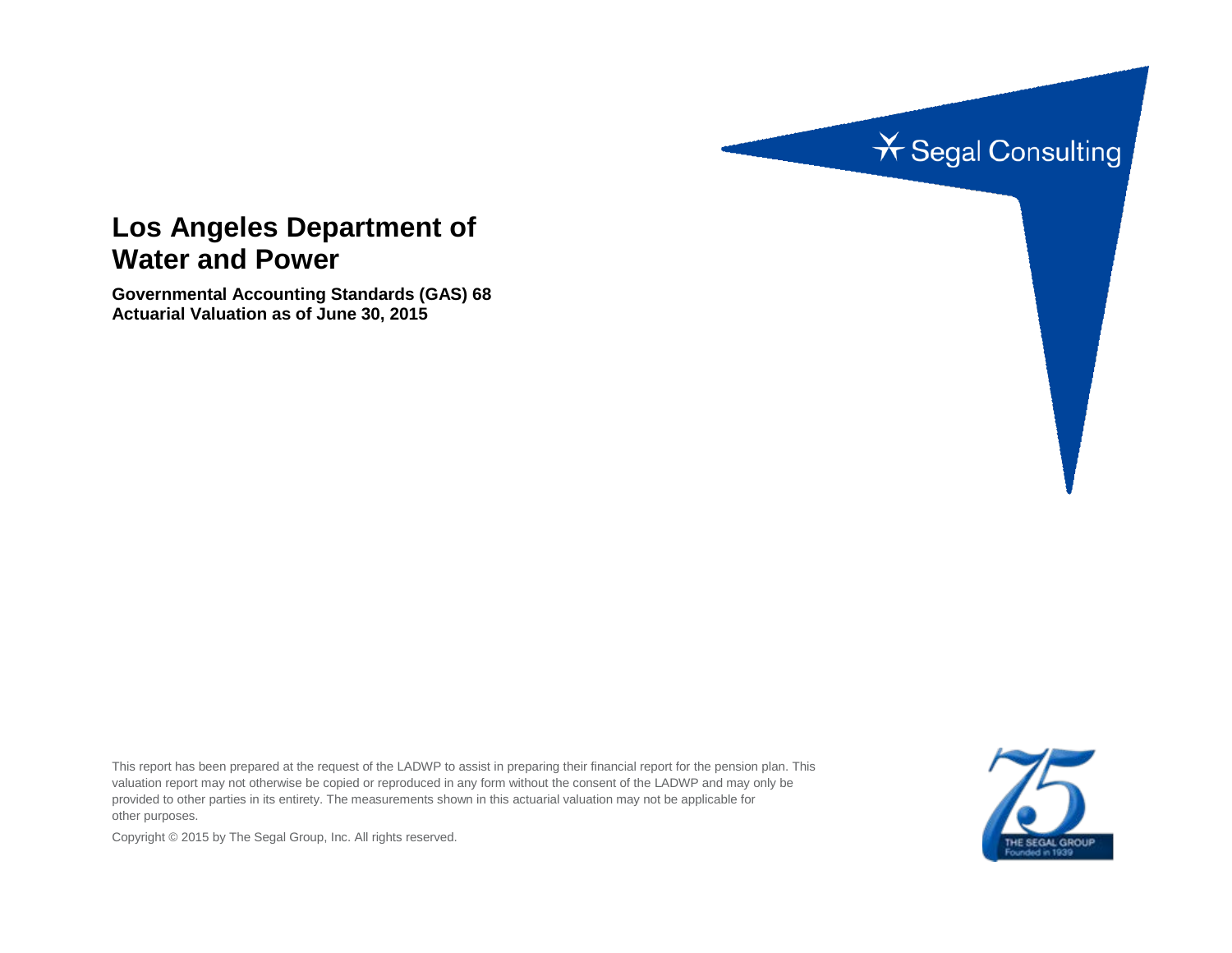Segal Consulting

# Los Angeles Department of Water and Power

**Governmental Accounting Standards (GAS) 68**
**Actuarial Valuation as of June 30, 2015**

This report has been prepared at the request of the LADWP to assist in preparing their financial report for the pension plan. This valuation report may not otherwise be copied or reproduced in any form without the consent of the LADWP and may only be provided to other parties in its entirety. The measurements shown in this actuarial valuation may not be applicable for other purposes.

Copyright © 2015 by The Segal Group, Inc. All rights reserved.

THE SEGAL GROUP
Founded in 1939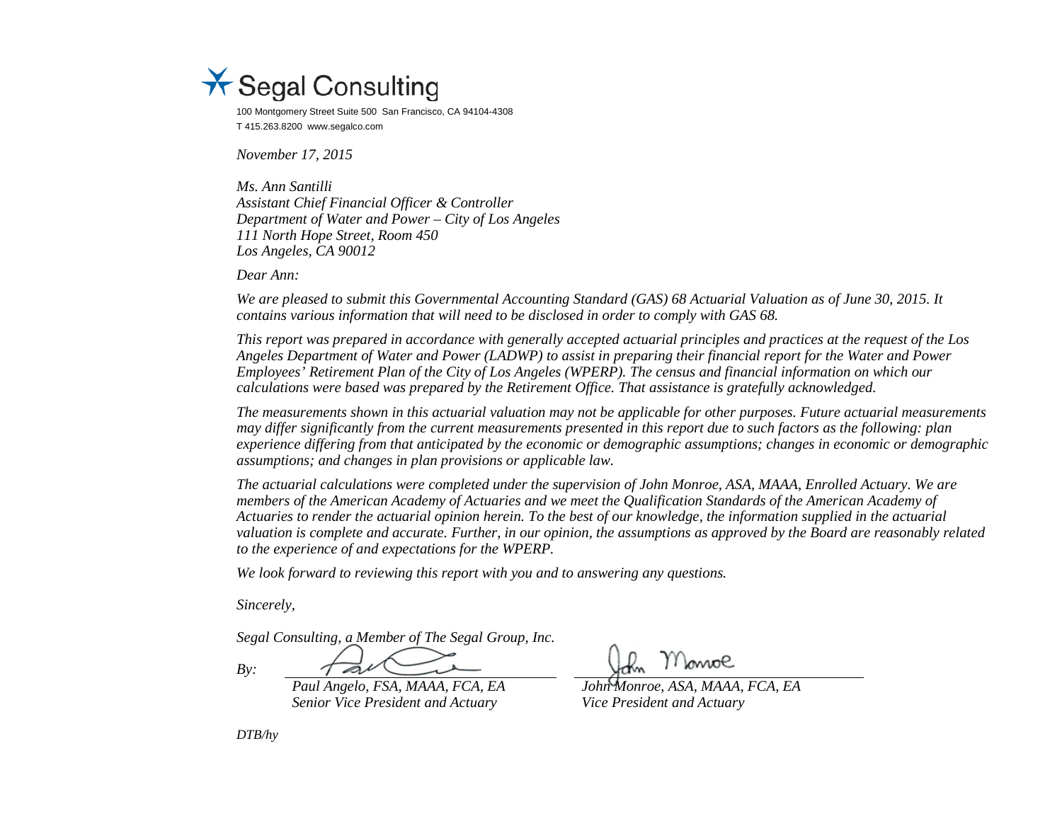Segal Consulting

100 Montgomery Street Suite 500 San Francisco, CA 94104-4308
T 415.263.8200 www.segalco.com

*November 17, 2015*

*Ms. Ann Santilli*
*Assistant Chief Financial Officer & Controller*
*Department of Water and Power – City of Los Angeles*
*111 North Hope Street, Room 450*
*Los Angeles, CA 90012*

*Dear Ann:*

*We are pleased to submit this Governmental Accounting Standard (GAS) 68 Actuarial Valuation as of June 30, 2015. It contains various information that will need to be disclosed in order to comply with GAS 68.*

*This report was prepared in accordance with generally accepted actuarial principles and practices at the request of the Los Angeles Department of Water and Power (LADWP) to assist in preparing their financial report for the Water and Power Employees' Retirement Plan of the City of Los Angeles (WPERP). The census and financial information on which our calculations were based was prepared by the Retirement Office. That assistance is gratefully acknowledged.*

*The measurements shown in this actuarial valuation may not be applicable for other purposes. Future actuarial measurements may differ significantly from the current measurements presented in this report due to such factors as the following: plan experience differing from that anticipated by the economic or demographic assumptions; changes in economic or demographic assumptions; and changes in plan provisions or applicable law.*

*The actuarial calculations were completed under the supervision of John Monroe, ASA, MAAA, Enrolled Actuary. We are members of the American Academy of Actuaries and we meet the Qualification Standards of the American Academy of Actuaries to render the actuarial opinion herein. To the best of our knowledge, the information supplied in the actuarial valuation is complete and accurate. Further, in our opinion, the assumptions as approved by the Board are reasonably related to the experience of and expectations for the WPERP.*

*We look forward to reviewing this report with you and to answering any questions.*

*Sincerely,*

*Segal Consulting, a Member of The Segal Group, Inc.*

*By:*

| | |
|---|---|
| *Paul Angelo, FSA, MAAA, FCA, EA* | *John Monroe, ASA, MAAA, FCA, EA* |
| *Senior Vice President and Actuary* | *Vice President and Actuary* |

*DTB/hy*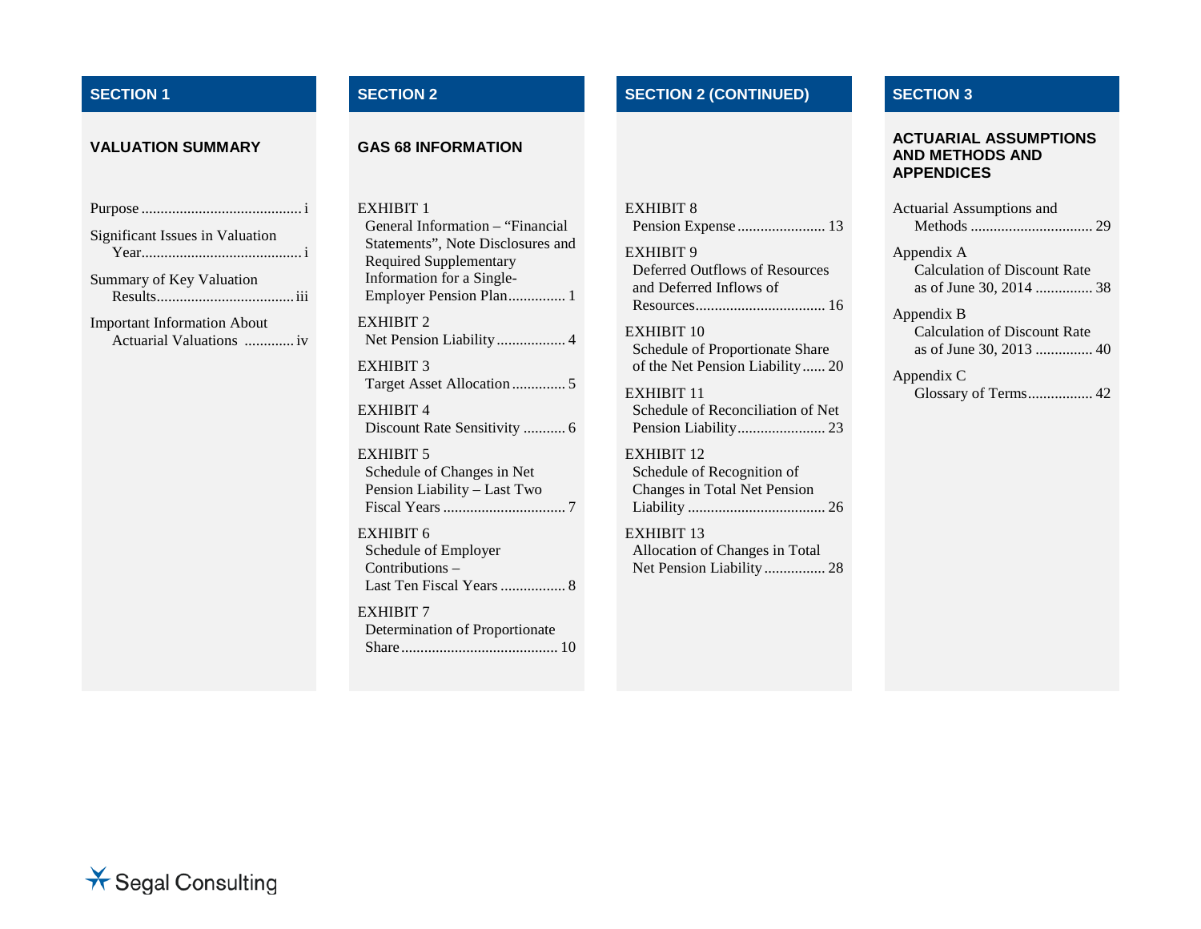## SECTION 1

### VALUATION SUMMARY

Purpose .......................................... i

Significant Issues in Valuation Year.......................................... i

Summary of Key Valuation Results.................................... iii

Important Information About Actuarial Valuations ............. iv

## SECTION 2

### GAS 68 INFORMATION

EXHIBIT 1
General Information – "Financial Statements", Note Disclosures and Required Supplementary Information for a Single-Employer Pension Plan............... 1

EXHIBIT 2
Net Pension Liability.................. 4

EXHIBIT 3
Target Asset Allocation.............. 5

EXHIBIT 4
Discount Rate Sensitivity ........... 6

EXHIBIT 5
Schedule of Changes in Net Pension Liability – Last Two Fiscal Years ................................ 7

EXHIBIT 6
Schedule of Employer Contributions – Last Ten Fiscal Years ................. 8

EXHIBIT 7
Determination of Proportionate Share......................................... 10

## SECTION 2 (CONTINUED)

EXHIBIT 8
Pension Expense....................... 13

EXHIBIT 9
Deferred Outflows of Resources and Deferred Inflows of Resources.................................. 16

EXHIBIT 10
Schedule of Proportionate Share of the Net Pension Liability...... 20

EXHIBIT 11
Schedule of Reconciliation of Net Pension Liability....................... 23

EXHIBIT 12
Schedule of Recognition of Changes in Total Net Pension Liability .................................... 26

EXHIBIT 13
Allocation of Changes in Total Net Pension Liability................ 28

## SECTION 3

### ACTUARIAL ASSUMPTIONS AND METHODS AND APPENDICES

Actuarial Assumptions and Methods ................................ 29

Appendix A
Calculation of Discount Rate as of June 30, 2014 ............... 38

Appendix B
Calculation of Discount Rate as of June 30, 2013 ............... 40

Appendix C
Glossary of Terms................. 42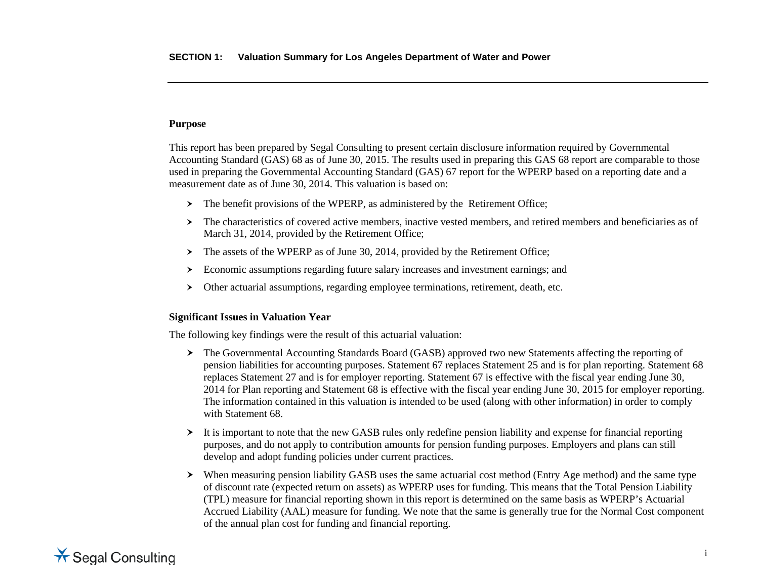## SECTION 1: Valuation Summary for Los Angeles Department of Water and Power

**Purpose**

This report has been prepared by Segal Consulting to present certain disclosure information required by Governmental Accounting Standard (GAS) 68 as of June 30, 2015. The results used in preparing this GAS 68 report are comparable to those used in preparing the Governmental Accounting Standard (GAS) 67 report for the WPERP based on a reporting date and a measurement date as of June 30, 2014. This valuation is based on:

- The benefit provisions of the WPERP, as administered by the Retirement Office;
- The characteristics of covered active members, inactive vested members, and retired members and beneficiaries as of March 31, 2014, provided by the Retirement Office;
- The assets of the WPERP as of June 30, 2014, provided by the Retirement Office;
- Economic assumptions regarding future salary increases and investment earnings; and
- Other actuarial assumptions, regarding employee terminations, retirement, death, etc.

**Significant Issues in Valuation Year**

The following key findings were the result of this actuarial valuation:

- The Governmental Accounting Standards Board (GASB) approved two new Statements affecting the reporting of pension liabilities for accounting purposes. Statement 67 replaces Statement 25 and is for plan reporting. Statement 68 replaces Statement 27 and is for employer reporting. Statement 67 is effective with the fiscal year ending June 30, 2014 for Plan reporting and Statement 68 is effective with the fiscal year ending June 30, 2015 for employer reporting. The information contained in this valuation is intended to be used (along with other information) in order to comply with Statement 68.
- It is important to note that the new GASB rules only redefine pension liability and expense for financial reporting purposes, and do not apply to contribution amounts for pension funding purposes. Employers and plans can still develop and adopt funding policies under current practices.
- When measuring pension liability GASB uses the same actuarial cost method (Entry Age method) and the same type of discount rate (expected return on assets) as WPERP uses for funding. This means that the Total Pension Liability (TPL) measure for financial reporting shown in this report is determined on the same basis as WPERP's Actuarial Accrued Liability (AAL) measure for funding. We note that the same is generally true for the Normal Cost component of the annual plan cost for funding and financial reporting.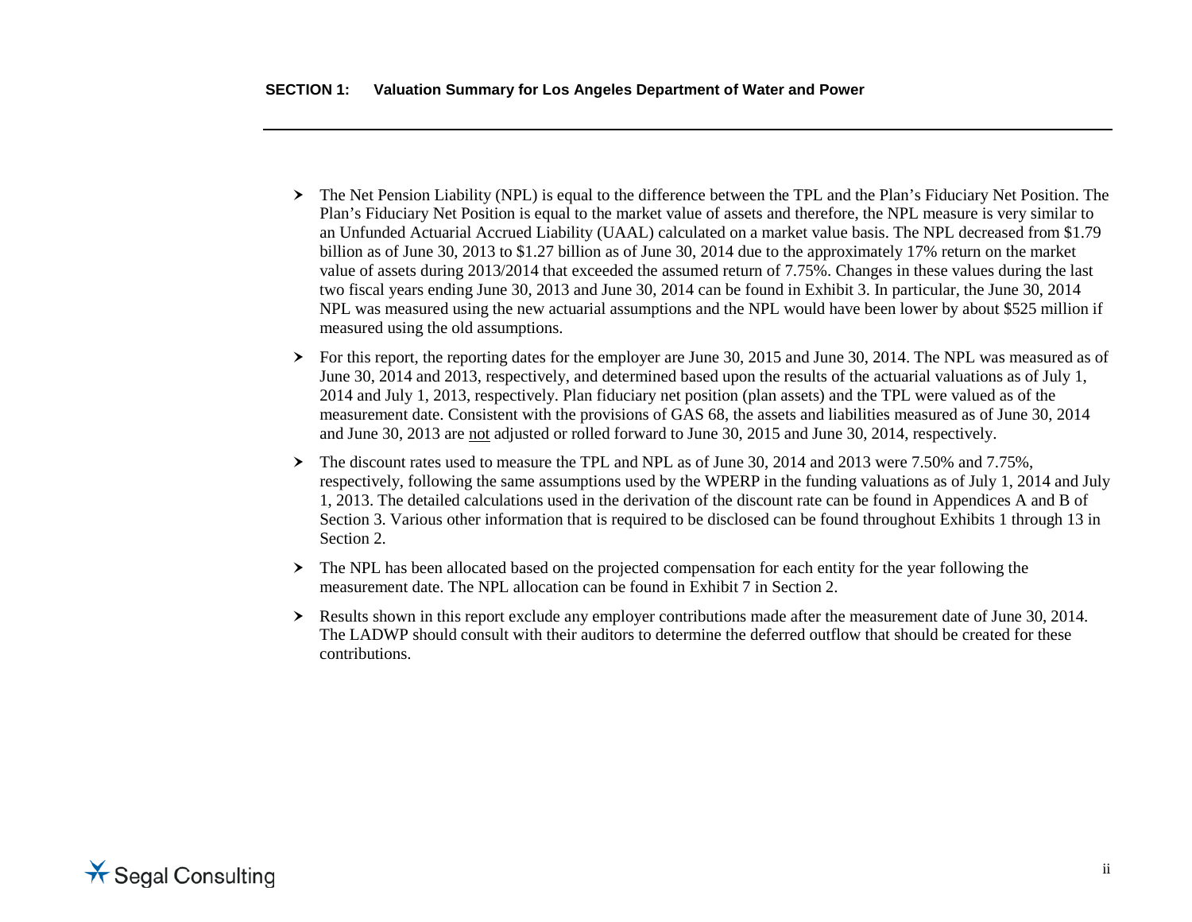- The Net Pension Liability (NPL) is equal to the difference between the TPL and the Plan's Fiduciary Net Position. The Plan's Fiduciary Net Position is equal to the market value of assets and therefore, the NPL measure is very similar to an Unfunded Actuarial Accrued Liability (UAAL) calculated on a market value basis. The NPL decreased from $1.79 billion as of June 30, 2013 to $1.27 billion as of June 30, 2014 due to the approximately 17% return on the market value of assets during 2013/2014 that exceeded the assumed return of 7.75%. Changes in these values during the last two fiscal years ending June 30, 2013 and June 30, 2014 can be found in Exhibit 3. In particular, the June 30, 2014 NPL was measured using the new actuarial assumptions and the NPL would have been lower by about $525 million if measured using the old assumptions.
- For this report, the reporting dates for the employer are June 30, 2015 and June 30, 2014. The NPL was measured as of June 30, 2014 and 2013, respectively, and determined based upon the results of the actuarial valuations as of July 1, 2014 and July 1, 2013, respectively. Plan fiduciary net position (plan assets) and the TPL were valued as of the measurement date. Consistent with the provisions of GAS 68, the assets and liabilities measured as of June 30, 2014 and June 30, 2013 are <u>not</u> adjusted or rolled forward to June 30, 2015 and June 30, 2014, respectively.
- The discount rates used to measure the TPL and NPL as of June 30, 2014 and 2013 were 7.50% and 7.75%, respectively, following the same assumptions used by the WPERP in the funding valuations as of July 1, 2014 and July 1, 2013. The detailed calculations used in the derivation of the discount rate can be found in Appendices A and B of Section 3. Various other information that is required to be disclosed can be found throughout Exhibits 1 through 13 in Section 2.
- The NPL has been allocated based on the projected compensation for each entity for the year following the measurement date. The NPL allocation can be found in Exhibit 7 in Section 2.
- Results shown in this report exclude any employer contributions made after the measurement date of June 30, 2014. The LADWP should consult with their auditors to determine the deferred outflow that should be created for these contributions.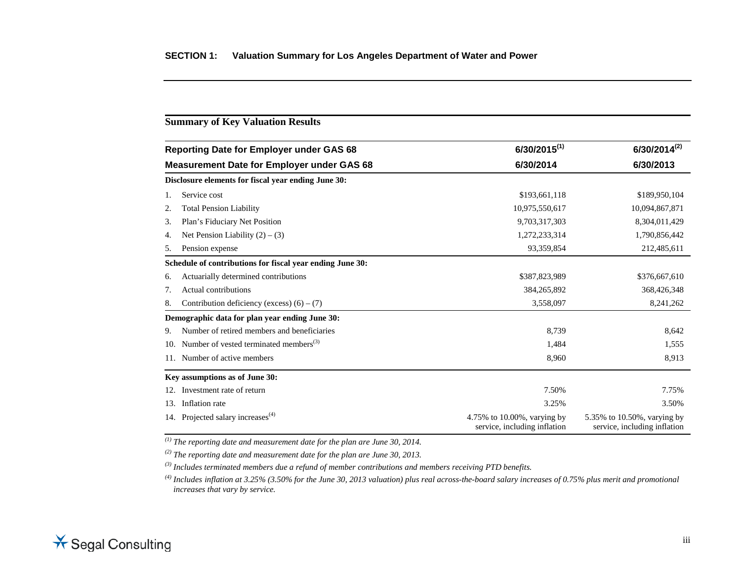## SECTION 1: Valuation Summary for Los Angeles Department of Water and Power

### Summary of Key Valuation Results

| Reporting Date for Employer under GAS 68 | 6/30/2015[1] | 6/30/2014[2] |
|---|---|---|
| **Measurement Date for Employer under GAS 68** | **6/30/2014** | **6/30/2013** |
| **Disclosure elements for fiscal year ending June 30:** | | |
| 1. Service cost | $193,661,118 | $189,950,104 |
| 2. Total Pension Liability | 10,975,550,617 | 10,094,867,871 |
| 3. Plan's Fiduciary Net Position | 9,703,317,303 | 8,304,011,429 |
| 4. Net Pension Liability (2) – (3) | 1,272,233,314 | 1,790,856,442 |
| 5. Pension expense | 93,359,854 | 212,485,611 |
| **Schedule of contributions for fiscal year ending June 30:** | | |
| 6. Actuarially determined contributions | $387,823,989 | $376,667,610 |
| 7. Actual contributions | 384,265,892 | 368,426,348 |
| 8. Contribution deficiency (excess) (6) – (7) | 3,558,097 | 8,241,262 |
| **Demographic data for plan year ending June 30:** | | |
| 9. Number of retired members and beneficiaries | 8,739 | 8,642 |
| 10. Number of vested terminated members[3] | 1,484 | 1,555 |
| 11. Number of active members | 8,960 | 8,913 |
| **Key assumptions as of June 30:** | | |
| 12. Investment rate of return | 7.50% | 7.75% |
| 13. Inflation rate | 3.25% | 3.50% |
| 14. Projected salary increases[4] | 4.75% to 10.00%, varying by service, including inflation | 5.35% to 10.50%, varying by service, including inflation |

*[1] The reporting date and measurement date for the plan are June 30, 2014.*

*[2] The reporting date and measurement date for the plan are June 30, 2013.*

*[3] Includes terminated members due a refund of member contributions and members receiving PTD benefits.*

*[4] Includes inflation at 3.25% (3.50% for the June 30, 2013 valuation) plus real across-the-board salary increases of 0.75% plus merit and promotional increases that vary by service.*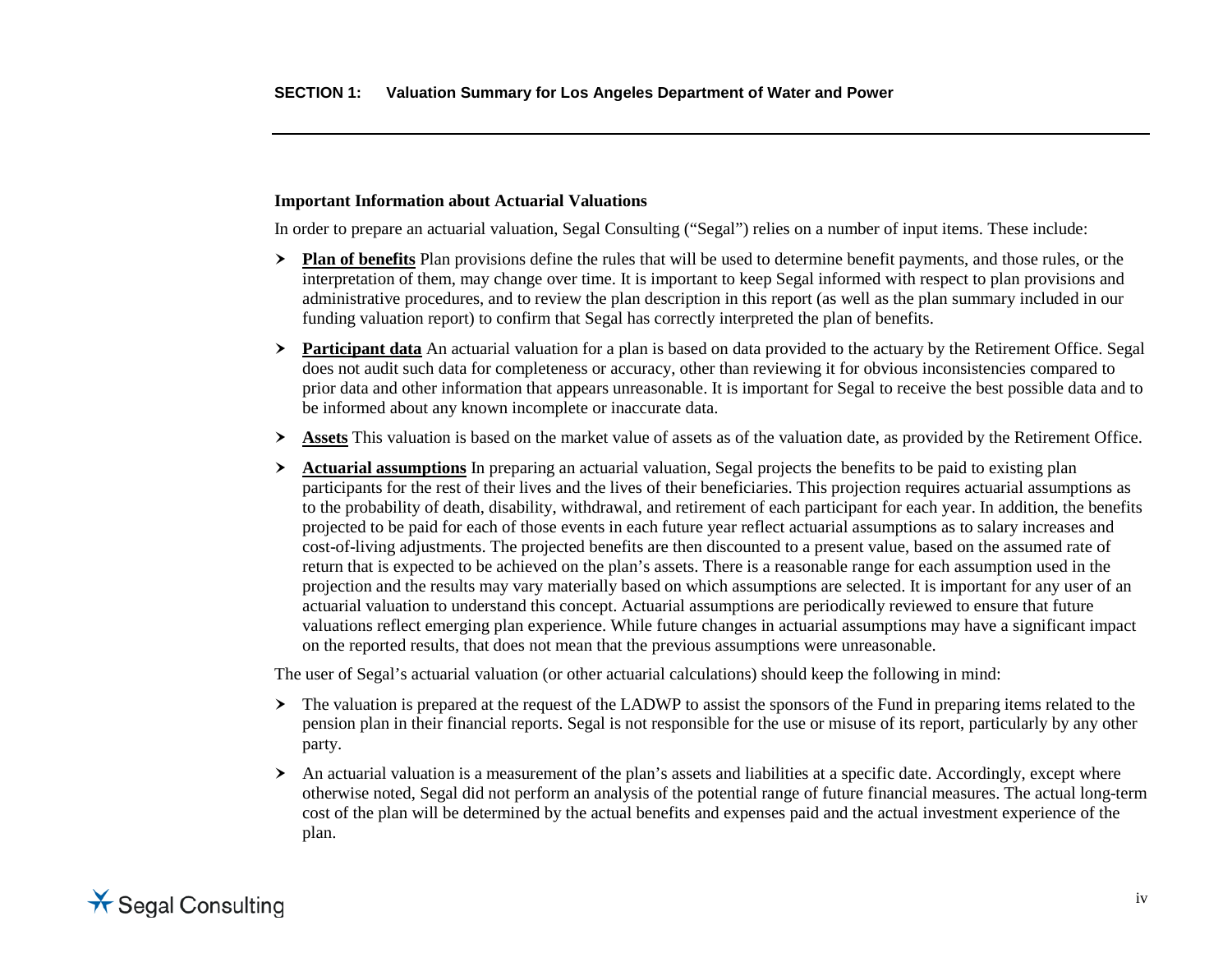### Important Information about Actuarial Valuations

In order to prepare an actuarial valuation, Segal Consulting ("Segal") relies on a number of input items. These include:

- **Plan of benefits** Plan provisions define the rules that will be used to determine benefit payments, and those rules, or the interpretation of them, may change over time. It is important to keep Segal informed with respect to plan provisions and administrative procedures, and to review the plan description in this report (as well as the plan summary included in our funding valuation report) to confirm that Segal has correctly interpreted the plan of benefits.
- **Participant data** An actuarial valuation for a plan is based on data provided to the actuary by the Retirement Office. Segal does not audit such data for completeness or accuracy, other than reviewing it for obvious inconsistencies compared to prior data and other information that appears unreasonable. It is important for Segal to receive the best possible data and to be informed about any known incomplete or inaccurate data.
- **Assets** This valuation is based on the market value of assets as of the valuation date, as provided by the Retirement Office.
- **Actuarial assumptions** In preparing an actuarial valuation, Segal projects the benefits to be paid to existing plan participants for the rest of their lives and the lives of their beneficiaries. This projection requires actuarial assumptions as to the probability of death, disability, withdrawal, and retirement of each participant for each year. In addition, the benefits projected to be paid for each of those events in each future year reflect actuarial assumptions as to salary increases and cost-of-living adjustments. The projected benefits are then discounted to a present value, based on the assumed rate of return that is expected to be achieved on the plan's assets. There is a reasonable range for each assumption used in the projection and the results may vary materially based on which assumptions are selected. It is important for any user of an actuarial valuation to understand this concept. Actuarial assumptions are periodically reviewed to ensure that future valuations reflect emerging plan experience. While future changes in actuarial assumptions may have a significant impact on the reported results, that does not mean that the previous assumptions were unreasonable.

The user of Segal's actuarial valuation (or other actuarial calculations) should keep the following in mind:

- The valuation is prepared at the request of the LADWP to assist the sponsors of the Fund in preparing items related to the pension plan in their financial reports. Segal is not responsible for the use or misuse of its report, particularly by any other party.
- An actuarial valuation is a measurement of the plan's assets and liabilities at a specific date. Accordingly, except where otherwise noted, Segal did not perform an analysis of the potential range of future financial measures. The actual long-term cost of the plan will be determined by the actual benefits and expenses paid and the actual investment experience of the plan.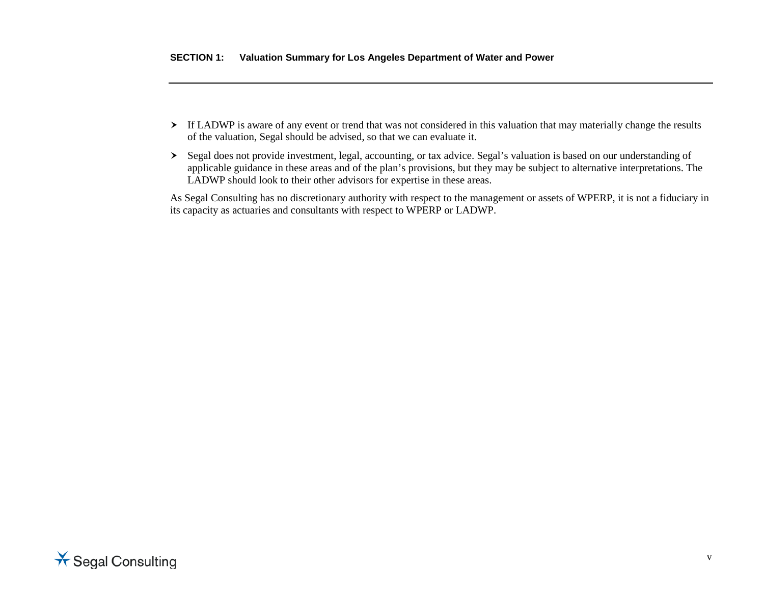- If LADWP is aware of any event or trend that was not considered in this valuation that may materially change the results of the valuation, Segal should be advised, so that we can evaluate it.
- Segal does not provide investment, legal, accounting, or tax advice. Segal's valuation is based on our understanding of applicable guidance in these areas and of the plan's provisions, but they may be subject to alternative interpretations. The LADWP should look to their other advisors for expertise in these areas.

As Segal Consulting has no discretionary authority with respect to the management or assets of WPERP, it is not a fiduciary in its capacity as actuaries and consultants with respect to WPERP or LADWP.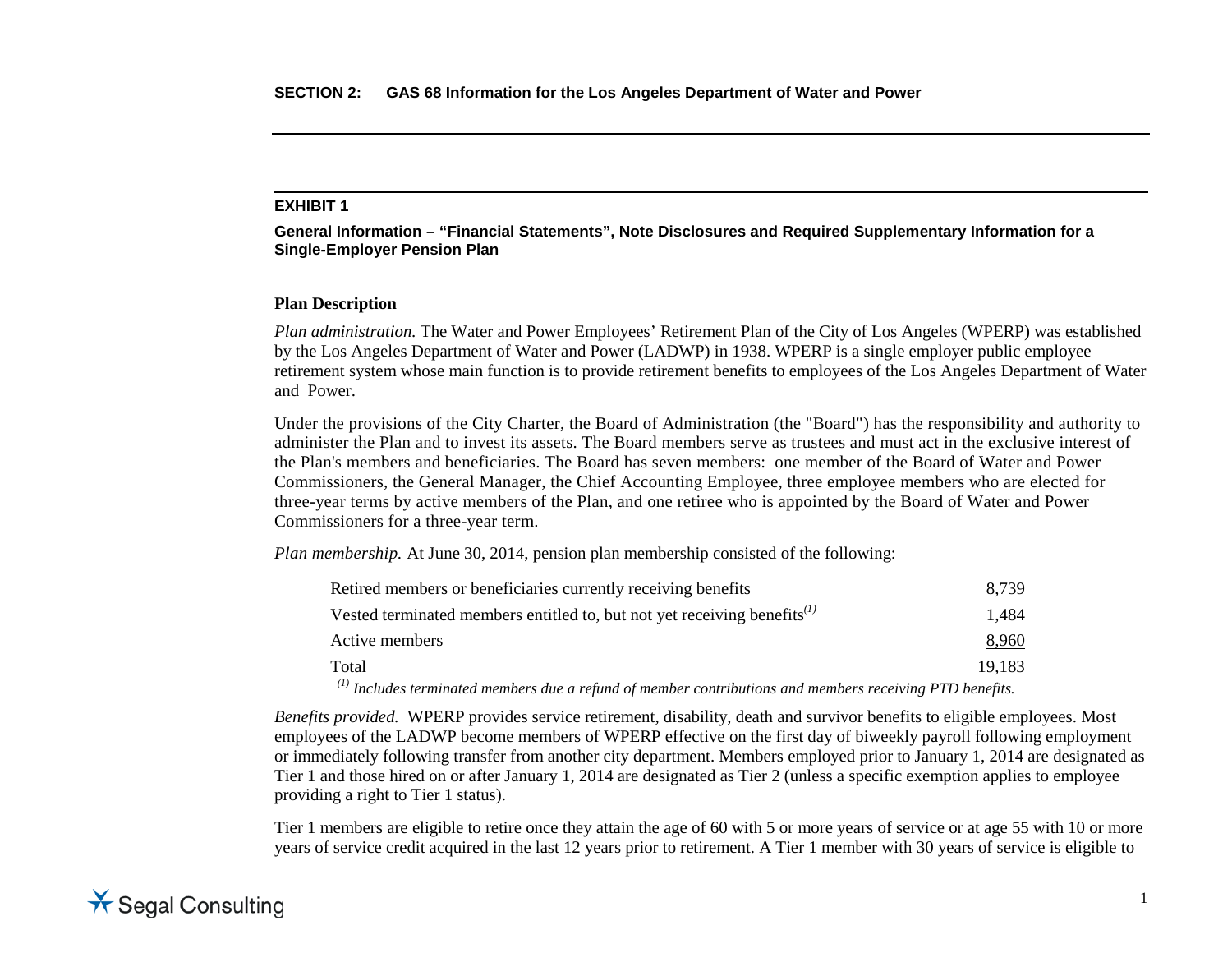**EXHIBIT 1**

**General Information – "Financial Statements", Note Disclosures and Required Supplementary Information for a Single-Employer Pension Plan**

**Plan Description**

*Plan administration.* The Water and Power Employees' Retirement Plan of the City of Los Angeles (WPERP) was established by the Los Angeles Department of Water and Power (LADWP) in 1938. WPERP is a single employer public employee retirement system whose main function is to provide retirement benefits to employees of the Los Angeles Department of Water and Power.

Under the provisions of the City Charter, the Board of Administration (the "Board") has the responsibility and authority to administer the Plan and to invest its assets. The Board members serve as trustees and must act in the exclusive interest of the Plan's members and beneficiaries. The Board has seven members: one member of the Board of Water and Power Commissioners, the General Manager, the Chief Accounting Employee, three employee members who are elected for three-year terms by active members of the Plan, and one retiree who is appointed by the Board of Water and Power Commissioners for a three-year term.

*Plan membership.* At June 30, 2014, pension plan membership consisted of the following:

| | |
|---|---|
| Retired members or beneficiaries currently receiving benefits | 8,739 |
| Vested terminated members entitled to, but not yet receiving benefits[(1)] | 1,484 |
| Active members | 8,960 |
| Total | 19,183 |

*[(1)] Includes terminated members due a refund of member contributions and members receiving PTD benefits.*

*Benefits provided.* WPERP provides service retirement, disability, death and survivor benefits to eligible employees. Most employees of the LADWP become members of WPERP effective on the first day of biweekly payroll following employment or immediately following transfer from another city department. Members employed prior to January 1, 2014 are designated as Tier 1 and those hired on or after January 1, 2014 are designated as Tier 2 (unless a specific exemption applies to employee providing a right to Tier 1 status).

Tier 1 members are eligible to retire once they attain the age of 60 with 5 or more years of service or at age 55 with 10 or more years of service credit acquired in the last 12 years prior to retirement. A Tier 1 member with 30 years of service is eligible to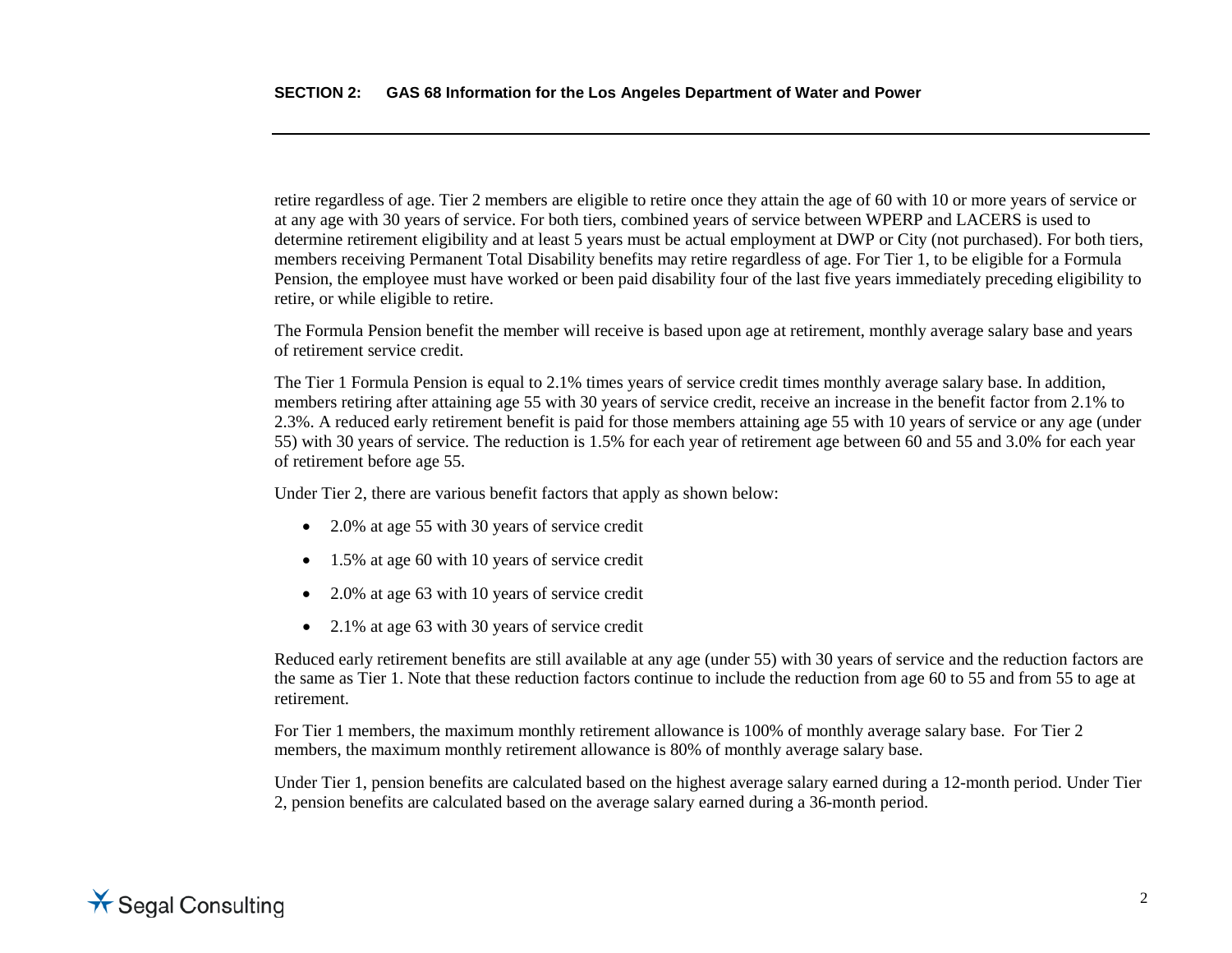retire regardless of age. Tier 2 members are eligible to retire once they attain the age of 60 with 10 or more years of service or at any age with 30 years of service. For both tiers, combined years of service between WPERP and LACERS is used to determine retirement eligibility and at least 5 years must be actual employment at DWP or City (not purchased). For both tiers, members receiving Permanent Total Disability benefits may retire regardless of age. For Tier 1, to be eligible for a Formula Pension, the employee must have worked or been paid disability four of the last five years immediately preceding eligibility to retire, or while eligible to retire.

The Formula Pension benefit the member will receive is based upon age at retirement, monthly average salary base and years of retirement service credit.

The Tier 1 Formula Pension is equal to 2.1% times years of service credit times monthly average salary base. In addition, members retiring after attaining age 55 with 30 years of service credit, receive an increase in the benefit factor from 2.1% to 2.3%. A reduced early retirement benefit is paid for those members attaining age 55 with 10 years of service or any age (under 55) with 30 years of service. The reduction is 1.5% for each year of retirement age between 60 and 55 and 3.0% for each year of retirement before age 55.

Under Tier 2, there are various benefit factors that apply as shown below:

- 2.0% at age 55 with 30 years of service credit
- 1.5% at age 60 with 10 years of service credit
- 2.0% at age 63 with 10 years of service credit
- 2.1% at age 63 with 30 years of service credit

Reduced early retirement benefits are still available at any age (under 55) with 30 years of service and the reduction factors are the same as Tier 1. Note that these reduction factors continue to include the reduction from age 60 to 55 and from 55 to age at retirement.

For Tier 1 members, the maximum monthly retirement allowance is 100% of monthly average salary base. For Tier 2 members, the maximum monthly retirement allowance is 80% of monthly average salary base.

Under Tier 1, pension benefits are calculated based on the highest average salary earned during a 12-month period. Under Tier 2, pension benefits are calculated based on the average salary earned during a 36-month period.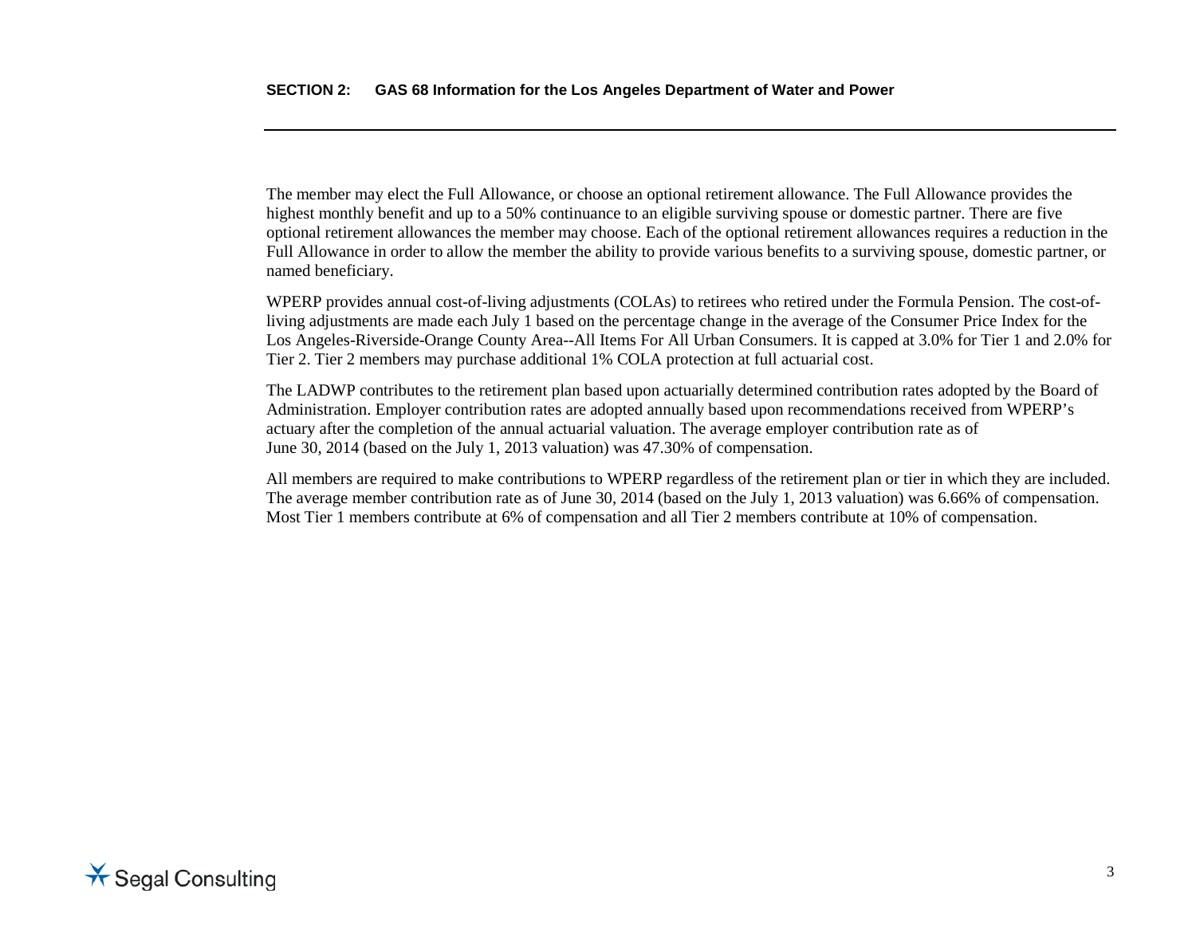The member may elect the Full Allowance, or choose an optional retirement allowance. The Full Allowance provides the highest monthly benefit and up to a 50% continuance to an eligible surviving spouse or domestic partner. There are five optional retirement allowances the member may choose. Each of the optional retirement allowances requires a reduction in the Full Allowance in order to allow the member the ability to provide various benefits to a surviving spouse, domestic partner, or named beneficiary.

WPERP provides annual cost-of-living adjustments (COLAs) to retirees who retired under the Formula Pension. The cost-of-living adjustments are made each July 1 based on the percentage change in the average of the Consumer Price Index for the Los Angeles-Riverside-Orange County Area--All Items For All Urban Consumers. It is capped at 3.0% for Tier 1 and 2.0% for Tier 2. Tier 2 members may purchase additional 1% COLA protection at full actuarial cost.

The LADWP contributes to the retirement plan based upon actuarially determined contribution rates adopted by the Board of Administration. Employer contribution rates are adopted annually based upon recommendations received from WPERP's actuary after the completion of the annual actuarial valuation. The average employer contribution rate as of June 30, 2014 (based on the July 1, 2013 valuation) was 47.30% of compensation.

All members are required to make contributions to WPERP regardless of the retirement plan or tier in which they are included. The average member contribution rate as of June 30, 2014 (based on the July 1, 2013 valuation) was 6.66% of compensation. Most Tier 1 members contribute at 6% of compensation and all Tier 2 members contribute at 10% of compensation.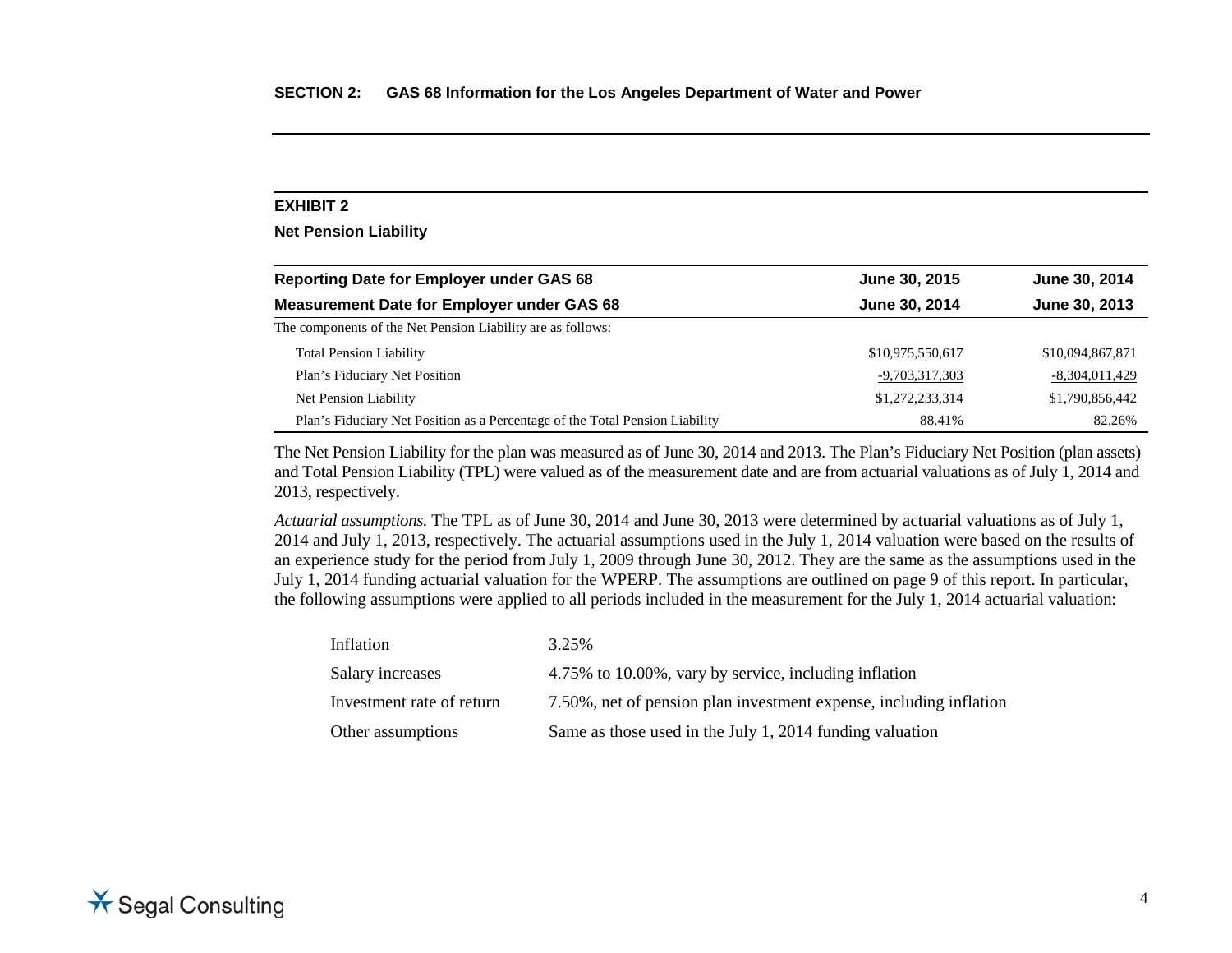## SECTION 2: GAS 68 Information for the Los Angeles Department of Water and Power

### EXHIBIT 2

**Net Pension Liability**

| Reporting Date for Employer under GAS 68 | June 30, 2015 | June 30, 2014 |
|---|---|---|
| **Measurement Date for Employer under GAS 68** | **June 30, 2014** | **June 30, 2013** |
| The components of the Net Pension Liability are as follows: | | |
| Total Pension Liability | $10,975,550,617 | $10,094,867,871 |
| Plan's Fiduciary Net Position | -9,703,317,303 | -8,304,011,429 |
| Net Pension Liability | $1,272,233,314 | $1,790,856,442 |
| Plan's Fiduciary Net Position as a Percentage of the Total Pension Liability | 88.41% | 82.26% |

The Net Pension Liability for the plan was measured as of June 30, 2014 and 2013. The Plan's Fiduciary Net Position (plan assets) and Total Pension Liability (TPL) were valued as of the measurement date and are from actuarial valuations as of July 1, 2014 and 2013, respectively.

*Actuarial assumptions.* The TPL as of June 30, 2014 and June 30, 2013 were determined by actuarial valuations as of July 1, 2014 and July 1, 2013, respectively. The actuarial assumptions used in the July 1, 2014 valuation were based on the results of an experience study for the period from July 1, 2009 through June 30, 2012. They are the same as the assumptions used in the July 1, 2014 funding actuarial valuation for the WPERP. The assumptions are outlined on page 9 of this report. In particular, the following assumptions were applied to all periods included in the measurement for the July 1, 2014 actuarial valuation:

| | |
|---|---|
| Inflation | 3.25% |
| Salary increases | 4.75% to 10.00%, vary by service, including inflation |
| Investment rate of return | 7.50%, net of pension plan investment expense, including inflation |
| Other assumptions | Same as those used in the July 1, 2014 funding valuation |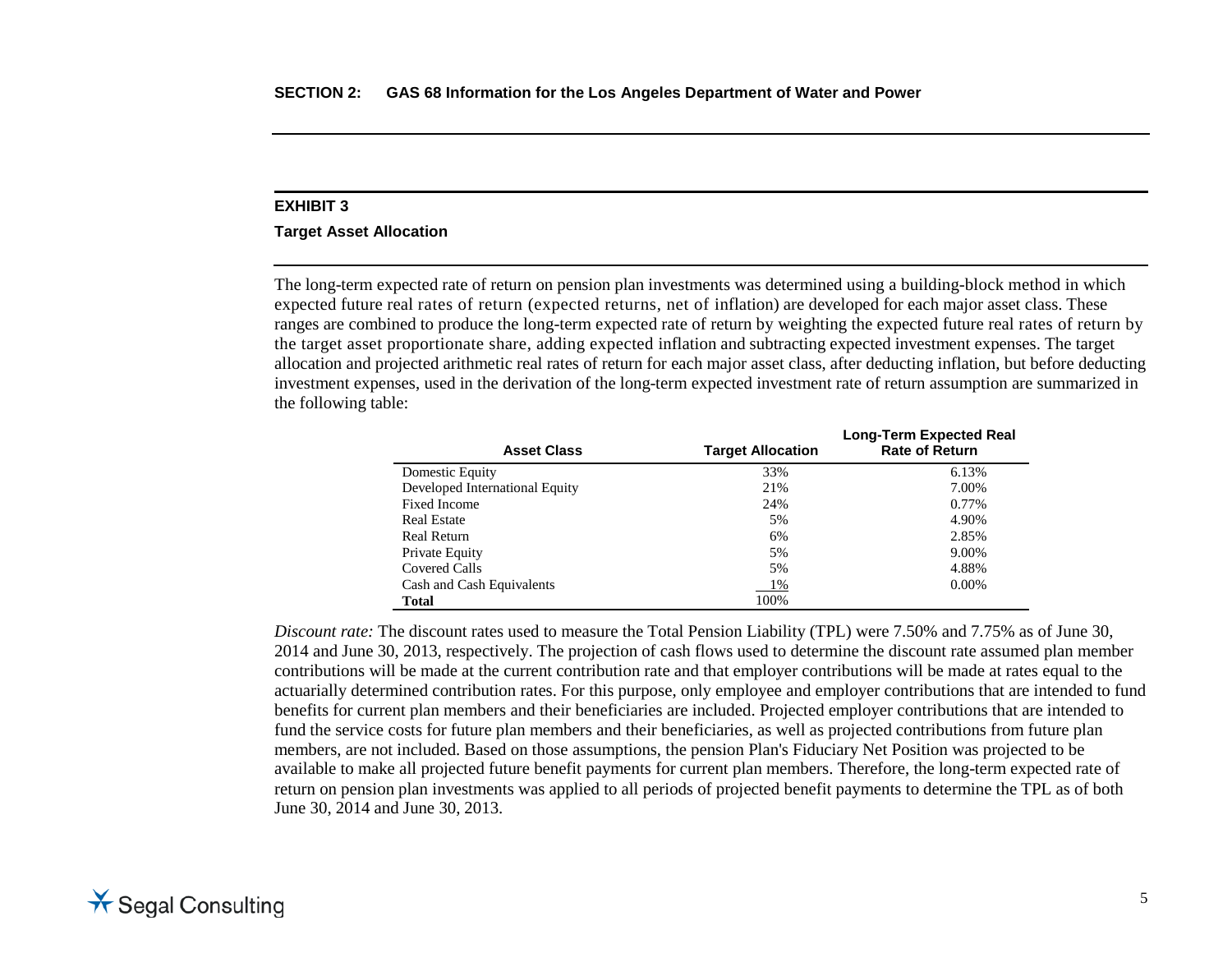## EXHIBIT 3

### Target Asset Allocation

The long-term expected rate of return on pension plan investments was determined using a building-block method in which expected future real rates of return (expected returns, net of inflation) are developed for each major asset class. These ranges are combined to produce the long-term expected rate of return by weighting the expected future real rates of return by the target asset proportionate share, adding expected inflation and subtracting expected investment expenses. The target allocation and projected arithmetic real rates of return for each major asset class, after deducting inflation, but before deducting investment expenses, used in the derivation of the long-term expected investment rate of return assumption are summarized in the following table:

| Asset Class | Target Allocation | Long-Term Expected Real Rate of Return |
|---|---|---|
| Domestic Equity | 33% | 6.13% |
| Developed International Equity | 21% | 7.00% |
| Fixed Income | 24% | 0.77% |
| Real Estate | 5% | 4.90% |
| Real Return | 6% | 2.85% |
| Private Equity | 5% | 9.00% |
| Covered Calls | 5% | 4.88% |
| Cash and Cash Equivalents | 1% | 0.00% |
| **Total** | 100% | |

*Discount rate:* The discount rates used to measure the Total Pension Liability (TPL) were 7.50% and 7.75% as of June 30, 2014 and June 30, 2013, respectively. The projection of cash flows used to determine the discount rate assumed plan member contributions will be made at the current contribution rate and that employer contributions will be made at rates equal to the actuarially determined contribution rates. For this purpose, only employee and employer contributions that are intended to fund benefits for current plan members and their beneficiaries are included. Projected employer contributions that are intended to fund the service costs for future plan members and their beneficiaries, as well as projected contributions from future plan members, are not included. Based on those assumptions, the pension Plan's Fiduciary Net Position was projected to be available to make all projected future benefit payments for current plan members. Therefore, the long-term expected rate of return on pension plan investments was applied to all periods of projected benefit payments to determine the TPL as of both June 30, 2014 and June 30, 2013.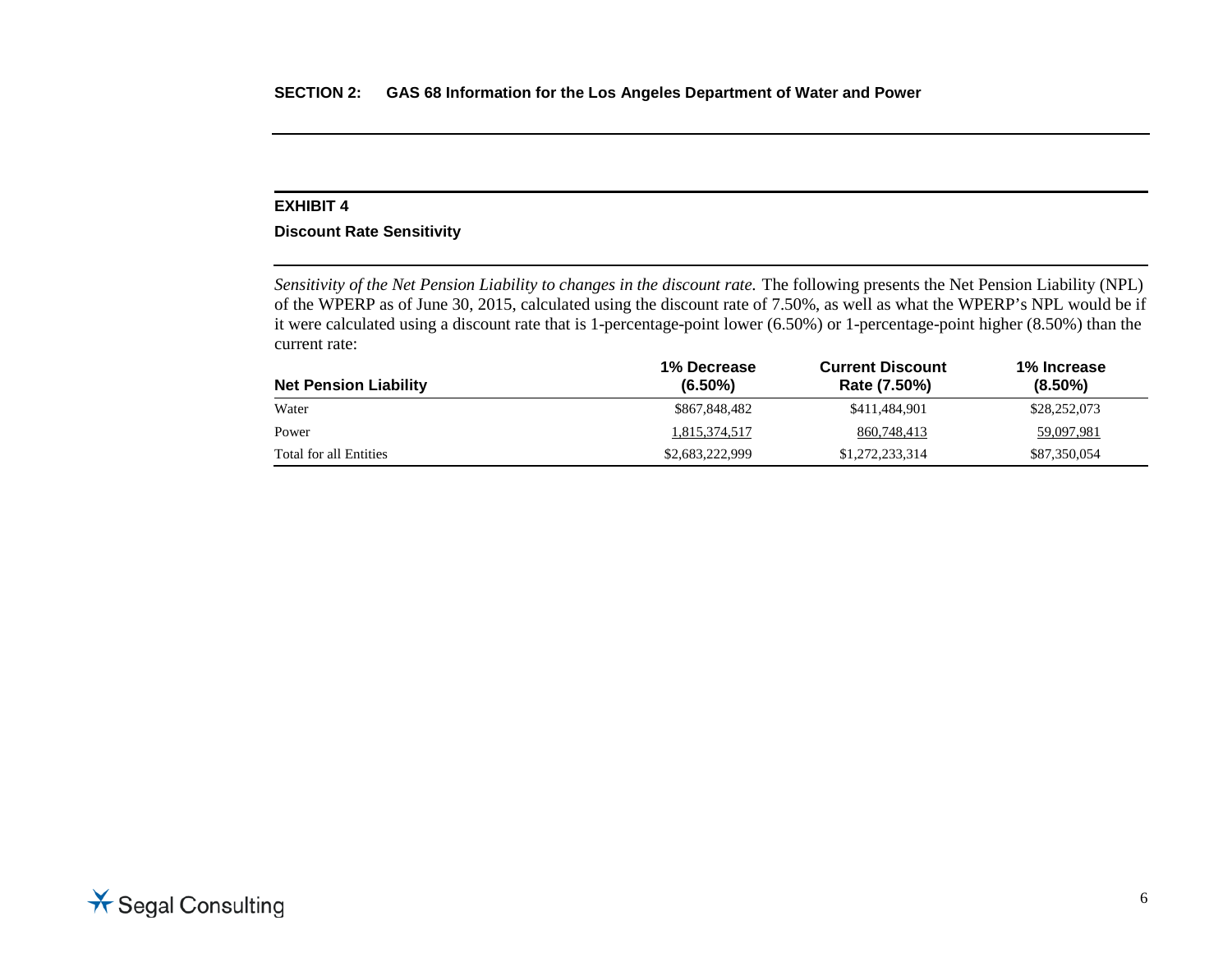## EXHIBIT 4

### Discount Rate Sensitivity

*Sensitivity of the Net Pension Liability to changes in the discount rate.* The following presents the Net Pension Liability (NPL) of the WPERP as of June 30, 2015, calculated using the discount rate of 7.50%, as well as what the WPERP's NPL would be if it were calculated using a discount rate that is 1-percentage-point lower (6.50%) or 1-percentage-point higher (8.50%) than the current rate:

| Net Pension Liability | 1% Decrease (6.50%) | Current Discount Rate (7.50%) | 1% Increase (8.50%) |
|---|---|---|---|
| Water | $867,848,482 | $411,484,901 | $28,252,073 |
| Power | 1,815,374,517 | 860,748,413 | 59,097,981 |
| Total for all Entities | $2,683,222,999 | $1,272,233,314 | $87,350,054 |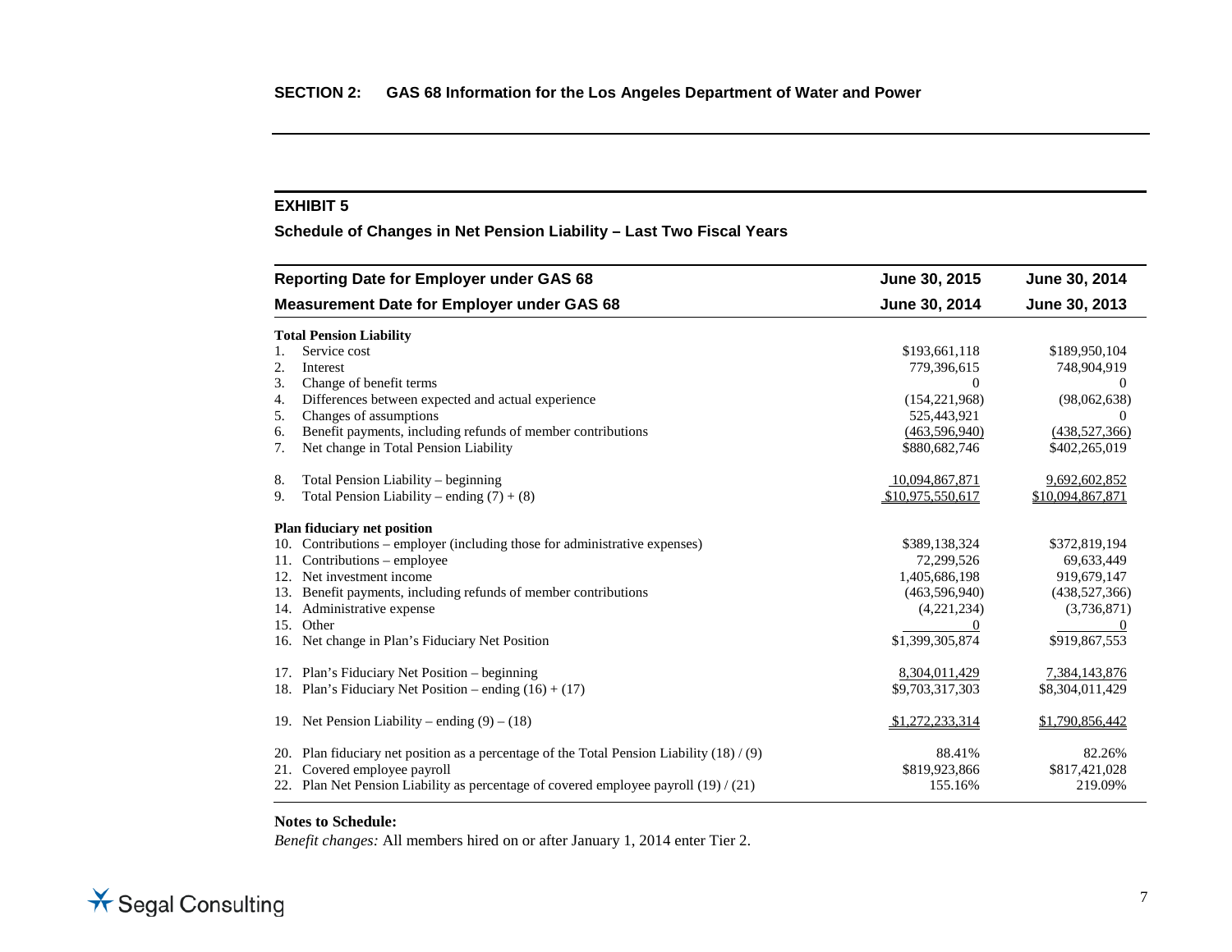## SECTION 2: GAS 68 Information for the Los Angeles Department of Water and Power

### EXHIBIT 5

**Schedule of Changes in Net Pension Liability – Last Two Fiscal Years**

| Reporting Date for Employer under GAS 68 | June 30, 2015 | June 30, 2014 |
|---|---|---|
| **Measurement Date for Employer under GAS 68** | **June 30, 2014** | **June 30, 2013** |
| **Total Pension Liability** | | |
| 1. Service cost | $193,661,118 | $189,950,104 |
| 2. Interest | 779,396,615 | 748,904,919 |
| 3. Change of benefit terms | 0 | 0 |
| 4. Differences between expected and actual experience | (154,221,968) | (98,062,638) |
| 5. Changes of assumptions | 525,443,921 | 0 |
| 6. Benefit payments, including refunds of member contributions | (463,596,940) | (438,527,366) |
| 7. Net change in Total Pension Liability | $880,682,746 | $402,265,019 |
| 8. Total Pension Liability – beginning | 10,094,867,871 | 9,692,602,852 |
| 9. Total Pension Liability – ending (7) + (8) | $10,975,550,617 | $10,094,867,871 |
| **Plan fiduciary net position** | | |
| 10. Contributions – employer (including those for administrative expenses) | $389,138,324 | $372,819,194 |
| 11. Contributions – employee | 72,299,526 | 69,633,449 |
| 12. Net investment income | 1,405,686,198 | 919,679,147 |
| 13. Benefit payments, including refunds of member contributions | (463,596,940) | (438,527,366) |
| 14. Administrative expense | (4,221,234) | (3,736,871) |
| 15. Other | 0 | 0 |
| 16. Net change in Plan's Fiduciary Net Position | $1,399,305,874 | $919,867,553 |
| 17. Plan's Fiduciary Net Position – beginning | 8,304,011,429 | 7,384,143,876 |
| 18. Plan's Fiduciary Net Position – ending (16) + (17) | $9,703,317,303 | $8,304,011,429 |
| 19. Net Pension Liability – ending (9) – (18) | $1,272,233,314 | $1,790,856,442 |
| 20. Plan fiduciary net position as a percentage of the Total Pension Liability (18) / (9) | 88.41% | 82.26% |
| 21. Covered employee payroll | $819,923,866 | $817,421,028 |
| 22. Plan Net Pension Liability as percentage of covered employee payroll (19) / (21) | 155.16% | 219.09% |

**Notes to Schedule:**

*Benefit changes:* All members hired on or after January 1, 2014 enter Tier 2.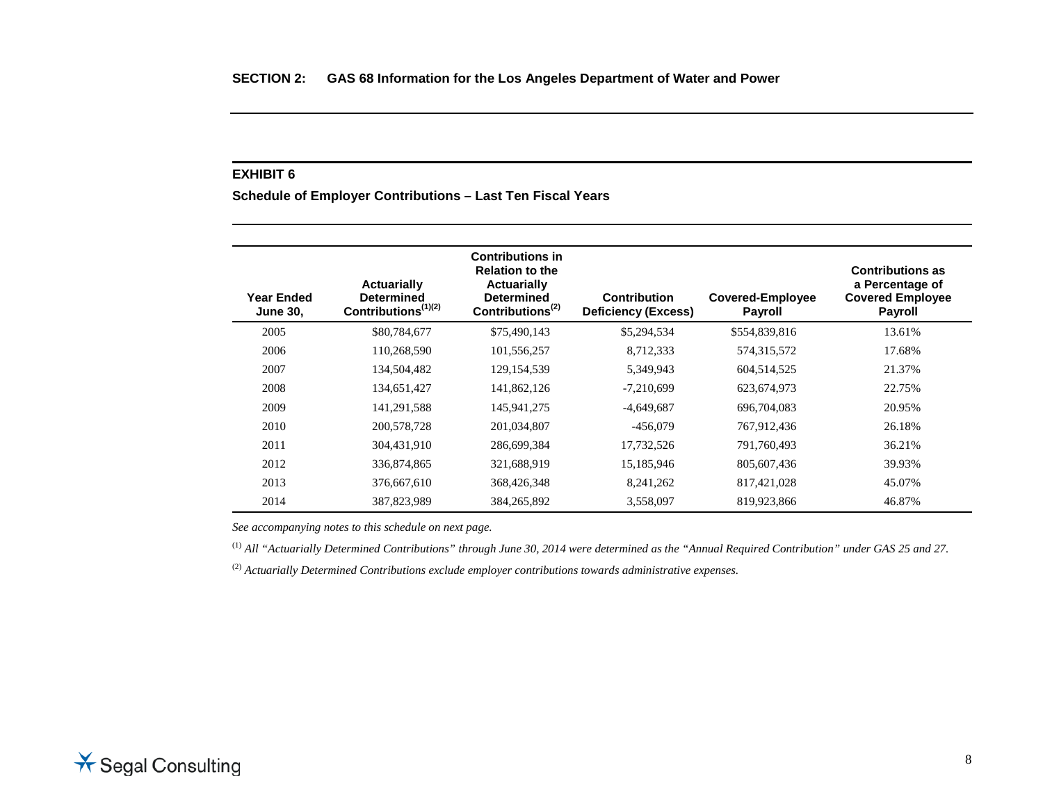## SECTION 2: GAS 68 Information for the Los Angeles Department of Water and Power

### EXHIBIT 6

**Schedule of Employer Contributions – Last Ten Fiscal Years**

| Year Ended June 30, | Actuarially Determined Contributions[1][2] | Contributions in Relation to the Actuarially Determined Contributions[2] | Contribution Deficiency (Excess) | Covered-Employee Payroll | Contributions as a Percentage of Covered Employee Payroll |
|---|---|---|---|---|---|
| 2005 | $80,784,677 | $75,490,143 | $5,294,534 | $554,839,816 | 13.61% |
| 2006 | 110,268,590 | 101,556,257 | 8,712,333 | 574,315,572 | 17.68% |
| 2007 | 134,504,482 | 129,154,539 | 5,349,943 | 604,514,525 | 21.37% |
| 2008 | 134,651,427 | 141,862,126 | -7,210,699 | 623,674,973 | 22.75% |
| 2009 | 141,291,588 | 145,941,275 | -4,649,687 | 696,704,083 | 20.95% |
| 2010 | 200,578,728 | 201,034,807 | -456,079 | 767,912,436 | 26.18% |
| 2011 | 304,431,910 | 286,699,384 | 17,732,526 | 791,760,493 | 36.21% |
| 2012 | 336,874,865 | 321,688,919 | 15,185,946 | 805,607,436 | 39.93% |
| 2013 | 376,667,610 | 368,426,348 | 8,241,262 | 817,421,028 | 45.07% |
| 2014 | 387,823,989 | 384,265,892 | 3,558,097 | 819,923,866 | 46.87% |

*See accompanying notes to this schedule on next page.*

[1] *All "Actuarially Determined Contributions" through June 30, 2014 were determined as the "Annual Required Contribution" under GAS 25 and 27.*

[2] *Actuarially Determined Contributions exclude employer contributions towards administrative expenses.*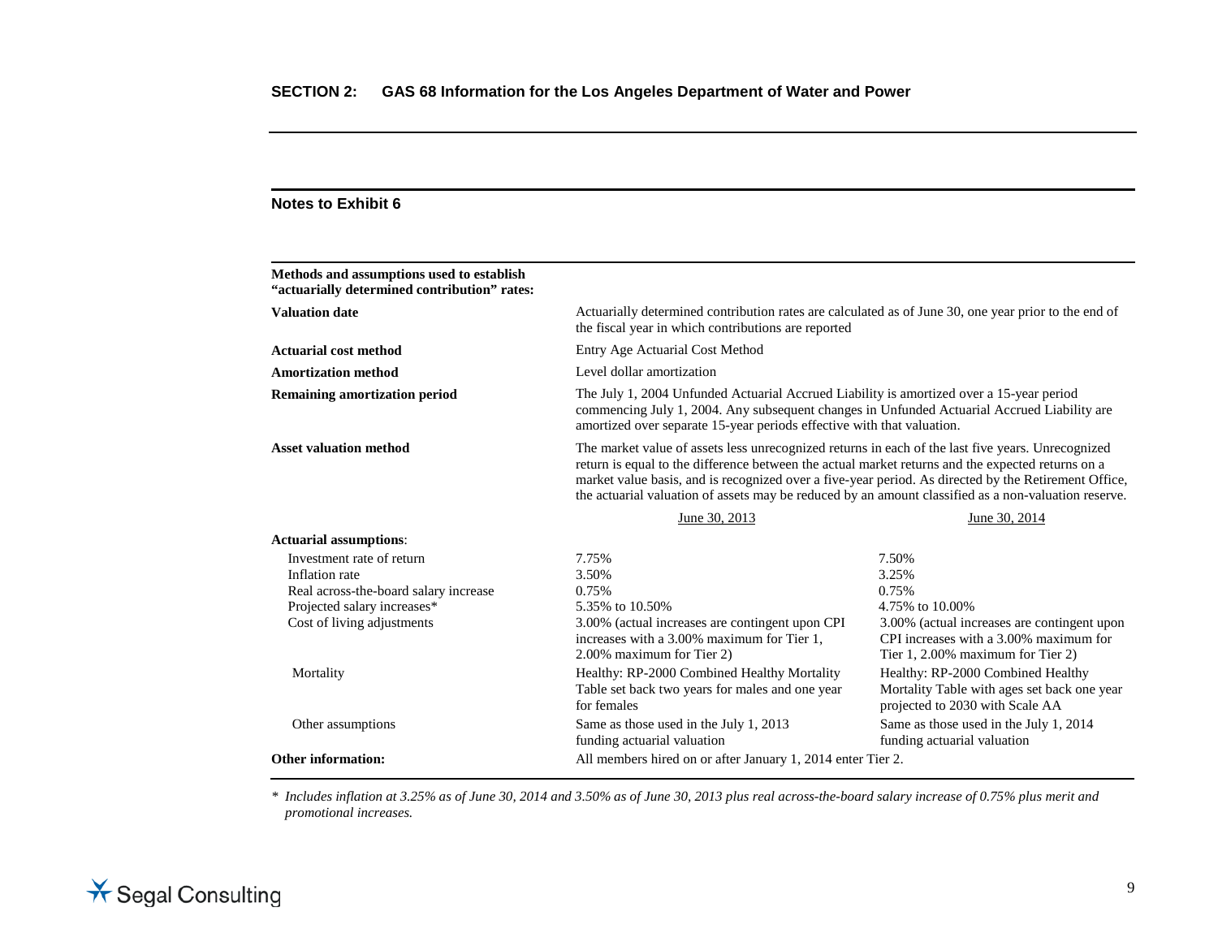## SECTION 2: GAS 68 Information for the Los Angeles Department of Water and Power

### Notes to Exhibit 6

| **Methods and assumptions used to establish "actuarially determined contribution" rates:** | | |
|---|---|---|
| **Valuation date** | Actuarially determined contribution rates are calculated as of June 30, one year prior to the end of the fiscal year in which contributions are reported | |
| **Actuarial cost method** | Entry Age Actuarial Cost Method | |
| **Amortization method** | Level dollar amortization | |
| **Remaining amortization period** | The July 1, 2004 Unfunded Actuarial Accrued Liability is amortized over a 15-year period commencing July 1, 2004. Any subsequent changes in Unfunded Actuarial Accrued Liability are amortized over separate 15-year periods effective with that valuation. | |
| **Asset valuation method** | The market value of assets less unrecognized returns in each of the last five years. Unrecognized return is equal to the difference between the actual market returns and the expected returns on a market value basis, and is recognized over a five-year period. As directed by the Retirement Office, the actuarial valuation of assets may be reduced by an amount classified as a non-valuation reserve. | |
| | June 30, 2013 | June 30, 2014 |
| **Actuarial assumptions**: | | |
| Investment rate of return | 7.75% | 7.50% |
| Inflation rate | 3.50% | 3.25% |
| Real across-the-board salary increase | 0.75% | 0.75% |
| Projected salary increases* | 5.35% to 10.50% | 4.75% to 10.00% |
| Cost of living adjustments | 3.00% (actual increases are contingent upon CPI increases with a 3.00% maximum for Tier 1, 2.00% maximum for Tier 2) | 3.00% (actual increases are contingent upon CPI increases with a 3.00% maximum for Tier 1, 2.00% maximum for Tier 2) |
| Mortality | Healthy: RP-2000 Combined Healthy Mortality Table set back two years for males and one year for females | Healthy: RP-2000 Combined Healthy Mortality Table with ages set back one year projected to 2030 with Scale AA |
| Other assumptions | Same as those used in the July 1, 2013 funding actuarial valuation | Same as those used in the July 1, 2014 funding actuarial valuation |
| **Other information:** | All members hired on or after January 1, 2014 enter Tier 2. | |

\* *Includes inflation at 3.25% as of June 30, 2014 and 3.50% as of June 30, 2013 plus real across-the-board salary increase of 0.75% plus merit and promotional increases.*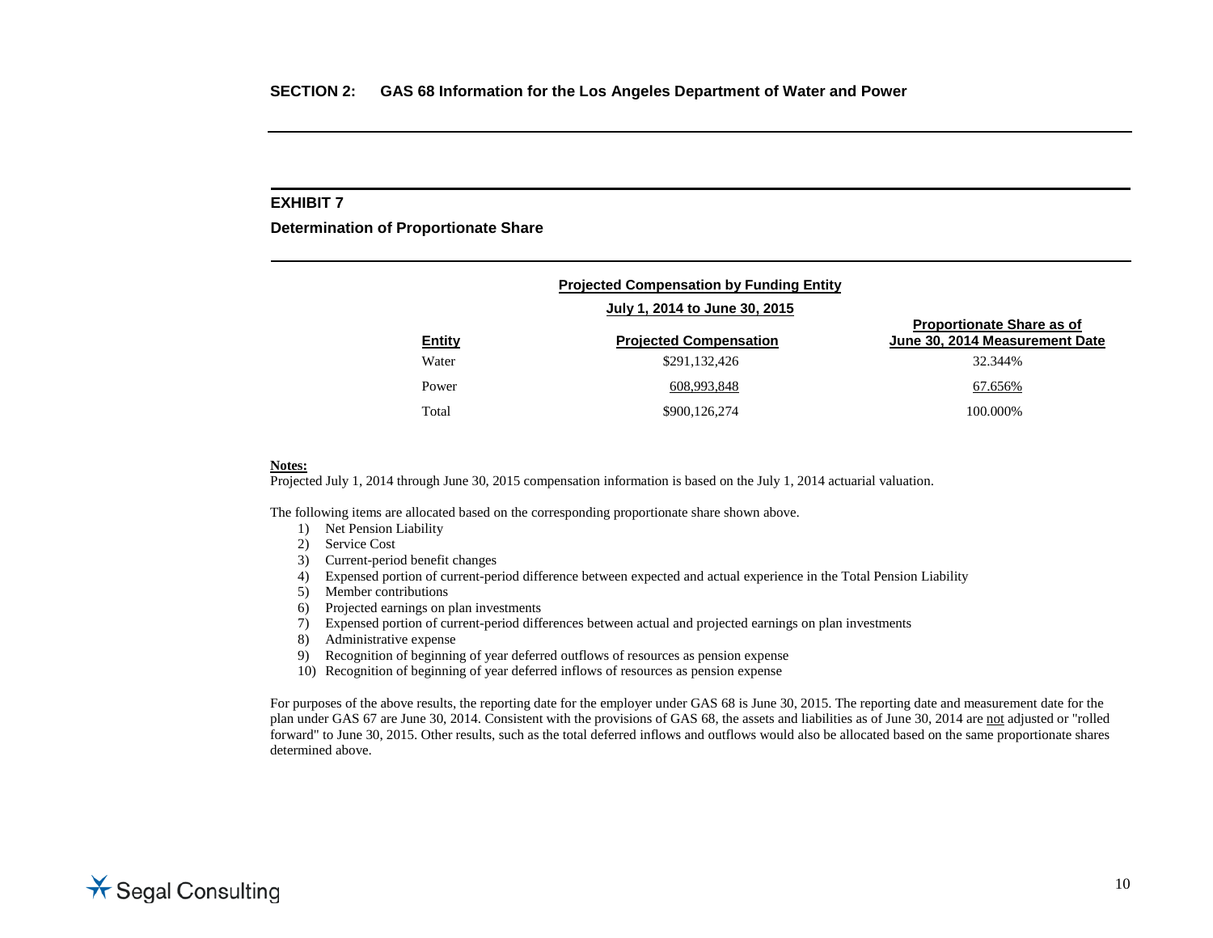## SECTION 2: GAS 68 Information for the Los Angeles Department of Water and Power

### EXHIBIT 7

**Determination of Proportionate Share**

| Entity | Projected Compensation by Funding Entity July 1, 2014 to June 30, 2015 Projected Compensation | Proportionate Share as of June 30, 2014 Measurement Date |
|---|---|---|
| Water | $291,132,426 | 32.344% |
| Power | 608,993,848 | 67.656% |
| Total | $900,126,274 | 100.000% |

**Notes:**

Projected July 1, 2014 through June 30, 2015 compensation information is based on the July 1, 2014 actuarial valuation.

The following items are allocated based on the corresponding proportionate share shown above.

1) Net Pension Liability
2) Service Cost
3) Current-period benefit changes
4) Expensed portion of current-period difference between expected and actual experience in the Total Pension Liability
5) Member contributions
6) Projected earnings on plan investments
7) Expensed portion of current-period differences between actual and projected earnings on plan investments
8) Administrative expense
9) Recognition of beginning of year deferred outflows of resources as pension expense
10) Recognition of beginning of year deferred inflows of resources as pension expense

For purposes of the above results, the reporting date for the employer under GAS 68 is June 30, 2015. The reporting date and measurement date for the plan under GAS 67 are June 30, 2014. Consistent with the provisions of GAS 68, the assets and liabilities as of June 30, 2014 are not adjusted or "rolled forward" to June 30, 2015. Other results, such as the total deferred inflows and outflows would also be allocated based on the same proportionate shares determined above.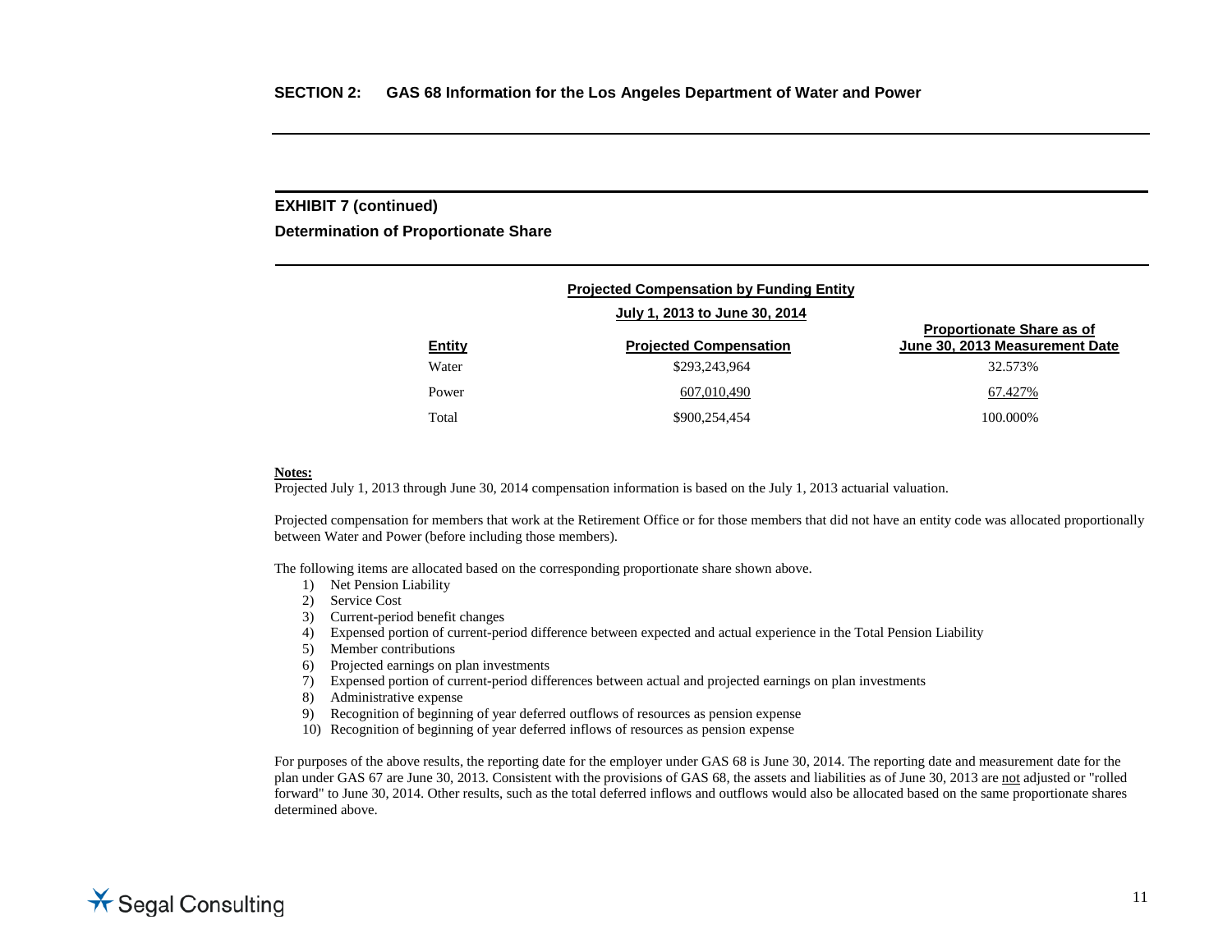## SECTION 2: GAS 68 Information for the Los Angeles Department of Water and Power

### EXHIBIT 7 (continued)

### Determination of Proportionate Share

| | Projected Compensation by Funding Entity July 1, 2013 to June 30, 2014 | |
|---|---|---|
| **Entity** | **Projected Compensation** | **Proportionate Share as of June 30, 2013 Measurement Date** |
| Water | $293,243,964 | 32.573% |
| Power | 607,010,490 | 67.427% |
| Total | $900,254,454 | 100.000% |

**Notes:**

Projected July 1, 2013 through June 30, 2014 compensation information is based on the July 1, 2013 actuarial valuation.

Projected compensation for members that work at the Retirement Office or for those members that did not have an entity code was allocated proportionally between Water and Power (before including those members).

The following items are allocated based on the corresponding proportionate share shown above.

1) Net Pension Liability
2) Service Cost
3) Current-period benefit changes
4) Expensed portion of current-period difference between expected and actual experience in the Total Pension Liability
5) Member contributions
6) Projected earnings on plan investments
7) Expensed portion of current-period differences between actual and projected earnings on plan investments
8) Administrative expense
9) Recognition of beginning of year deferred outflows of resources as pension expense
10) Recognition of beginning of year deferred inflows of resources as pension expense

For purposes of the above results, the reporting date for the employer under GAS 68 is June 30, 2014. The reporting date and measurement date for the plan under GAS 67 are June 30, 2013. Consistent with the provisions of GAS 68, the assets and liabilities as of June 30, 2013 are not adjusted or "rolled forward" to June 30, 2014. Other results, such as the total deferred inflows and outflows would also be allocated based on the same proportionate shares determined above.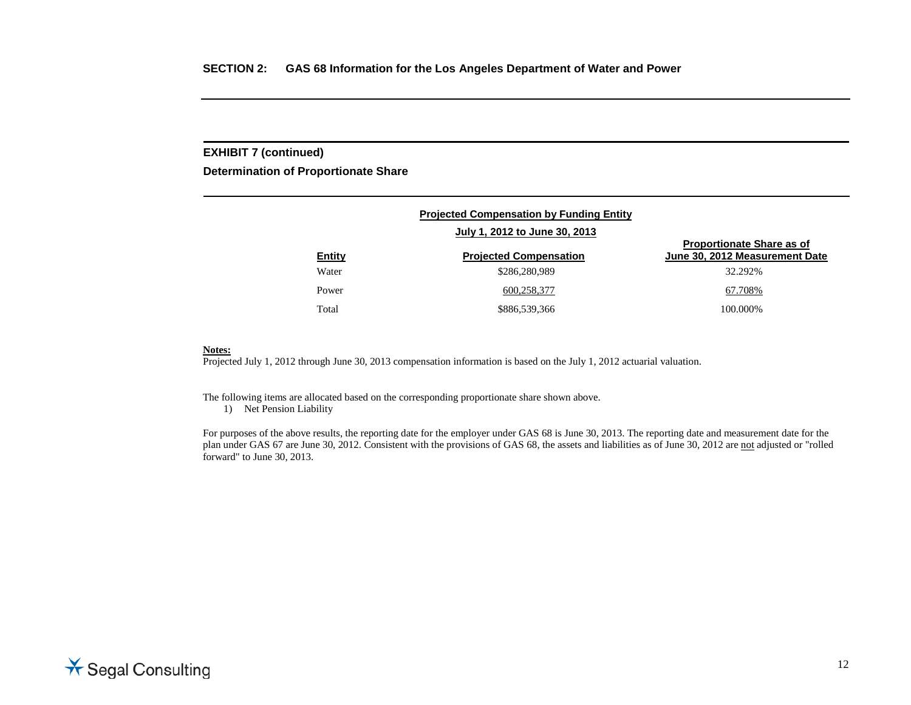## SECTION 2: GAS 68 Information for the Los Angeles Department of Water and Power

### EXHIBIT 7 (continued)

**Determination of Proportionate Share**

| Entity | Projected Compensation by Funding Entity July 1, 2012 to June 30, 2013 Projected Compensation | Proportionate Share as of June 30, 2012 Measurement Date |
|---|---|---|
| Water | $286,280,989 | 32.292% |
| Power | 600,258,377 | 67.708% |
| Total | $886,539,366 | 100.000% |

**Notes:**

Projected July 1, 2012 through June 30, 2013 compensation information is based on the July 1, 2012 actuarial valuation.

The following items are allocated based on the corresponding proportionate share shown above.

1) Net Pension Liability

For purposes of the above results, the reporting date for the employer under GAS 68 is June 30, 2013. The reporting date and measurement date for the plan under GAS 67 are June 30, 2012. Consistent with the provisions of GAS 68, the assets and liabilities as of June 30, 2012 are not adjusted or "rolled forward" to June 30, 2013.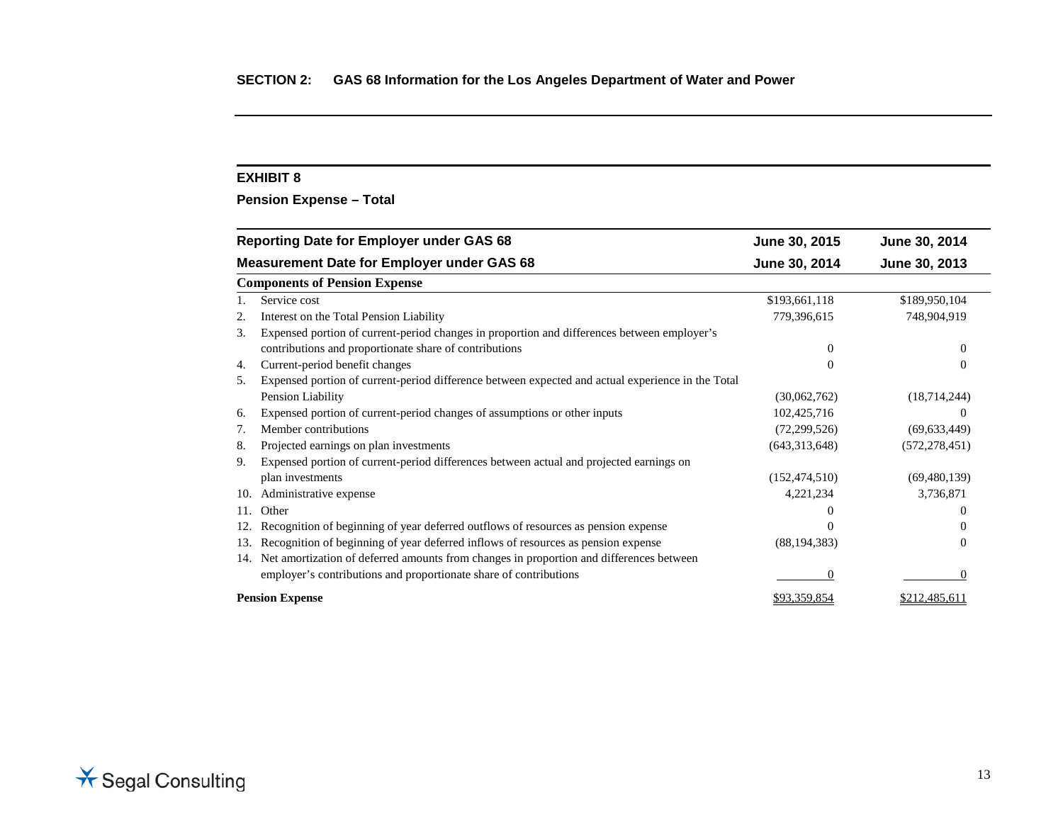## SECTION 2: GAS 68 Information for the Los Angeles Department of Water and Power

### EXHIBIT 8

**Pension Expense – Total**

| Reporting Date for Employer under GAS 68 | June 30, 2015 | June 30, 2014 |
|---|---|---|
| **Measurement Date for Employer under GAS 68** | **June 30, 2014** | **June 30, 2013** |
| **Components of Pension Expense** | | |
| 1. Service cost | $193,661,118 | $189,950,104 |
| 2. Interest on the Total Pension Liability | 779,396,615 | 748,904,919 |
| 3. Expensed portion of current-period changes in proportion and differences between employer's contributions and proportionate share of contributions | 0 | 0 |
| 4. Current-period benefit changes | 0 | 0 |
| 5. Expensed portion of current-period difference between expected and actual experience in the Total Pension Liability | (30,062,762) | (18,714,244) |
| 6. Expensed portion of current-period changes of assumptions or other inputs | 102,425,716 | 0 |
| 7. Member contributions | (72,299,526) | (69,633,449) |
| 8. Projected earnings on plan investments | (643,313,648) | (572,278,451) |
| 9. Expensed portion of current-period differences between actual and projected earnings on plan investments | (152,474,510) | (69,480,139) |
| 10. Administrative expense | 4,221,234 | 3,736,871 |
| 11. Other | 0 | 0 |
| 12. Recognition of beginning of year deferred outflows of resources as pension expense | 0 | 0 |
| 13. Recognition of beginning of year deferred inflows of resources as pension expense | (88,194,383) | 0 |
| 14. Net amortization of deferred amounts from changes in proportion and differences between employer's contributions and proportionate share of contributions | 0 | 0 |
| **Pension Expense** | $93,359,854 | $212,485,611 |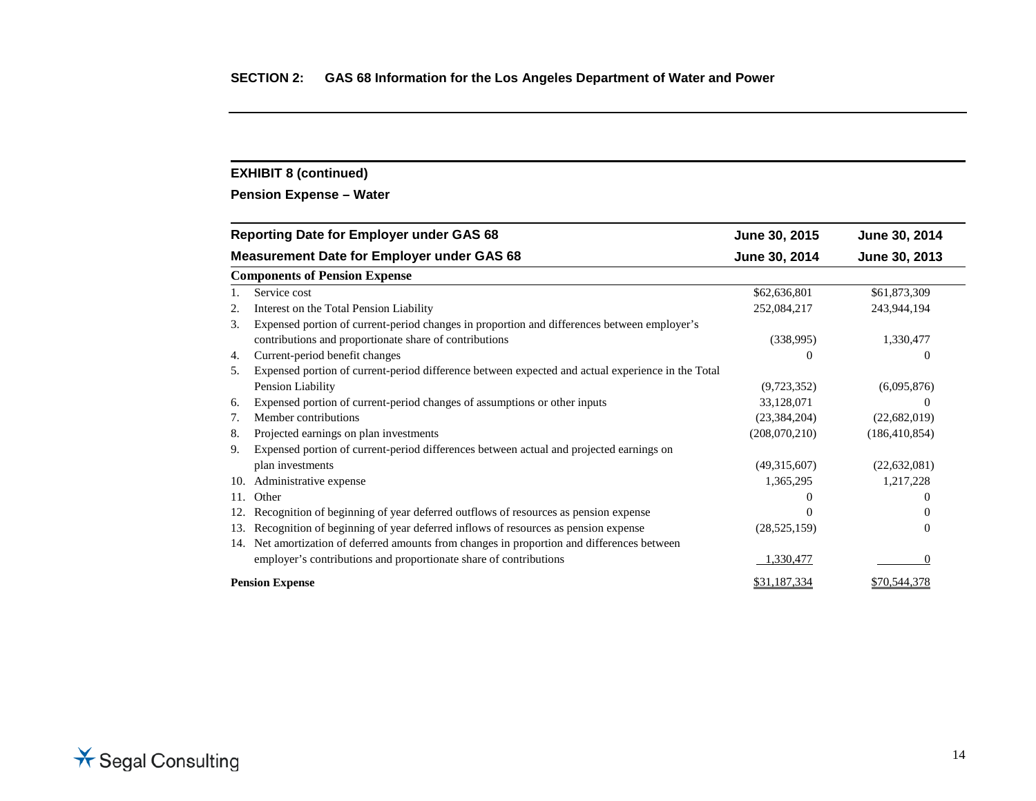## SECTION 2: GAS 68 Information for the Los Angeles Department of Water and Power

### EXHIBIT 8 (continued)

### Pension Expense – Water

| Reporting Date for Employer under GAS 68 | June 30, 2015 | June 30, 2014 |
|---|---|---|
| **Measurement Date for Employer under GAS 68** | **June 30, 2014** | **June 30, 2013** |
| **Components of Pension Expense** | | |
| 1. Service cost | $62,636,801 | $61,873,309 |
| 2. Interest on the Total Pension Liability | 252,084,217 | 243,944,194 |
| 3. Expensed portion of current-period changes in proportion and differences between employer's contributions and proportionate share of contributions | (338,995) | 1,330,477 |
| 4. Current-period benefit changes | 0 | 0 |
| 5. Expensed portion of current-period difference between expected and actual experience in the Total Pension Liability | (9,723,352) | (6,095,876) |
| 6. Expensed portion of current-period changes of assumptions or other inputs | 33,128,071 | 0 |
| 7. Member contributions | (23,384,204) | (22,682,019) |
| 8. Projected earnings on plan investments | (208,070,210) | (186,410,854) |
| 9. Expensed portion of current-period differences between actual and projected earnings on plan investments | (49,315,607) | (22,632,081) |
| 10. Administrative expense | 1,365,295 | 1,217,228 |
| 11. Other | 0 | 0 |
| 12. Recognition of beginning of year deferred outflows of resources as pension expense | 0 | 0 |
| 13. Recognition of beginning of year deferred inflows of resources as pension expense | (28,525,159) | 0 |
| 14. Net amortization of deferred amounts from changes in proportion and differences between employer's contributions and proportionate share of contributions | 1,330,477 | 0 |
| **Pension Expense** | $31,187,334 | $70,544,378 |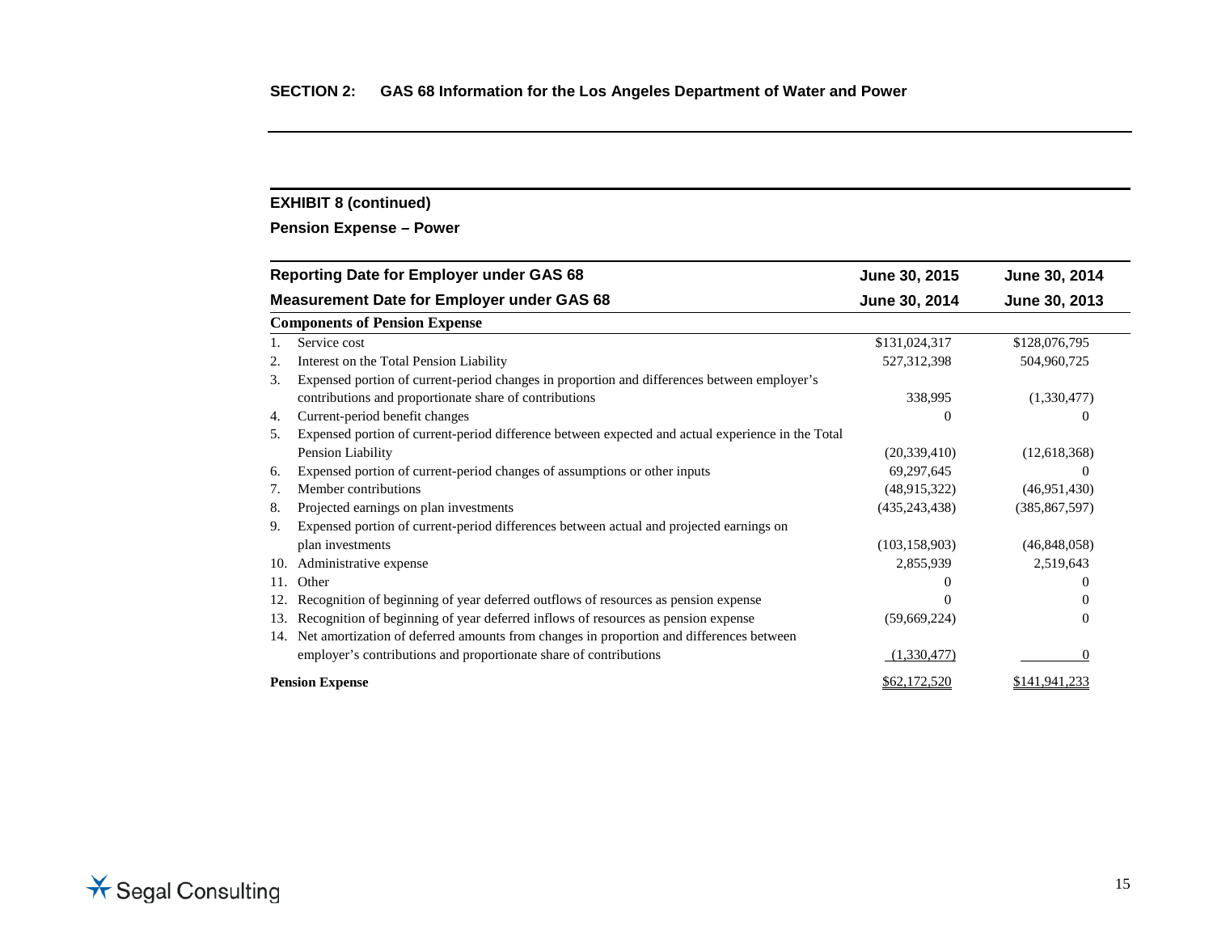## SECTION 2: GAS 68 Information for the Los Angeles Department of Water and Power

### EXHIBIT 8 (continued)

**Pension Expense – Power**

| Reporting Date for Employer under GAS 68 | June 30, 2015 | June 30, 2014 |
|---|---|---|
| **Measurement Date for Employer under GAS 68** | **June 30, 2014** | **June 30, 2013** |
| **Components of Pension Expense** | | |
| 1. Service cost | $131,024,317 | $128,076,795 |
| 2. Interest on the Total Pension Liability | 527,312,398 | 504,960,725 |
| 3. Expensed portion of current-period changes in proportion and differences between employer's contributions and proportionate share of contributions | 338,995 | (1,330,477) |
| 4. Current-period benefit changes | 0 | 0 |
| 5. Expensed portion of current-period difference between expected and actual experience in the Total Pension Liability | (20,339,410) | (12,618,368) |
| 6. Expensed portion of current-period changes of assumptions or other inputs | 69,297,645 | 0 |
| 7. Member contributions | (48,915,322) | (46,951,430) |
| 8. Projected earnings on plan investments | (435,243,438) | (385,867,597) |
| 9. Expensed portion of current-period differences between actual and projected earnings on plan investments | (103,158,903) | (46,848,058) |
| 10. Administrative expense | 2,855,939 | 2,519,643 |
| 11. Other | 0 | 0 |
| 12. Recognition of beginning of year deferred outflows of resources as pension expense | 0 | 0 |
| 13. Recognition of beginning of year deferred inflows of resources as pension expense | (59,669,224) | 0 |
| 14. Net amortization of deferred amounts from changes in proportion and differences between employer's contributions and proportionate share of contributions | (1,330,477) | 0 |
| **Pension Expense** | $62,172,520 | $141,941,233 |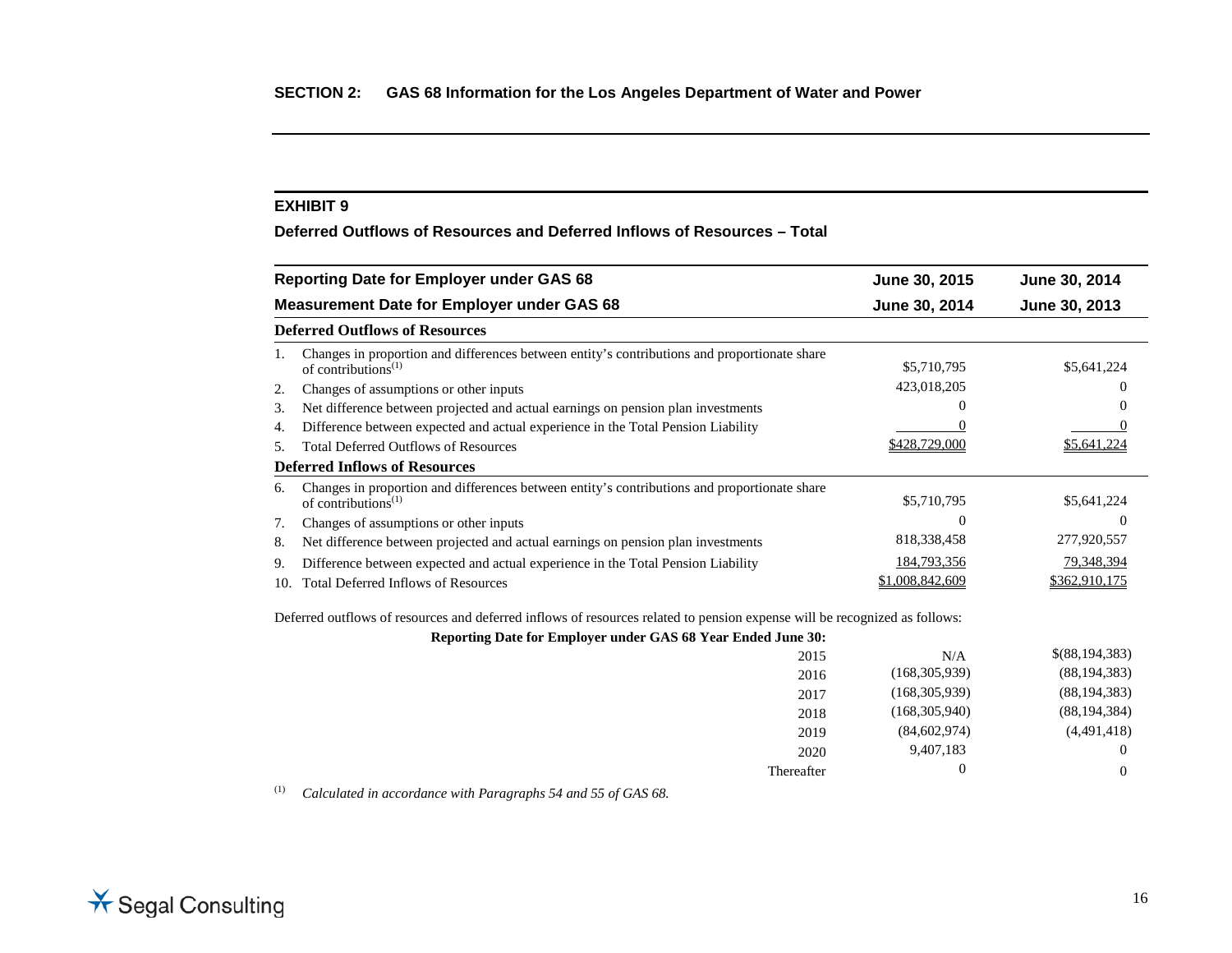## SECTION 2: GAS 68 Information for the Los Angeles Department of Water and Power

### EXHIBIT 9

**Deferred Outflows of Resources and Deferred Inflows of Resources – Total**

| Reporting Date for Employer under GAS 68 | June 30, 2015 | June 30, 2014 |
|---|---|---|
| **Measurement Date for Employer under GAS 68** | **June 30, 2014** | **June 30, 2013** |
| **Deferred Outflows of Resources** | | |
| 1. Changes in proportion and differences between entity's contributions and proportionate share of contributions[1] | $5,710,795 | $5,641,224 |
| 2. Changes of assumptions or other inputs | 423,018,205 | 0 |
| 3. Net difference between projected and actual earnings on pension plan investments | 0 | 0 |
| 4. Difference between expected and actual experience in the Total Pension Liability | 0 | 0 |
| 5. Total Deferred Outflows of Resources | $428,729,000 | $5,641,224 |
| **Deferred Inflows of Resources** | | |
| 6. Changes in proportion and differences between entity's contributions and proportionate share of contributions[1] | $5,710,795 | $5,641,224 |
| 7. Changes of assumptions or other inputs | 0 | 0 |
| 8. Net difference between projected and actual earnings on pension plan investments | 818,338,458 | 277,920,557 |
| 9. Difference between expected and actual experience in the Total Pension Liability | 184,793,356 | 79,348,394 |
| 10. Total Deferred Inflows of Resources | $1,008,842,609 | $362,910,175 |

Deferred outflows of resources and deferred inflows of resources related to pension expense will be recognized as follows:

| Reporting Date for Employer under GAS 68 Year Ended June 30: | | |
|---|---|---|
| 2015 | N/A | $(88,194,383) |
| 2016 | (168,305,939) | (88,194,383) |
| 2017 | (168,305,939) | (88,194,383) |
| 2018 | (168,305,940) | (88,194,384) |
| 2019 | (84,602,974) | (4,491,418) |
| 2020 | 9,407,183 | 0 |
| Thereafter | 0 | 0 |

[1] *Calculated in accordance with Paragraphs 54 and 55 of GAS 68.*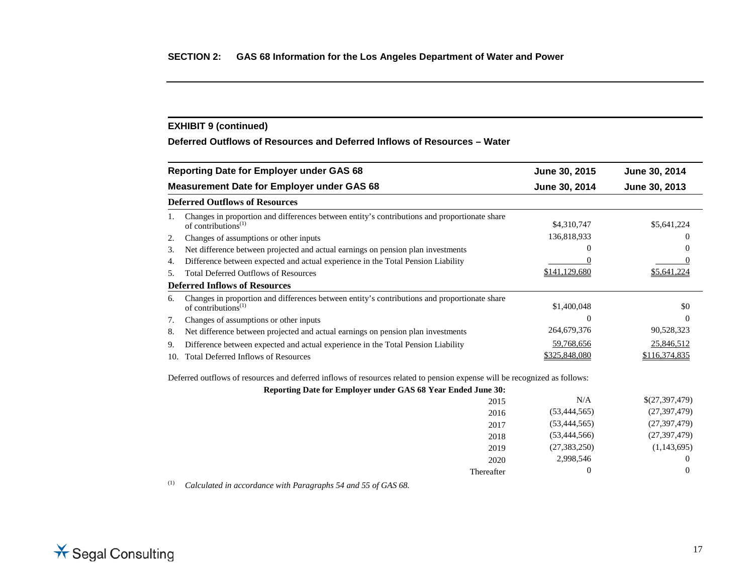## SECTION 2: GAS 68 Information for the Los Angeles Department of Water and Power

### EXHIBIT 9 (continued)

### Deferred Outflows of Resources and Deferred Inflows of Resources – Water

| Reporting Date for Employer under GAS 68 | June 30, 2015 | June 30, 2014 |
|---|---|---|
| **Measurement Date for Employer under GAS 68** | **June 30, 2014** | **June 30, 2013** |
| **Deferred Outflows of Resources** | | |
| 1. Changes in proportion and differences between entity's contributions and proportionate share of contributions[1] | $4,310,747 | $5,641,224 |
| 2. Changes of assumptions or other inputs | 136,818,933 | 0 |
| 3. Net difference between projected and actual earnings on pension plan investments | 0 | 0 |
| 4. Difference between expected and actual experience in the Total Pension Liability | 0 | 0 |
| 5. Total Deferred Outflows of Resources | $141,129,680 | $5,641,224 |
| **Deferred Inflows of Resources** | | |
| 6. Changes in proportion and differences between entity's contributions and proportionate share of contributions[1] | $1,400,048 | $0 |
| 7. Changes of assumptions or other inputs | 0 | 0 |
| 8. Net difference between projected and actual earnings on pension plan investments | 264,679,376 | 90,528,323 |
| 9. Difference between expected and actual experience in the Total Pension Liability | 59,768,656 | 25,846,512 |
| 10. Total Deferred Inflows of Resources | $325,848,080 | $116,374,835 |

Deferred outflows of resources and deferred inflows of resources related to pension expense will be recognized as follows:

| Reporting Date for Employer under GAS 68 Year Ended June 30: | | |
|---|---|---|
| 2015 | N/A | $(27,397,479) |
| 2016 | (53,444,565) | (27,397,479) |
| 2017 | (53,444,565) | (27,397,479) |
| 2018 | (53,444,566) | (27,397,479) |
| 2019 | (27,383,250) | (1,143,695) |
| 2020 | 2,998,546 | 0 |
| Thereafter | 0 | 0 |

[1] *Calculated in accordance with Paragraphs 54 and 55 of GAS 68.*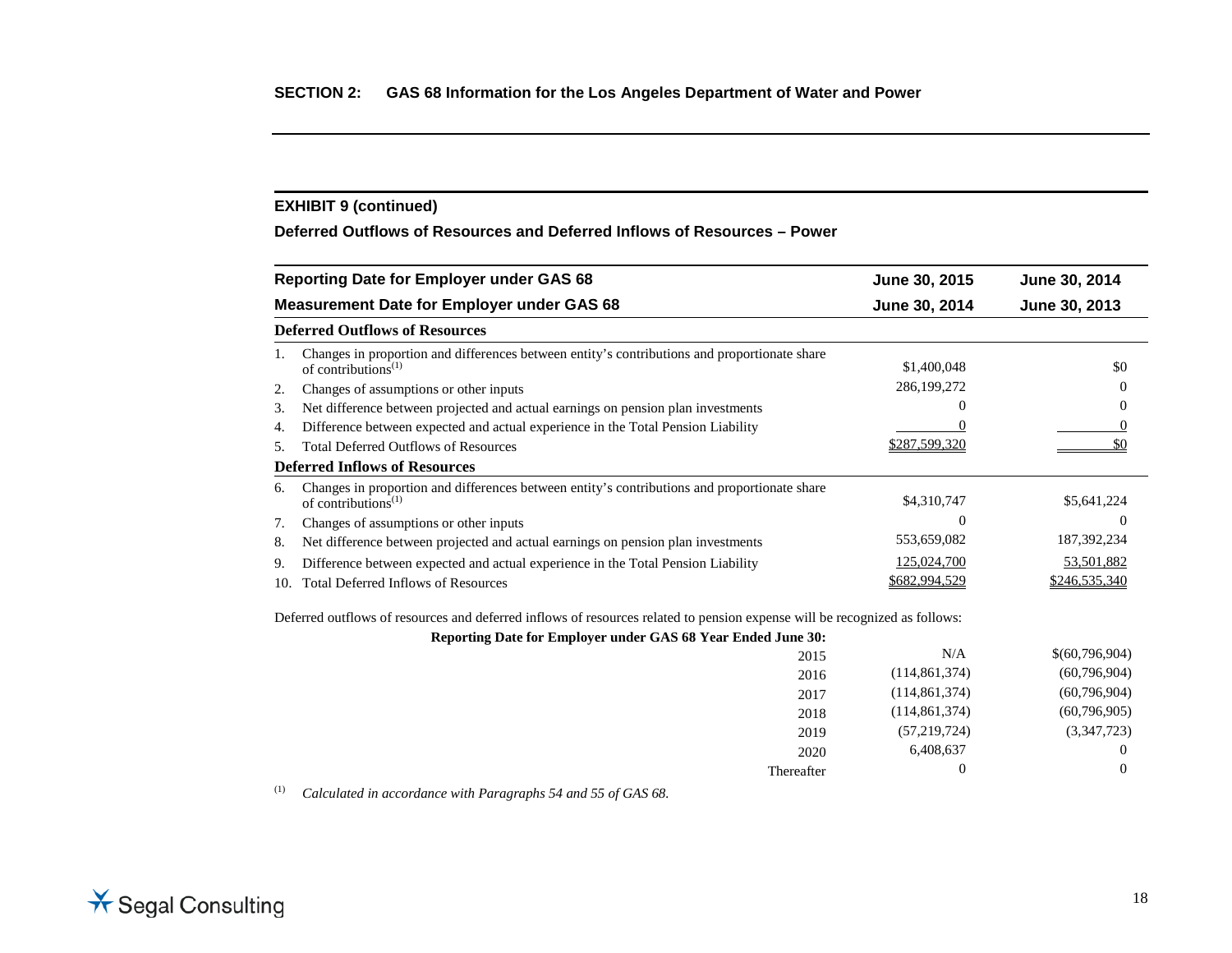## SECTION 2: GAS 68 Information for the Los Angeles Department of Water and Power

### EXHIBIT 9 (continued)

**Deferred Outflows of Resources and Deferred Inflows of Resources – Power**

| Reporting Date for Employer under GAS 68 | June 30, 2015 | June 30, 2014 |
|---|---|---|
| **Measurement Date for Employer under GAS 68** | **June 30, 2014** | **June 30, 2013** |
| **Deferred Outflows of Resources** | | |
| 1. Changes in proportion and differences between entity's contributions and proportionate share of contributions[1] | $1,400,048 | $0 |
| 2. Changes of assumptions or other inputs | 286,199,272 | 0 |
| 3. Net difference between projected and actual earnings on pension plan investments | 0 | 0 |
| 4. Difference between expected and actual experience in the Total Pension Liability | 0 | 0 |
| 5. Total Deferred Outflows of Resources | $287,599,320 | $0 |
| **Deferred Inflows of Resources** | | |
| 6. Changes in proportion and differences between entity's contributions and proportionate share of contributions[1] | $4,310,747 | $5,641,224 |
| 7. Changes of assumptions or other inputs | 0 | 0 |
| 8. Net difference between projected and actual earnings on pension plan investments | 553,659,082 | 187,392,234 |
| 9. Difference between expected and actual experience in the Total Pension Liability | 125,024,700 | 53,501,882 |
| 10. Total Deferred Inflows of Resources | $682,994,529 | $246,535,340 |

Deferred outflows of resources and deferred inflows of resources related to pension expense will be recognized as follows:

| Reporting Date for Employer under GAS 68 Year Ended June 30: | | |
|---|---|---|
| 2015 | N/A | $(60,796,904) |
| 2016 | (114,861,374) | (60,796,904) |
| 2017 | (114,861,374) | (60,796,904) |
| 2018 | (114,861,374) | (60,796,905) |
| 2019 | (57,219,724) | (3,347,723) |
| 2020 | 6,408,637 | 0 |
| Thereafter | 0 | 0 |

[1] *Calculated in accordance with Paragraphs 54 and 55 of GAS 68.*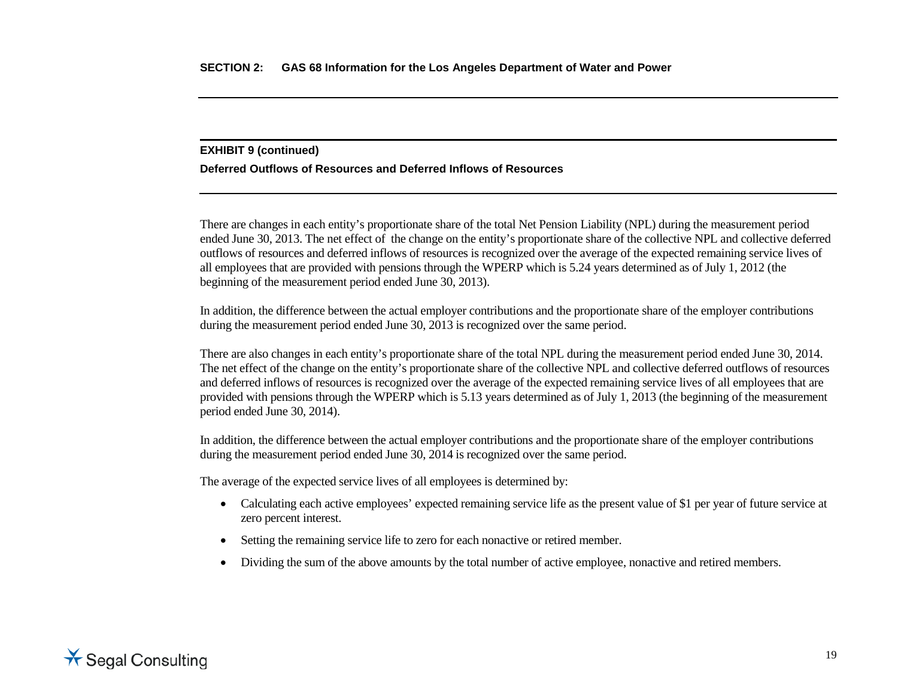**EXHIBIT 9 (continued)**

**Deferred Outflows of Resources and Deferred Inflows of Resources**

There are changes in each entity's proportionate share of the total Net Pension Liability (NPL) during the measurement period ended June 30, 2013. The net effect of the change on the entity's proportionate share of the collective NPL and collective deferred outflows of resources and deferred inflows of resources is recognized over the average of the expected remaining service lives of all employees that are provided with pensions through the WPERP which is 5.24 years determined as of July 1, 2012 (the beginning of the measurement period ended June 30, 2013).

In addition, the difference between the actual employer contributions and the proportionate share of the employer contributions during the measurement period ended June 30, 2013 is recognized over the same period.

There are also changes in each entity's proportionate share of the total NPL during the measurement period ended June 30, 2014. The net effect of the change on the entity's proportionate share of the collective NPL and collective deferred outflows of resources and deferred inflows of resources is recognized over the average of the expected remaining service lives of all employees that are provided with pensions through the WPERP which is 5.13 years determined as of July 1, 2013 (the beginning of the measurement period ended June 30, 2014).

In addition, the difference between the actual employer contributions and the proportionate share of the employer contributions during the measurement period ended June 30, 2014 is recognized over the same period.

The average of the expected service lives of all employees is determined by:

- Calculating each active employees' expected remaining service life as the present value of $1 per year of future service at zero percent interest.
- Setting the remaining service life to zero for each nonactive or retired member.
- Dividing the sum of the above amounts by the total number of active employee, nonactive and retired members.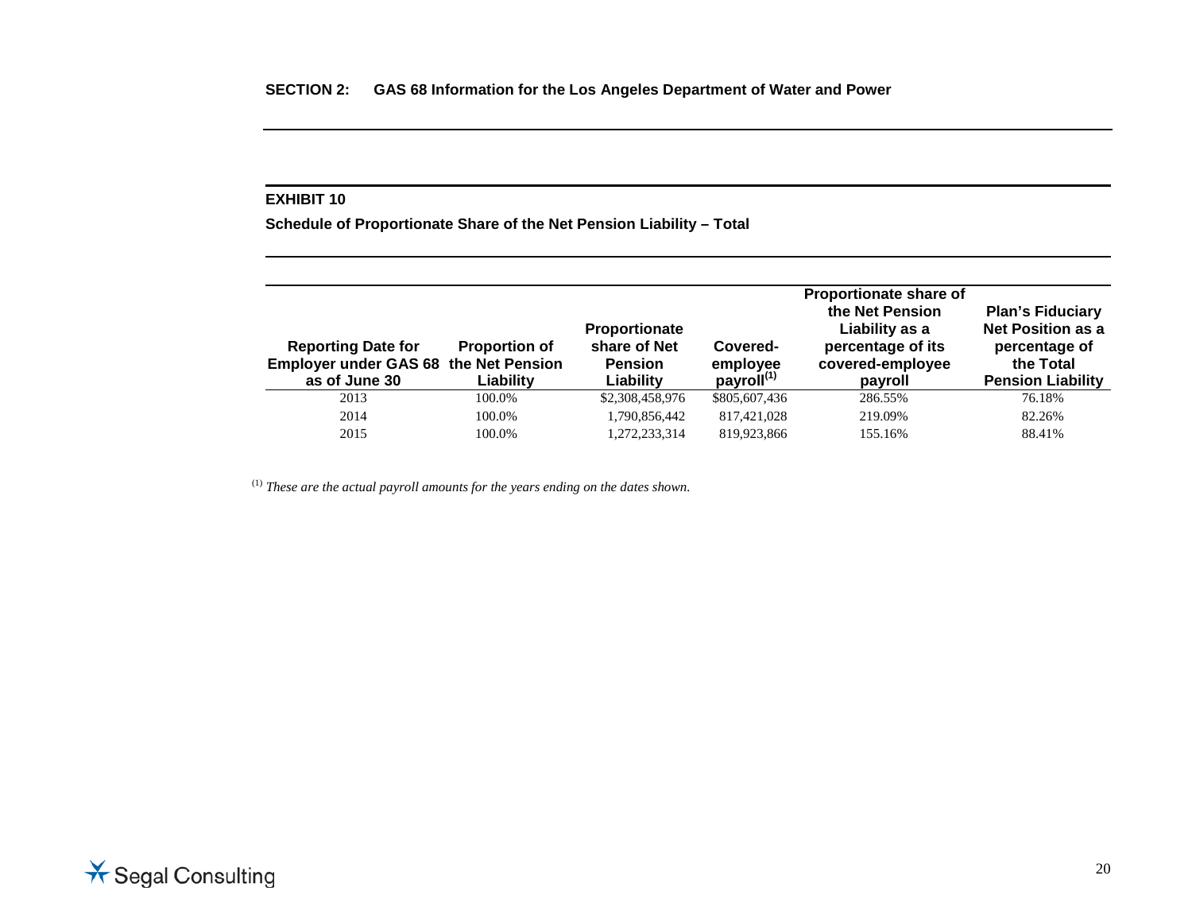**SECTION 2: GAS 68 Information for the Los Angeles Department of Water and Power**

## EXHIBIT 10

### Schedule of Proportionate Share of the Net Pension Liability – Total

| Reporting Date for Employer under GAS 68 as of June 30 | Proportion of the Net Pension Liability | Proportionate share of Net Pension Liability | Covered-employee payroll[1] | Proportionate share of the Net Pension Liability as a percentage of its covered-employee payroll | Plan's Fiduciary Net Position as a percentage of the Total Pension Liability |
|---|---|---|---|---|---|
| 2013 | 100.0% | $2,308,458,976 | $805,607,436 | 286.55% | 76.18% |
| 2014 | 100.0% | 1,790,856,442 | 817,421,028 | 219.09% | 82.26% |
| 2015 | 100.0% | 1,272,233,314 | 819,923,866 | 155.16% | 88.41% |

[1] *These are the actual payroll amounts for the years ending on the dates shown.*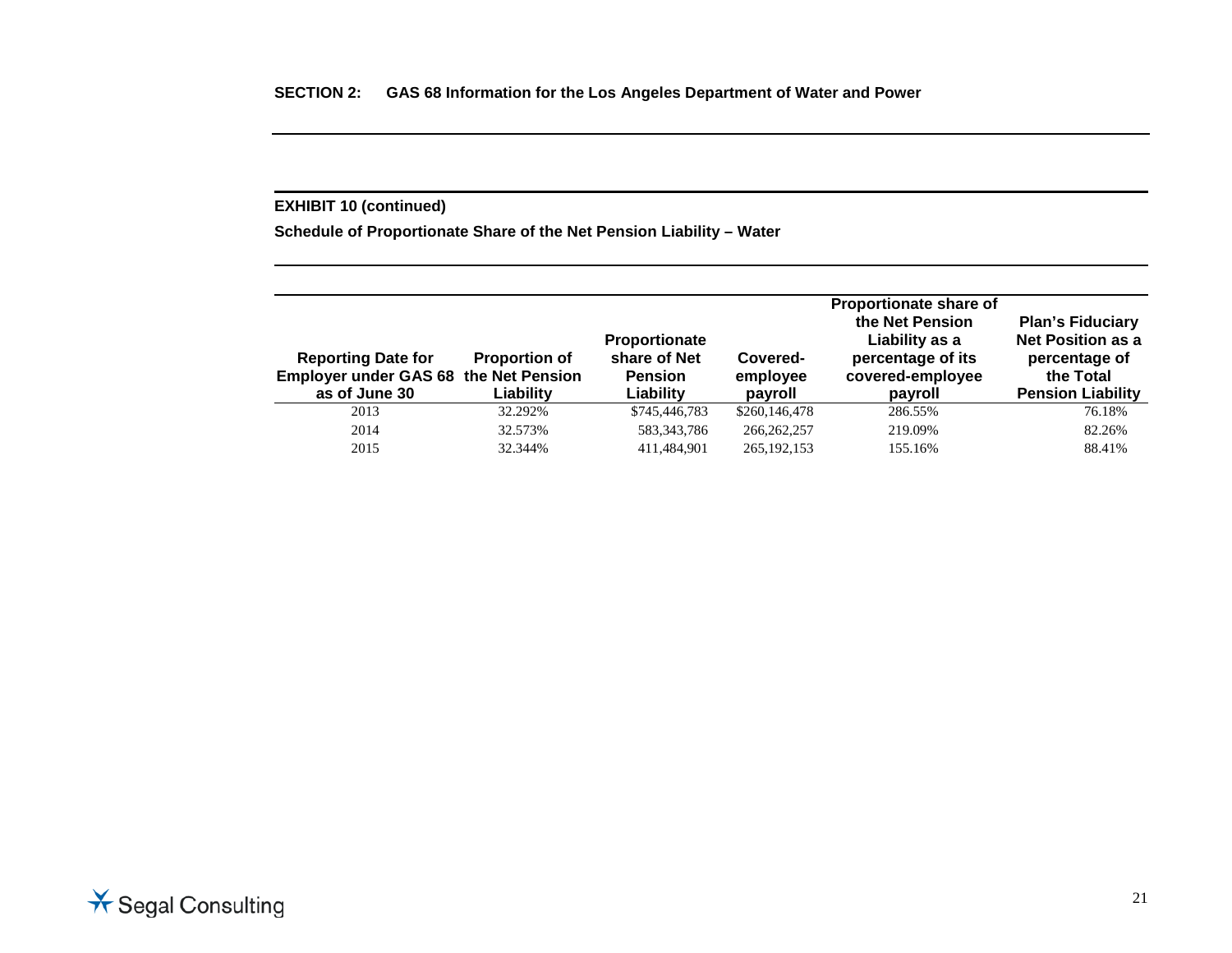**SECTION 2: GAS 68 Information for the Los Angeles Department of Water and Power**

**EXHIBIT 10 (continued)**

**Schedule of Proportionate Share of the Net Pension Liability – Water**

| Reporting Date for Employer under GAS 68 as of June 30 | Proportion of the Net Pension Liability | Proportionate share of Net Pension Liability | Covered-employee payroll | Proportionate share of the Net Pension Liability as a percentage of its covered-employee payroll | Plan's Fiduciary Net Position as a percentage of the Total Pension Liability |
|---|---|---|---|---|---|
| 2013 | 32.292% | $745,446,783 | $260,146,478 | 286.55% | 76.18% |
| 2014 | 32.573% | 583,343,786 | 266,262,257 | 219.09% | 82.26% |
| 2015 | 32.344% | 411,484,901 | 265,192,153 | 155.16% | 88.41% |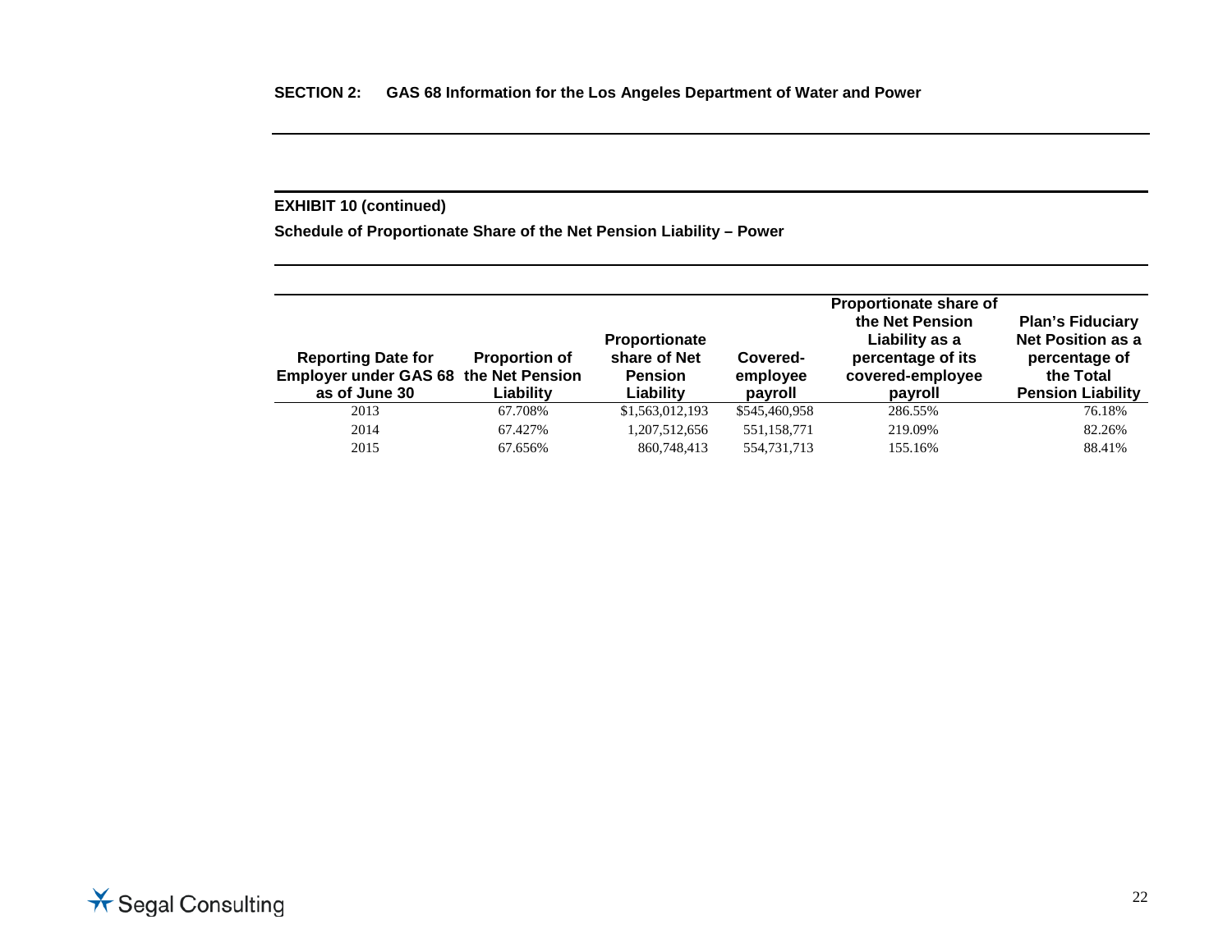## SECTION 2: GAS 68 Information for the Los Angeles Department of Water and Power

**EXHIBIT 10 (continued)**

**Schedule of Proportionate Share of the Net Pension Liability – Power**

| Reporting Date for Employer under GAS 68 as of June 30 | Proportion of the Net Pension Liability | Proportionate share of Net Pension Liability | Covered-employee payroll | Proportionate share of the Net Pension Liability as a percentage of its covered-employee payroll | Plan's Fiduciary Net Position as a percentage of the Total Pension Liability |
|---|---|---|---|---|---|
| 2013 | 67.708% | $1,563,012,193 | $545,460,958 | 286.55% | 76.18% |
| 2014 | 67.427% | 1,207,512,656 | 551,158,771 | 219.09% | 82.26% |
| 2015 | 67.656% | 860,748,413 | 554,731,713 | 155.16% | 88.41% |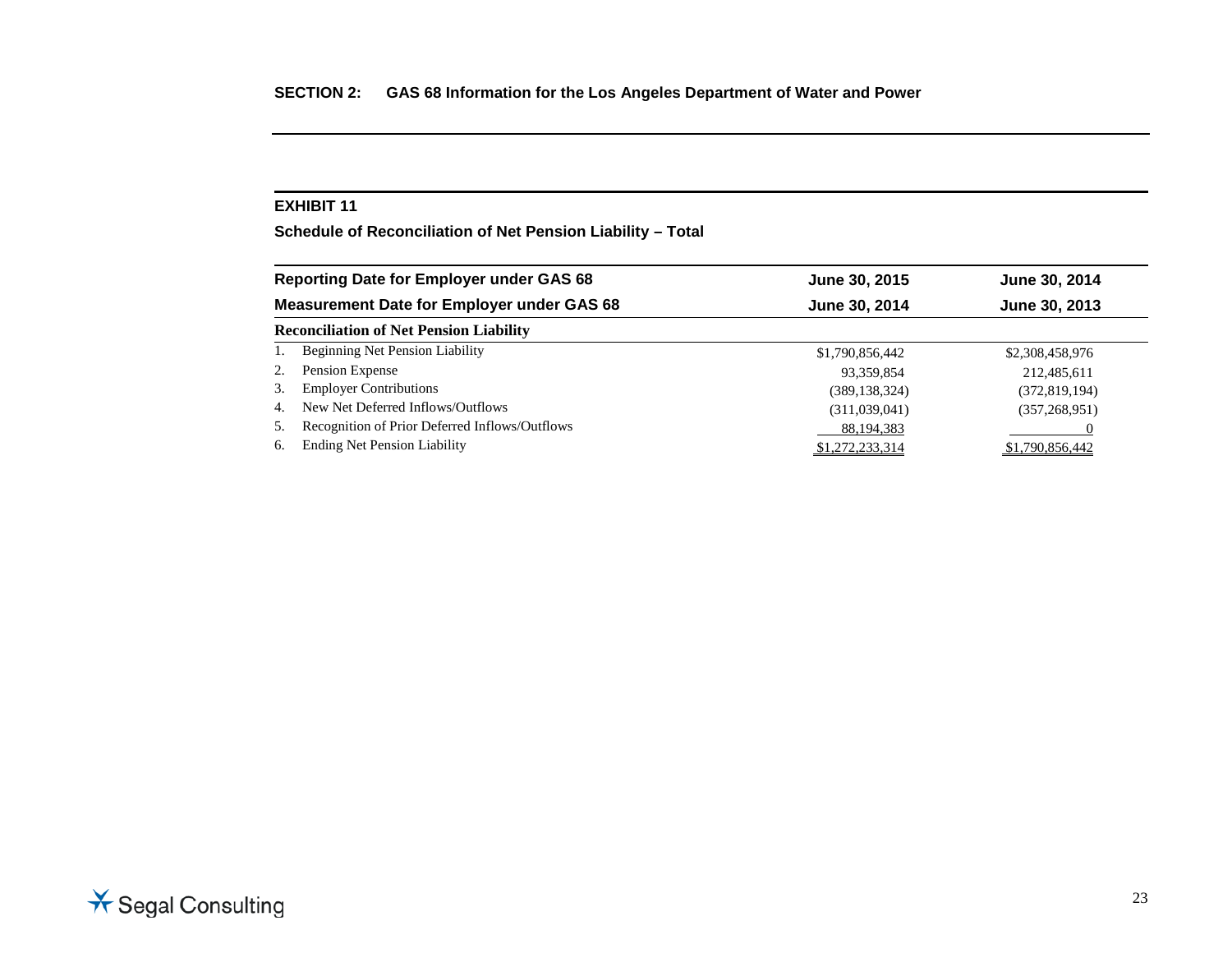## SECTION 2: GAS 68 Information for the Los Angeles Department of Water and Power

### EXHIBIT 11

**Schedule of Reconciliation of Net Pension Liability – Total**

| Reporting Date for Employer under GAS 68 | June 30, 2015 | June 30, 2014 |
|---|---|---|
| **Measurement Date for Employer under GAS 68** | **June 30, 2014** | **June 30, 2013** |
| **Reconciliation of Net Pension Liability** | | |
| 1. Beginning Net Pension Liability | $1,790,856,442 | $2,308,458,976 |
| 2. Pension Expense | 93,359,854 | 212,485,611 |
| 3. Employer Contributions | (389,138,324) | (372,819,194) |
| 4. New Net Deferred Inflows/Outflows | (311,039,041) | (357,268,951) |
| 5. Recognition of Prior Deferred Inflows/Outflows | 88,194,383 | 0 |
| 6. Ending Net Pension Liability | $1,272,233,314 | $1,790,856,442 |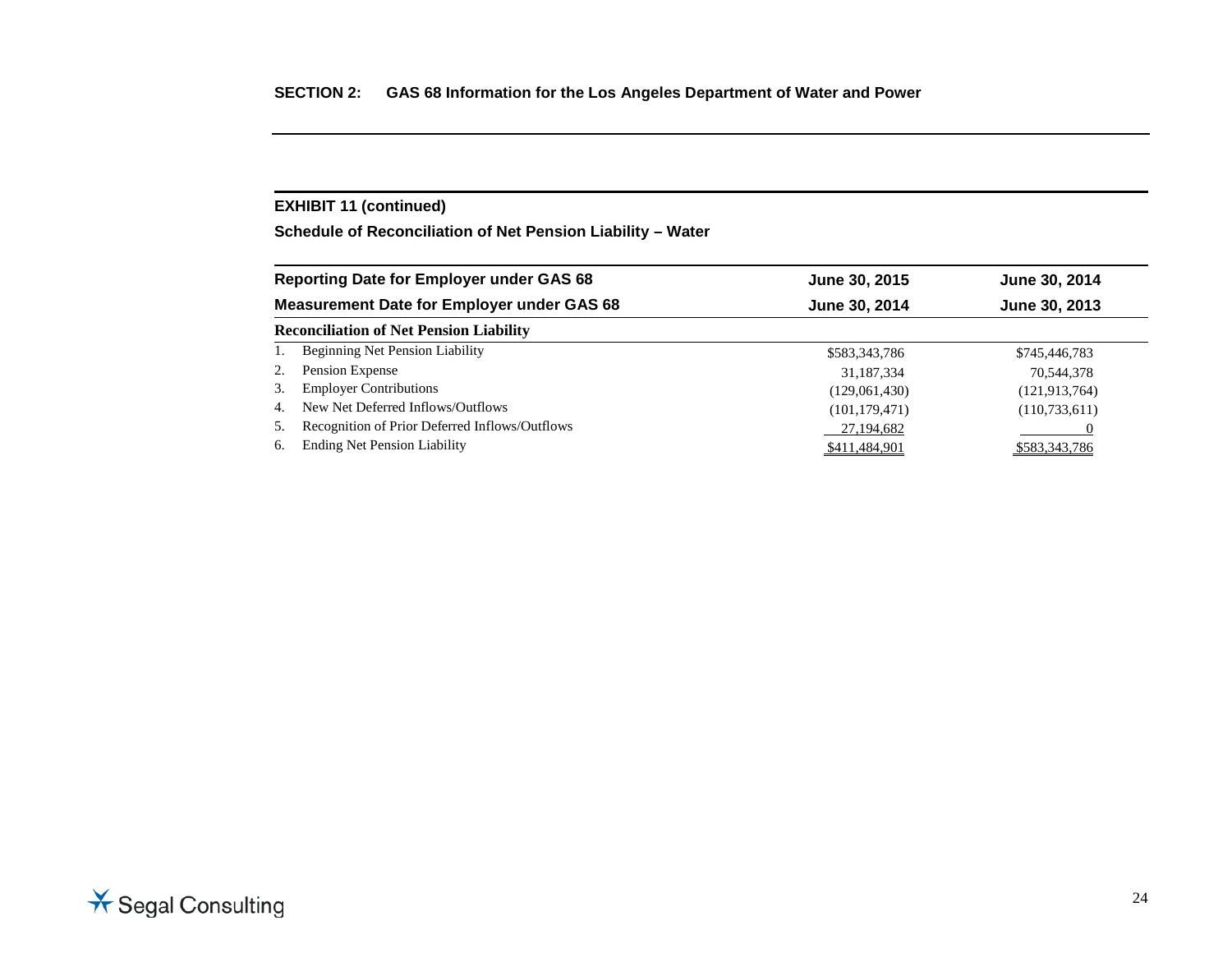## SECTION 2: GAS 68 Information for the Los Angeles Department of Water and Power

### EXHIBIT 11 (continued)

### Schedule of Reconciliation of Net Pension Liability – Water

| Reporting Date for Employer under GAS 68 | June 30, 2015 | June 30, 2014 |
|---|---|---|
| **Measurement Date for Employer under GAS 68** | **June 30, 2014** | **June 30, 2013** |
| **Reconciliation of Net Pension Liability** | | |
| 1. Beginning Net Pension Liability | $583,343,786 | $745,446,783 |
| 2. Pension Expense | 31,187,334 | 70,544,378 |
| 3. Employer Contributions | (129,061,430) | (121,913,764) |
| 4. New Net Deferred Inflows/Outflows | (101,179,471) | (110,733,611) |
| 5. Recognition of Prior Deferred Inflows/Outflows | 27,194,682 | 0 |
| 6. Ending Net Pension Liability | $411,484,901 | $583,343,786 |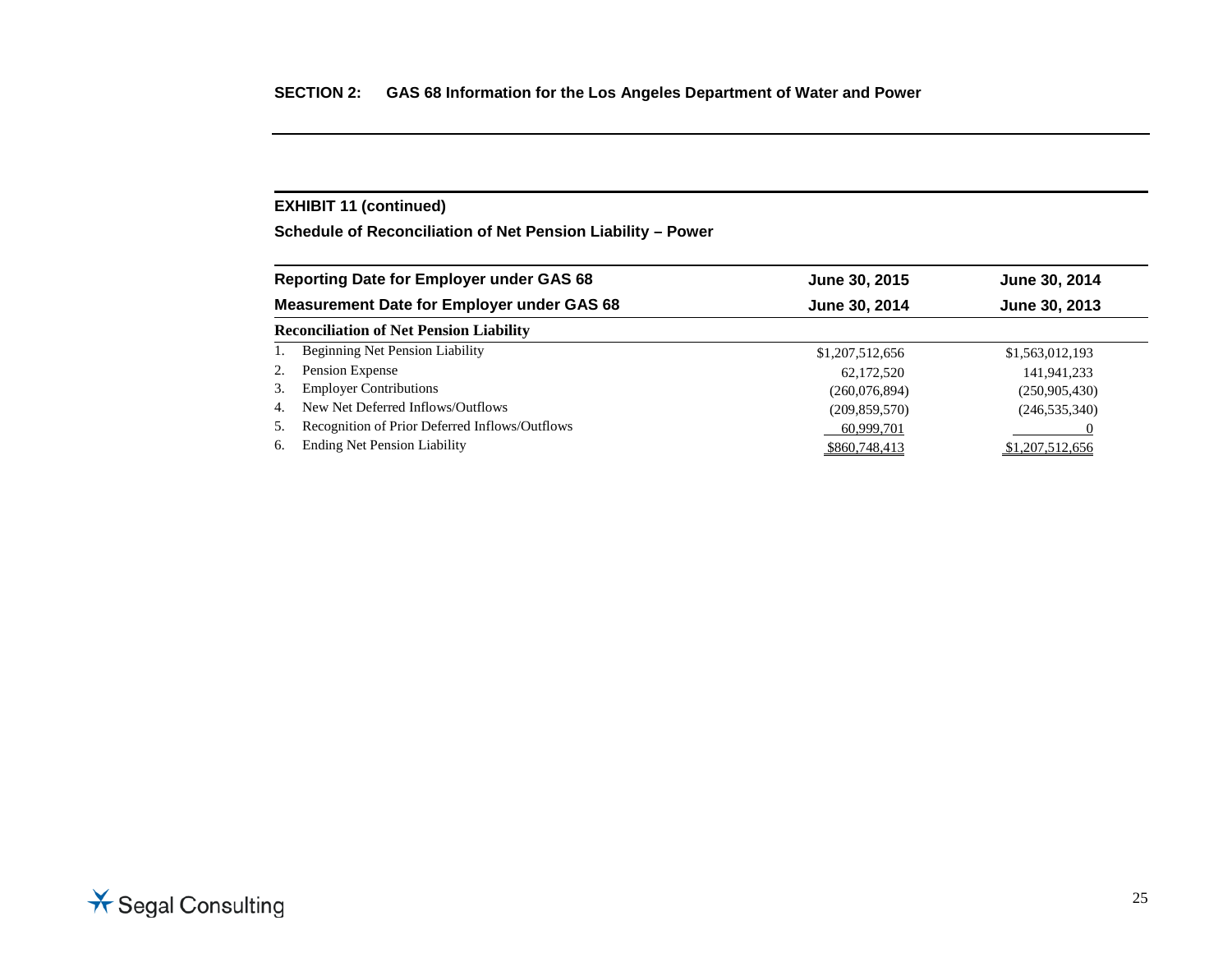## SECTION 2: GAS 68 Information for the Los Angeles Department of Water and Power

### EXHIBIT 11 (continued)

**Schedule of Reconciliation of Net Pension Liability – Power**

| Reporting Date for Employer under GAS 68 | June 30, 2015 | June 30, 2014 |
|---|---|---|
| **Measurement Date for Employer under GAS 68** | **June 30, 2014** | **June 30, 2013** |
| **Reconciliation of Net Pension Liability** | | |
| 1. Beginning Net Pension Liability | $1,207,512,656 | $1,563,012,193 |
| 2. Pension Expense | 62,172,520 | 141,941,233 |
| 3. Employer Contributions | (260,076,894) | (250,905,430) |
| 4. New Net Deferred Inflows/Outflows | (209,859,570) | (246,535,340) |
| 5. Recognition of Prior Deferred Inflows/Outflows | 60,999,701 | 0 |
| 6. Ending Net Pension Liability | $860,748,413 | $1,207,512,656 |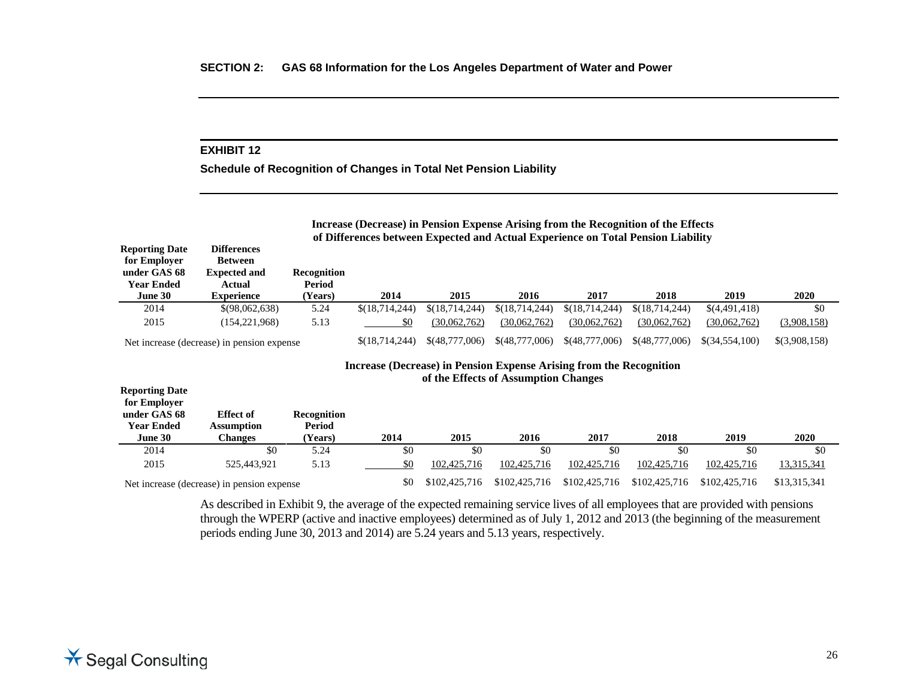## SECTION 2: GAS 68 Information for the Los Angeles Department of Water and Power

### EXHIBIT 12

**Schedule of Recognition of Changes in Total Net Pension Liability**

| Reporting Date for Employer under GAS 68 Year Ended June 30 | Differences Between Expected and Actual Experience | Recognition Period (Years) | Increase (Decrease) in Pension Expense Arising from the Recognition of the Effects of Differences between Expected and Actual Experience on Total Pension Liability 2014 | 2015 | 2016 | 2017 | 2018 | 2019 | 2020 |
|---|---|---|---|---|---|---|---|---|---|
| 2014 | $(98,062,638) | 5.24 | $(18,714,244) | $(18,714,244) | $(18,714,244) | $(18,714,244) | $(18,714,244) | $(4,491,418) | $0 |
| 2015 | (154,221,968) | 5.13 | $0 | (30,062,762) | (30,062,762) | (30,062,762) | (30,062,762) | (30,062,762) | (3,908,158) |
| Net increase (decrease) in pension expense | | | $(18,714,244) | $(48,777,006) | $(48,777,006) | $(48,777,006) | $(48,777,006) | $(34,554,100) | $(3,908,158) |

| Reporting Date for Employer under GAS 68 Year Ended June 30 | Effect of Assumption Changes | Recognition Period (Years) | Increase (Decrease) in Pension Expense Arising from the Recognition of the Effects of Assumption Changes 2014 | 2015 | 2016 | 2017 | 2018 | 2019 | 2020 |
|---|---|---|---|---|---|---|---|---|---|
| 2014 | $0 | 5.24 | $0 | $0 | $0 | $0 | $0 | $0 | $0 |
| 2015 | 525,443,921 | 5.13 | $0 | 102,425,716 | 102,425,716 | 102,425,716 | 102,425,716 | 102,425,716 | 13,315,341 |
| Net increase (decrease) in pension expense | | | $0 | $102,425,716 | $102,425,716 | $102,425,716 | $102,425,716 | $102,425,716 | $13,315,341 |

As described in Exhibit 9, the average of the expected remaining service lives of all employees that are provided with pensions through the WPERP (active and inactive employees) determined as of July 1, 2012 and 2013 (the beginning of the measurement periods ending June 30, 2013 and 2014) are 5.24 years and 5.13 years, respectively.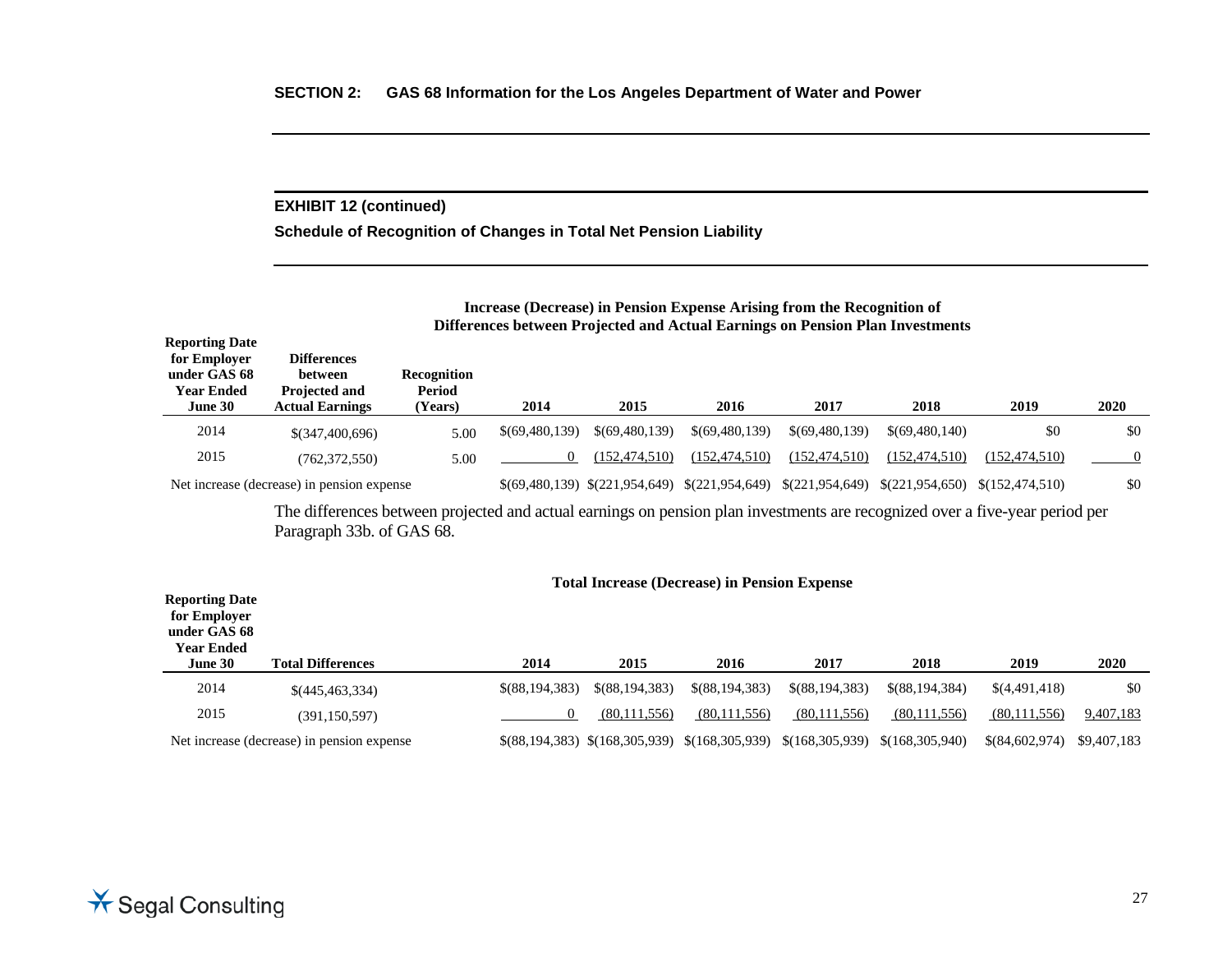## SECTION 2: GAS 68 Information for the Los Angeles Department of Water and Power

### EXHIBIT 12 (continued)

### Schedule of Recognition of Changes in Total Net Pension Liability

**Increase (Decrease) in Pension Expense Arising from the Recognition of Differences between Projected and Actual Earnings on Pension Plan Investments**

| Reporting Date for Employer under GAS 68 Year Ended June 30 | Differences between Projected and Actual Earnings | Recognition Period (Years) | 2014 | 2015 | 2016 | 2017 | 2018 | 2019 | 2020 |
|---|---|---|---|---|---|---|---|---|---|
| 2014 | $(347,400,696) | 5.00 | $(69,480,139) | $(69,480,139) | $(69,480,139) | $(69,480,139) | $(69,480,140) | $0 | $0 |
| 2015 | (762,372,550) | 5.00 | 0 | (152,474,510) | (152,474,510) | (152,474,510) | (152,474,510) | (152,474,510) | 0 |
| Net increase (decrease) in pension expense | | | $(69,480,139) | $(221,954,649) | $(221,954,649) | $(221,954,649) | $(221,954,650) | $(152,474,510) | $0 |

The differences between projected and actual earnings on pension plan investments are recognized over a five-year period per Paragraph 33b. of GAS 68.

**Total Increase (Decrease) in Pension Expense**

| Reporting Date for Employer under GAS 68 Year Ended June 30 | Total Differences | 2014 | 2015 | 2016 | 2017 | 2018 | 2019 | 2020 |
|---|---|---|---|---|---|---|---|---|
| 2014 | $(445,463,334) | $(88,194,383) | $(88,194,383) | $(88,194,383) | $(88,194,383) | $(88,194,384) | $(4,491,418) | $0 |
| 2015 | (391,150,597) | 0 | (80,111,556) | (80,111,556) | (80,111,556) | (80,111,556) | (80,111,556) | 9,407,183 |
| Net increase (decrease) in pension expense | | $(88,194,383) | $(168,305,939) | $(168,305,939) | $(168,305,939) | $(168,305,940) | $(84,602,974) | $9,407,183 |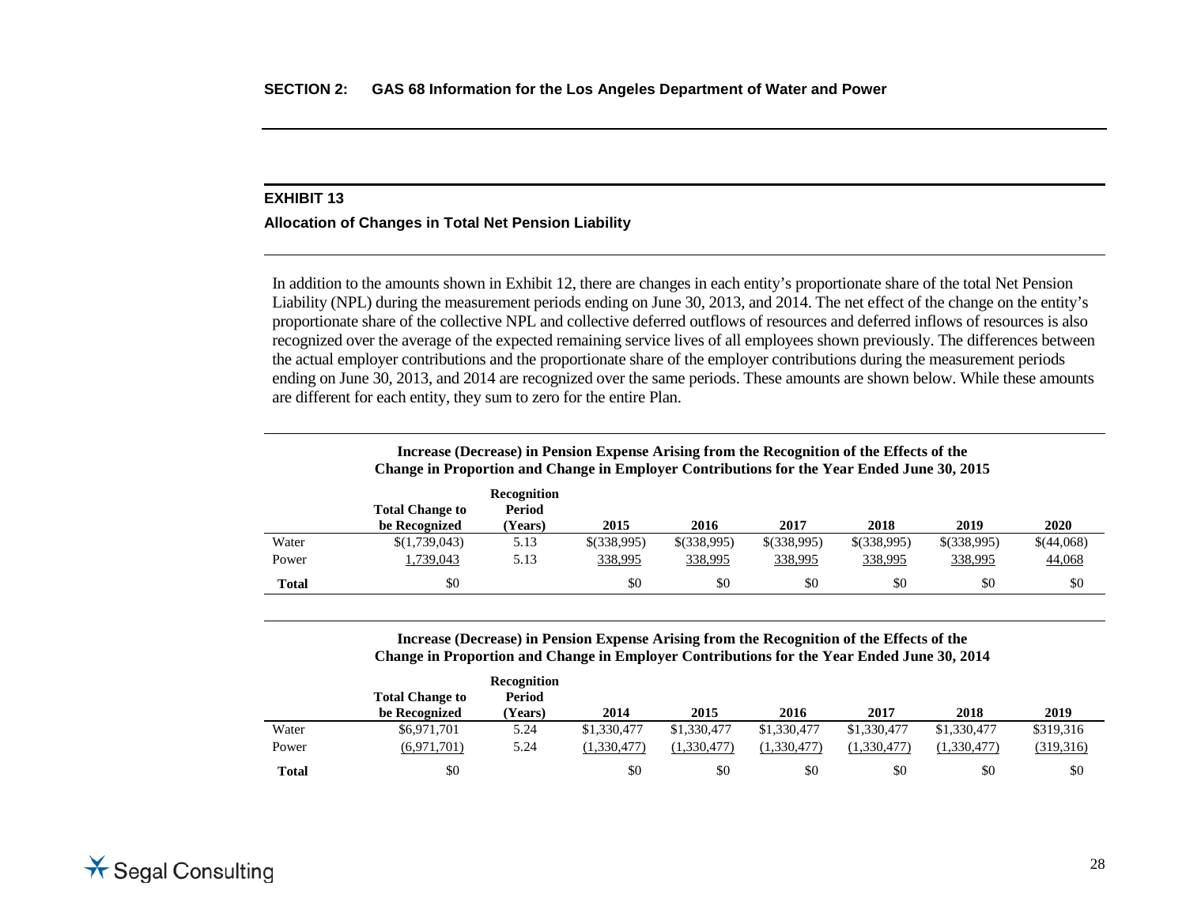**SECTION 2: GAS 68 Information for the Los Angeles Department of Water and Power**

## EXHIBIT 13

### Allocation of Changes in Total Net Pension Liability

In addition to the amounts shown in Exhibit 12, there are changes in each entity's proportionate share of the total Net Pension Liability (NPL) during the measurement periods ending on June 30, 2013, and 2014. The net effect of the change on the entity's proportionate share of the collective NPL and collective deferred outflows of resources and deferred inflows of resources is also recognized over the average of the expected remaining service lives of all employees shown previously. The differences between the actual employer contributions and the proportionate share of the employer contributions during the measurement periods ending on June 30, 2013, and 2014 are recognized over the same periods. These amounts are shown below. While these amounts are different for each entity, they sum to zero for the entire Plan.

**Increase (Decrease) in Pension Expense Arising from the Recognition of the Effects of the Change in Proportion and Change in Employer Contributions for the Year Ended June 30, 2015**

| | Total Change to be Recognized | Recognition Period (Years) | 2015 | 2016 | 2017 | 2018 | 2019 | 2020 |
|---|---|---|---|---|---|---|---|---|
| Water | $(1,739,043) | 5.13 | $(338,995) | $(338,995) | $(338,995) | $(338,995) | $(338,995) | $(44,068) |
| Power | 1,739,043 | 5.13 | 338,995 | 338,995 | 338,995 | 338,995 | 338,995 | 44,068 |
| **Total** | $0 | | $0 | $0 | $0 | $0 | $0 | $0 |

**Increase (Decrease) in Pension Expense Arising from the Recognition of the Effects of the Change in Proportion and Change in Employer Contributions for the Year Ended June 30, 2014**

| | Total Change to be Recognized | Recognition Period (Years) | 2014 | 2015 | 2016 | 2017 | 2018 | 2019 |
|---|---|---|---|---|---|---|---|---|
| Water | $6,971,701 | 5.24 | $1,330,477 | $1,330,477 | $1,330,477 | $1,330,477 | $1,330,477 | $319,316 |
| Power | (6,971,701) | 5.24 | (1,330,477) | (1,330,477) | (1,330,477) | (1,330,477) | (1,330,477) | (319,316) |
| **Total** | $0 | | $0 | $0 | $0 | $0 | $0 | $0 |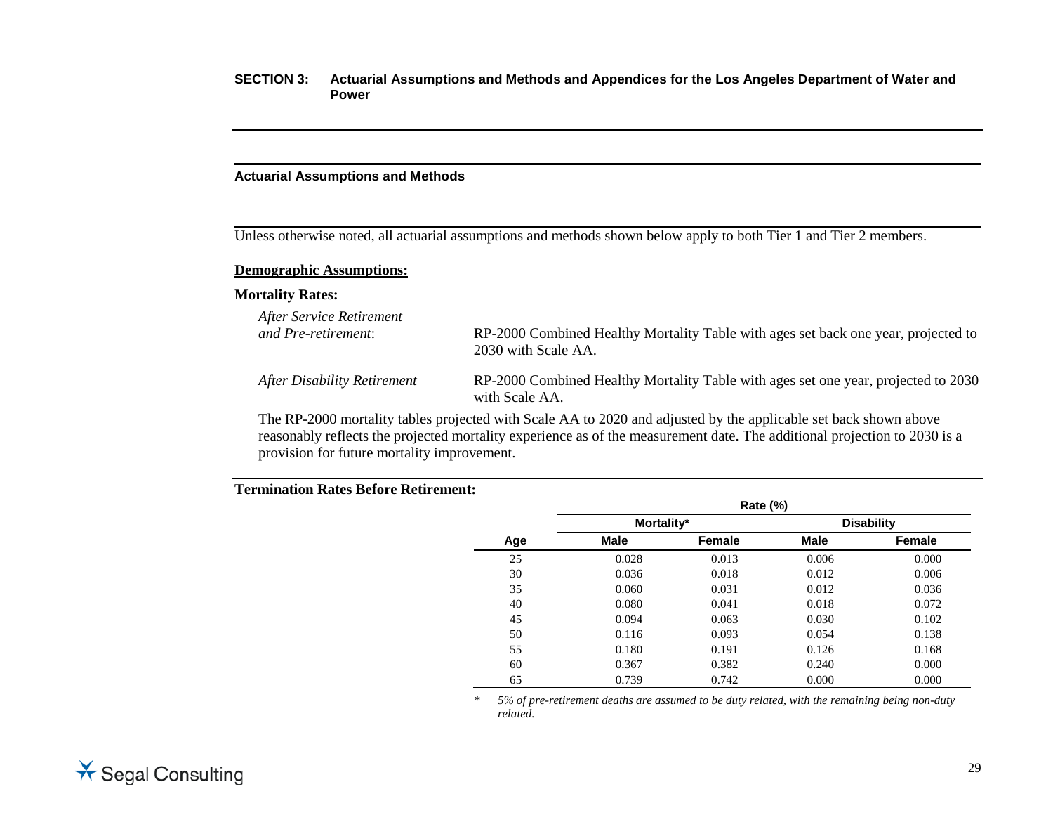**SECTION 3: Actuarial Assumptions and Methods and Appendices for the Los Angeles Department of Water and Power**

## Actuarial Assumptions and Methods

Unless otherwise noted, all actuarial assumptions and methods shown below apply to both Tier 1 and Tier 2 members.

**Demographic Assumptions:**

**Mortality Rates:**

*After Service Retirement and Pre-retirement*: RP-2000 Combined Healthy Mortality Table with ages set back one year, projected to 2030 with Scale AA.

*After Disability Retirement* RP-2000 Combined Healthy Mortality Table with ages set one year, projected to 2030 with Scale AA.

The RP-2000 mortality tables projected with Scale AA to 2020 and adjusted by the applicable set back shown above reasonably reflects the projected mortality experience as of the measurement date. The additional projection to 2030 is a provision for future mortality improvement.

**Termination Rates Before Retirement:**

| | Rate (%) | | | |
|---|---|---|---|---|
| | Mortality* | | Disability | |
| Age | Male | Female | Male | Female |
| 25 | 0.028 | 0.013 | 0.006 | 0.000 |
| 30 | 0.036 | 0.018 | 0.012 | 0.006 |
| 35 | 0.060 | 0.031 | 0.012 | 0.036 |
| 40 | 0.080 | 0.041 | 0.018 | 0.072 |
| 45 | 0.094 | 0.063 | 0.030 | 0.102 |
| 50 | 0.116 | 0.093 | 0.054 | 0.138 |
| 55 | 0.180 | 0.191 | 0.126 | 0.168 |
| 60 | 0.367 | 0.382 | 0.240 | 0.000 |
| 65 | 0.739 | 0.742 | 0.000 | 0.000 |

\* *5% of pre-retirement deaths are assumed to be duty related, with the remaining being non-duty related.*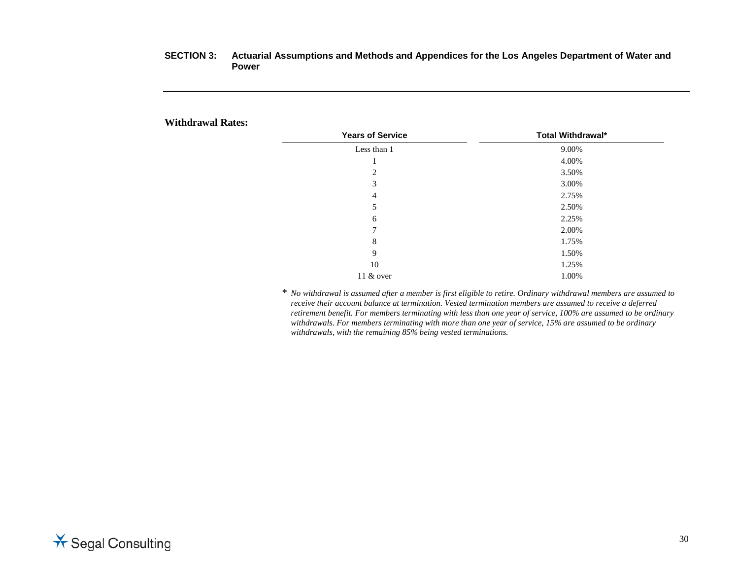**Withdrawal Rates:**

| Years of Service | Total Withdrawal* |
|---|---|
| Less than 1 | 9.00% |
| 1 | 4.00% |
| 2 | 3.50% |
| 3 | 3.00% |
| 4 | 2.75% |
| 5 | 2.50% |
| 6 | 2.25% |
| 7 | 2.00% |
| 8 | 1.75% |
| 9 | 1.50% |
| 10 | 1.25% |
| 11 & over | 1.00% |

\* *No withdrawal is assumed after a member is first eligible to retire. Ordinary withdrawal members are assumed to receive their account balance at termination. Vested termination members are assumed to receive a deferred retirement benefit. For members terminating with less than one year of service, 100% are assumed to be ordinary withdrawals. For members terminating with more than one year of service, 15% are assumed to be ordinary withdrawals, with the remaining 85% being vested terminations.*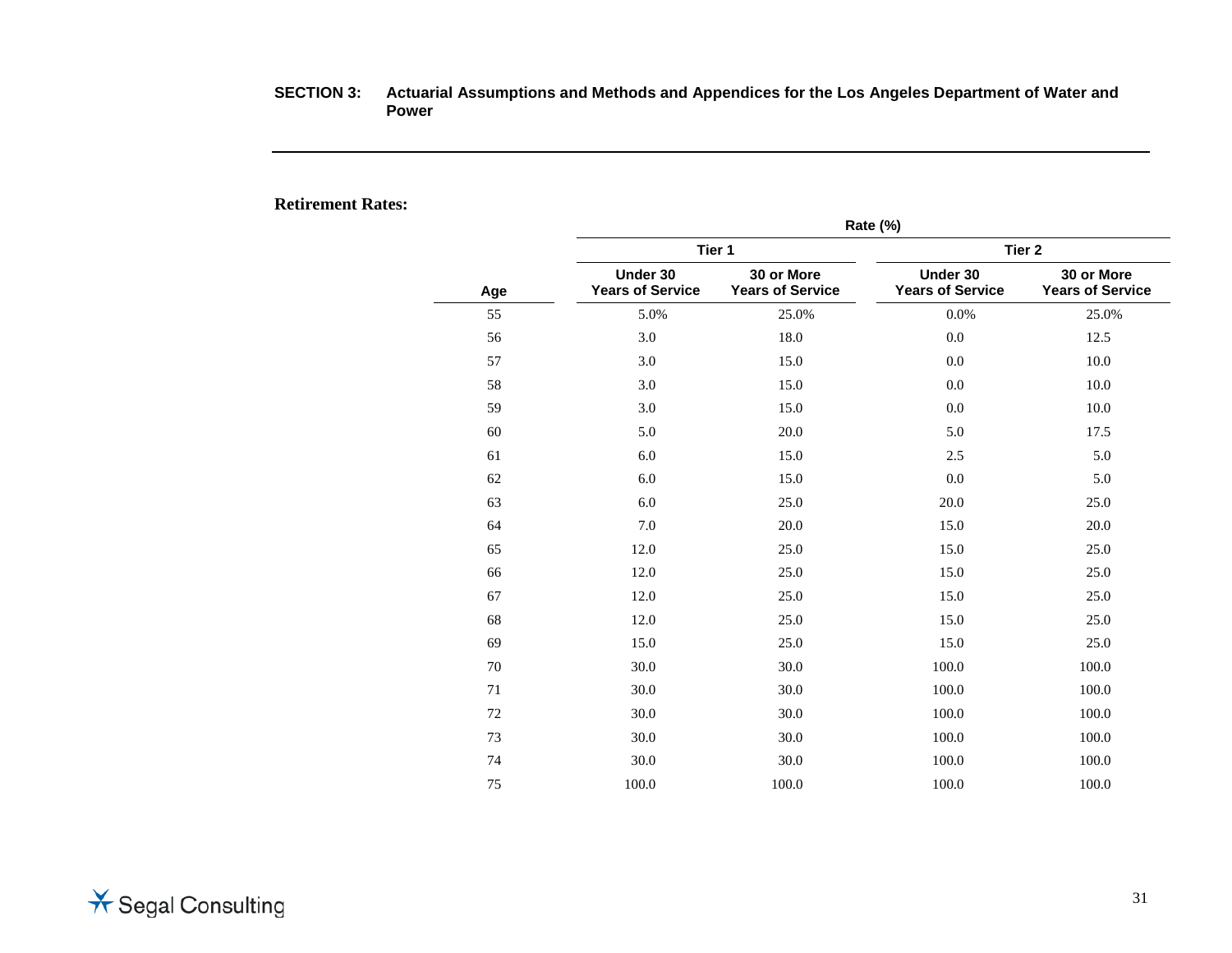**Retirement Rates:**

| | Rate (%) | | | |
|---|---|---|---|---|
| | Tier 1 | | Tier 2 | |
| Age | Under 30 Years of Service | 30 or More Years of Service | Under 30 Years of Service | 30 or More Years of Service |
| 55 | 5.0% | 25.0% | 0.0% | 25.0% |
| 56 | 3.0 | 18.0 | 0.0 | 12.5 |
| 57 | 3.0 | 15.0 | 0.0 | 10.0 |
| 58 | 3.0 | 15.0 | 0.0 | 10.0 |
| 59 | 3.0 | 15.0 | 0.0 | 10.0 |
| 60 | 5.0 | 20.0 | 5.0 | 17.5 |
| 61 | 6.0 | 15.0 | 2.5 | 5.0 |
| 62 | 6.0 | 15.0 | 0.0 | 5.0 |
| 63 | 6.0 | 25.0 | 20.0 | 25.0 |
| 64 | 7.0 | 20.0 | 15.0 | 20.0 |
| 65 | 12.0 | 25.0 | 15.0 | 25.0 |
| 66 | 12.0 | 25.0 | 15.0 | 25.0 |
| 67 | 12.0 | 25.0 | 15.0 | 25.0 |
| 68 | 12.0 | 25.0 | 15.0 | 25.0 |
| 69 | 15.0 | 25.0 | 15.0 | 25.0 |
| 70 | 30.0 | 30.0 | 100.0 | 100.0 |
| 71 | 30.0 | 30.0 | 100.0 | 100.0 |
| 72 | 30.0 | 30.0 | 100.0 | 100.0 |
| 73 | 30.0 | 30.0 | 100.0 | 100.0 |
| 74 | 30.0 | 30.0 | 100.0 | 100.0 |
| 75 | 100.0 | 100.0 | 100.0 | 100.0 |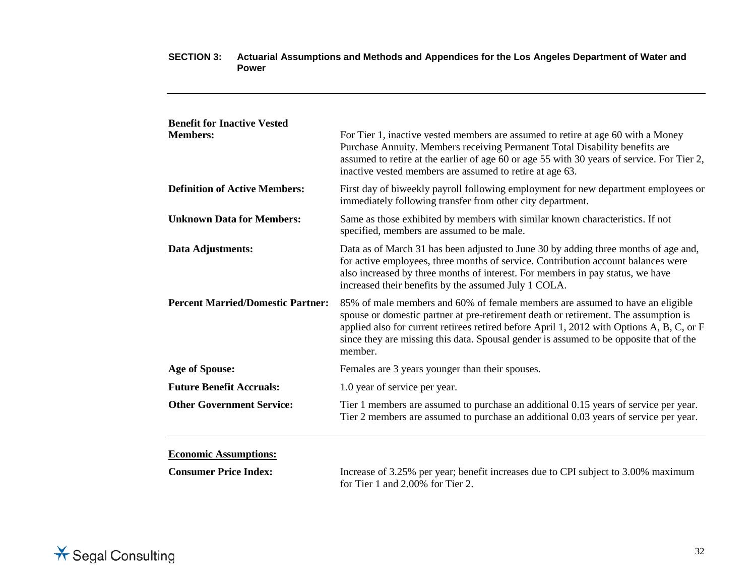**Benefit for Inactive Vested Members:** For Tier 1, inactive vested members are assumed to retire at age 60 with a Money Purchase Annuity. Members receiving Permanent Total Disability benefits are assumed to retire at the earlier of age 60 or age 55 with 30 years of service. For Tier 2, inactive vested members are assumed to retire at age 63.

**Definition of Active Members:** First day of biweekly payroll following employment for new department employees or immediately following transfer from other city department.

**Unknown Data for Members:** Same as those exhibited by members with similar known characteristics. If not specified, members are assumed to be male.

**Data Adjustments:** Data as of March 31 has been adjusted to June 30 by adding three months of age and, for active employees, three months of service. Contribution account balances were also increased by three months of interest. For members in pay status, we have increased their benefits by the assumed July 1 COLA.

**Percent Married/Domestic Partner:** 85% of male members and 60% of female members are assumed to have an eligible spouse or domestic partner at pre-retirement death or retirement. The assumption is applied also for current retirees retired before April 1, 2012 with Options A, B, C, or F since they are missing this data. Spousal gender is assumed to be opposite that of the member.

**Age of Spouse:** Females are 3 years younger than their spouses.

**Future Benefit Accruals:** 1.0 year of service per year.

**Other Government Service:** Tier 1 members are assumed to purchase an additional 0.15 years of service per year. Tier 2 members are assumed to purchase an additional 0.03 years of service per year.

---

**Economic Assumptions:**

**Consumer Price Index:** Increase of 3.25% per year; benefit increases due to CPI subject to 3.00% maximum for Tier 1 and 2.00% for Tier 2.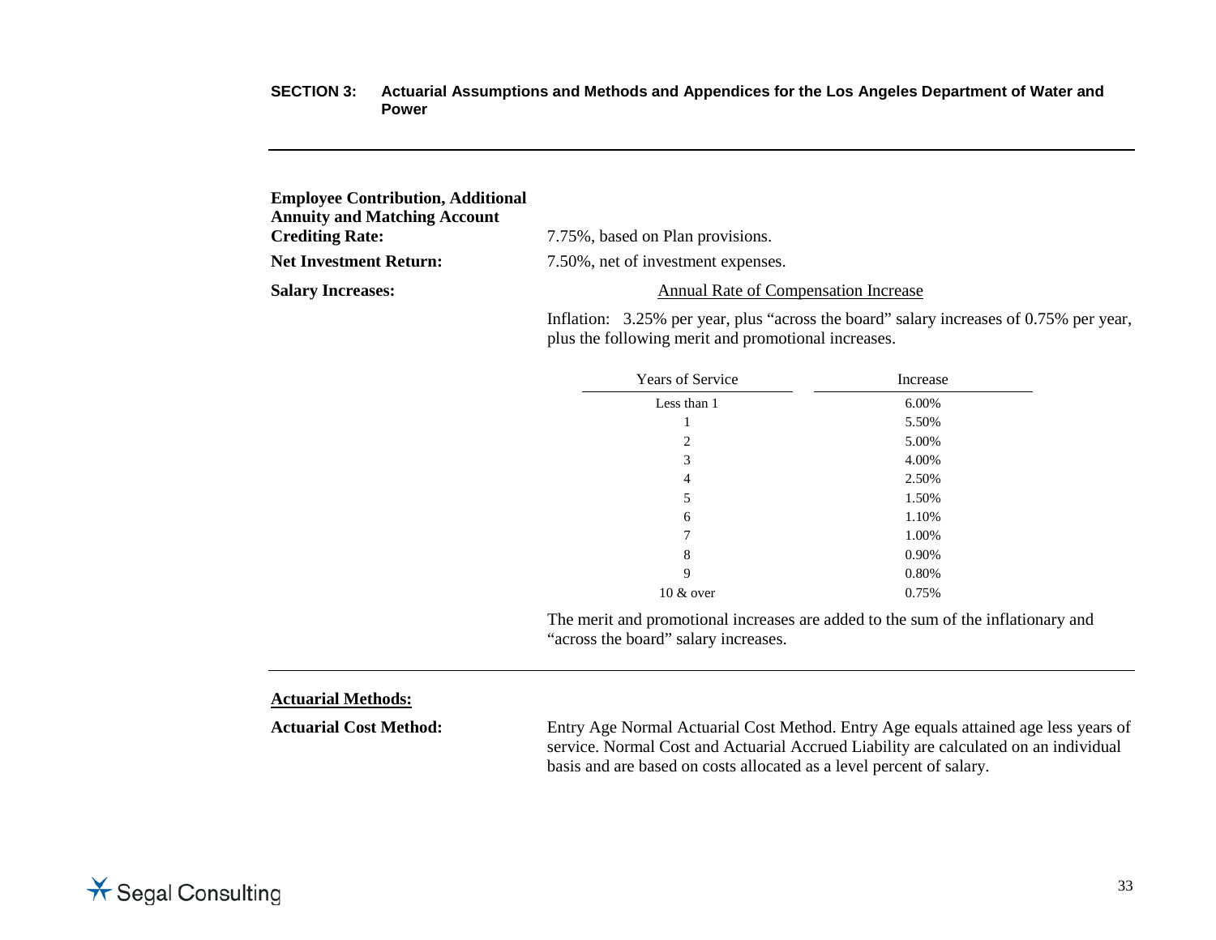**Employee Contribution, Additional Annuity and Matching Account Crediting Rate:** 7.75%, based on Plan provisions.

**Net Investment Return:** 7.50%, net of investment expenses.

**Salary Increases:**

Annual Rate of Compensation Increase

Inflation: 3.25% per year, plus "across the board" salary increases of 0.75% per year, plus the following merit and promotional increases.

| Years of Service | Increase |
|---|---|
| Less than 1 | 6.00% |
| 1 | 5.50% |
| 2 | 5.00% |
| 3 | 4.00% |
| 4 | 2.50% |
| 5 | 1.50% |
| 6 | 1.10% |
| 7 | 1.00% |
| 8 | 0.90% |
| 9 | 0.80% |
| 10 & over | 0.75% |

The merit and promotional increases are added to the sum of the inflationary and "across the board" salary increases.

---

**Actuarial Methods:**

**Actuarial Cost Method:** Entry Age Normal Actuarial Cost Method. Entry Age equals attained age less years of service. Normal Cost and Actuarial Accrued Liability are calculated on an individual basis and are based on costs allocated as a level percent of salary.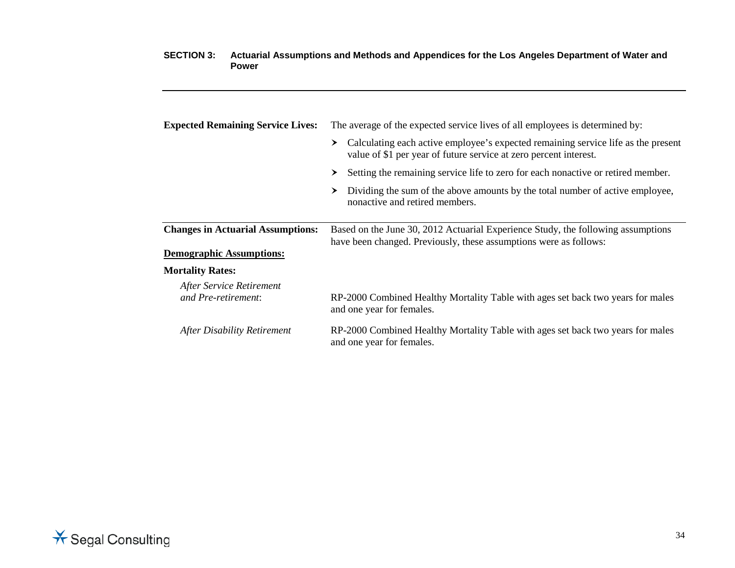**Expected Remaining Service Lives:** The average of the expected service lives of all employees is determined by:

- Calculating each active employee's expected remaining service life as the present value of $1 per year of future service at zero percent interest.
- Setting the remaining service life to zero for each nonactive or retired member.
- Dividing the sum of the above amounts by the total number of active employee, nonactive and retired members.

---

**Changes in Actuarial Assumptions:** Based on the June 30, 2012 Actuarial Experience Study, the following assumptions have been changed. Previously, these assumptions were as follows:

**Demographic Assumptions:**

**Mortality Rates:**

*After Service Retirement and Pre-retirement*: RP-2000 Combined Healthy Mortality Table with ages set back two years for males and one year for females.

*After Disability Retirement*: RP-2000 Combined Healthy Mortality Table with ages set back two years for males and one year for females.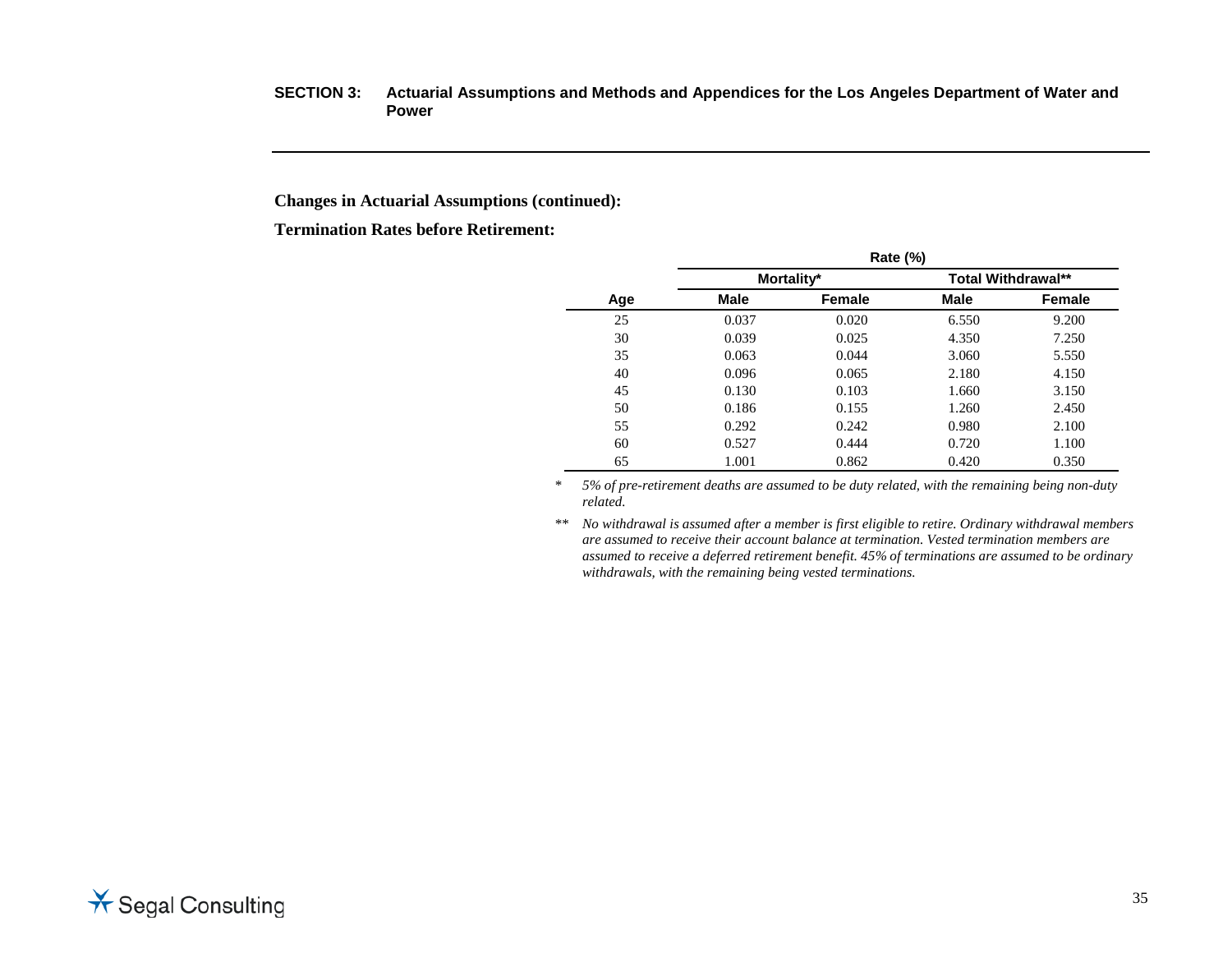**Changes in Actuarial Assumptions (continued):**

**Termination Rates before Retirement:**

| | Rate (%) | | | |
|---|---|---|---|---|
| | Mortality* | | Total Withdrawal** | |
| Age | Male | Female | Male | Female |
| 25 | 0.037 | 0.020 | 6.550 | 9.200 |
| 30 | 0.039 | 0.025 | 4.350 | 7.250 |
| 35 | 0.063 | 0.044 | 3.060 | 5.550 |
| 40 | 0.096 | 0.065 | 2.180 | 4.150 |
| 45 | 0.130 | 0.103 | 1.660 | 3.150 |
| 50 | 0.186 | 0.155 | 1.260 | 2.450 |
| 55 | 0.292 | 0.242 | 0.980 | 2.100 |
| 60 | 0.527 | 0.444 | 0.720 | 1.100 |
| 65 | 1.001 | 0.862 | 0.420 | 0.350 |

\* *5% of pre-retirement deaths are assumed to be duty related, with the remaining being non-duty related.*

\*\* *No withdrawal is assumed after a member is first eligible to retire. Ordinary withdrawal members are assumed to receive their account balance at termination. Vested termination members are assumed to receive a deferred retirement benefit. 45% of terminations are assumed to be ordinary withdrawals, with the remaining being vested terminations.*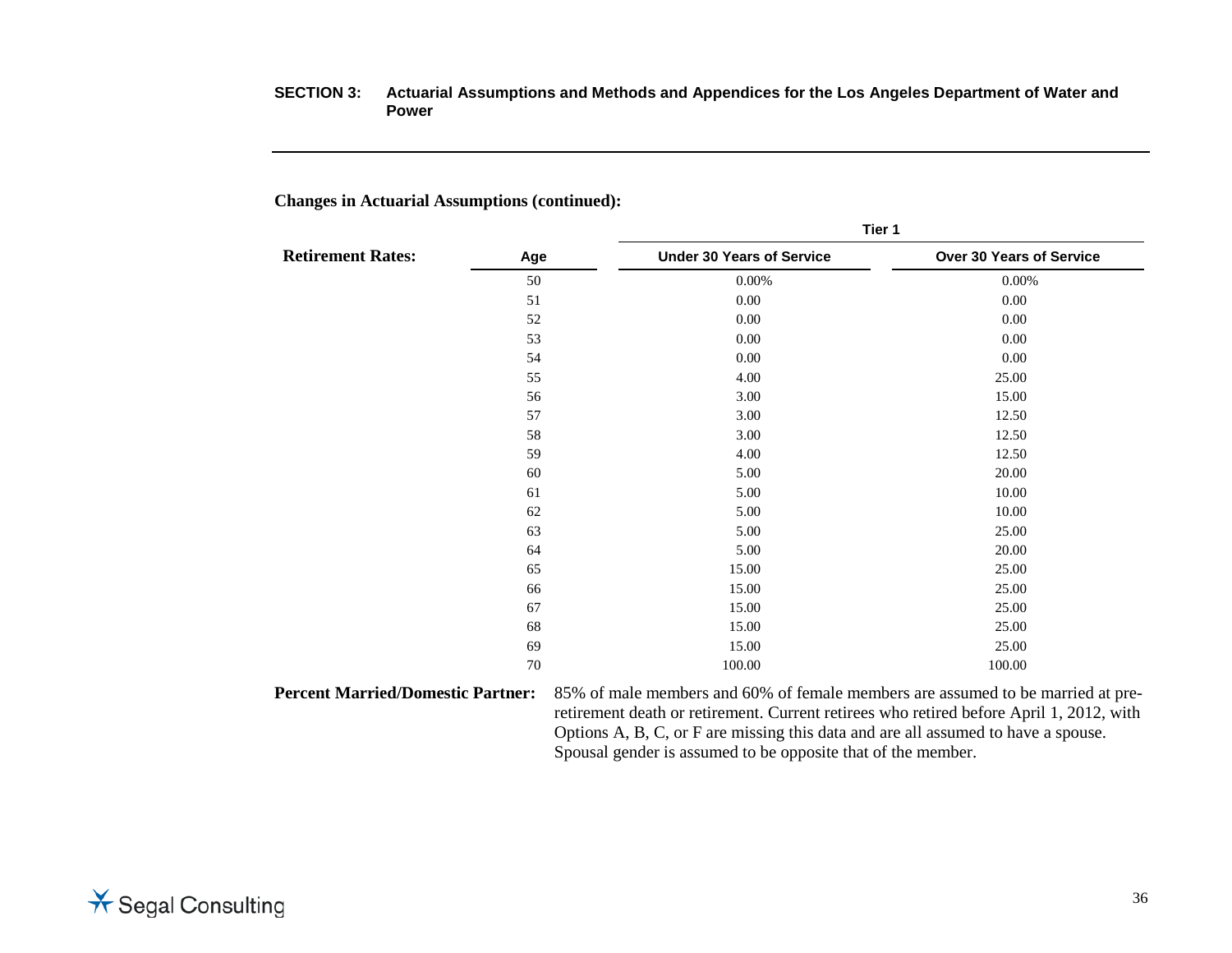**Changes in Actuarial Assumptions (continued):**

**Retirement Rates:**

| Age | Tier 1 | |
|---|---|---|
| | Under 30 Years of Service | Over 30 Years of Service |
| 50 | 0.00% | 0.00% |
| 51 | 0.00 | 0.00 |
| 52 | 0.00 | 0.00 |
| 53 | 0.00 | 0.00 |
| 54 | 0.00 | 0.00 |
| 55 | 4.00 | 25.00 |
| 56 | 3.00 | 15.00 |
| 57 | 3.00 | 12.50 |
| 58 | 3.00 | 12.50 |
| 59 | 4.00 | 12.50 |
| 60 | 5.00 | 20.00 |
| 61 | 5.00 | 10.00 |
| 62 | 5.00 | 10.00 |
| 63 | 5.00 | 25.00 |
| 64 | 5.00 | 20.00 |
| 65 | 15.00 | 25.00 |
| 66 | 15.00 | 25.00 |
| 67 | 15.00 | 25.00 |
| 68 | 15.00 | 25.00 |
| 69 | 15.00 | 25.00 |
| 70 | 100.00 | 100.00 |

**Percent Married/Domestic Partner:** 85% of male members and 60% of female members are assumed to be married at pre-retirement death or retirement. Current retirees who retired before April 1, 2012, with Options A, B, C, or F are missing this data and are all assumed to have a spouse. Spousal gender is assumed to be opposite that of the member.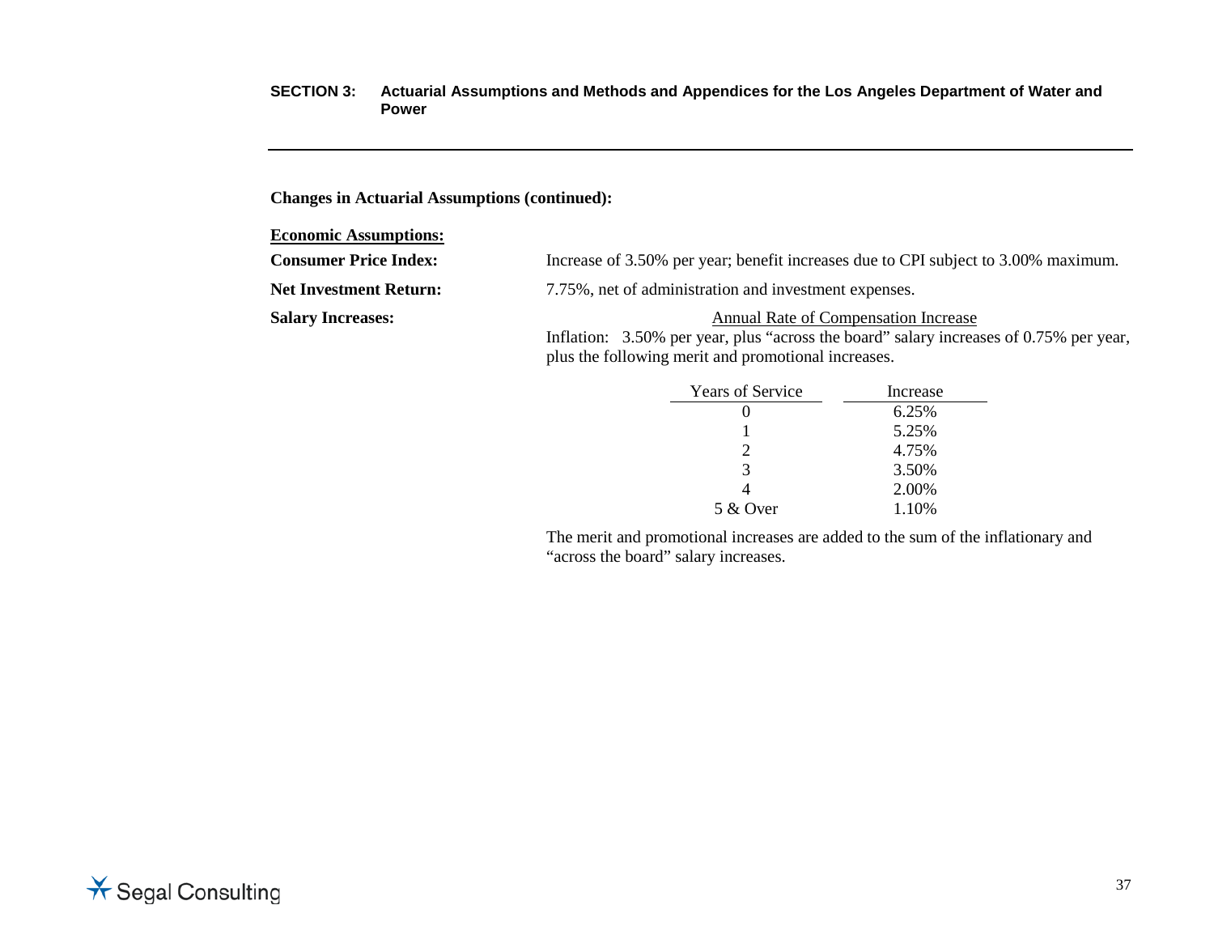**Changes in Actuarial Assumptions (continued):**

**Economic Assumptions:**

**Consumer Price Index:** Increase of 3.50% per year; benefit increases due to CPI subject to 3.00% maximum.

**Net Investment Return:** 7.75%, net of administration and investment expenses.

**Salary Increases:**

Annual Rate of Compensation Increase

Inflation: 3.50% per year, plus "across the board" salary increases of 0.75% per year, plus the following merit and promotional increases.

| Years of Service | Increase |
|---|---|
| 0 | 6.25% |
| 1 | 5.25% |
| 2 | 4.75% |
| 3 | 3.50% |
| 4 | 2.00% |
| 5 & Over | 1.10% |

The merit and promotional increases are added to the sum of the inflationary and "across the board" salary increases.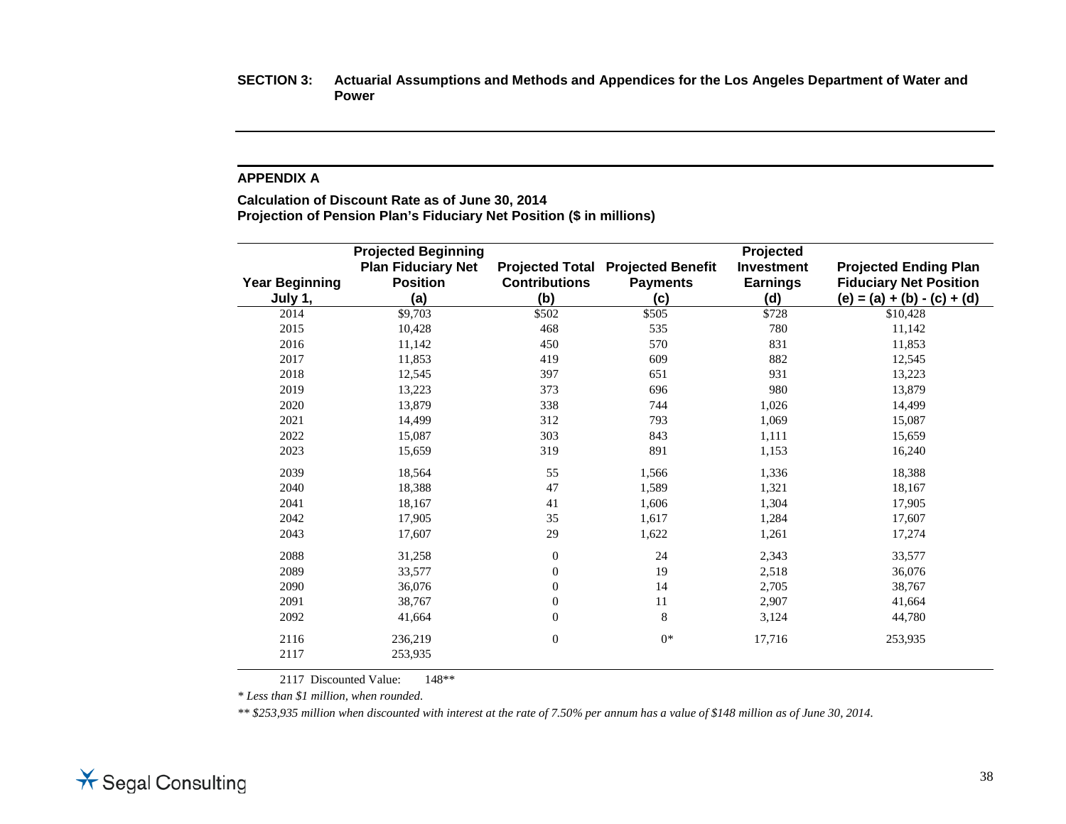**SECTION 3: Actuarial Assumptions and Methods and Appendices for the Los Angeles Department of Water and Power**

## APPENDIX A

**Calculation of Discount Rate as of June 30, 2014**
**Projection of Pension Plan's Fiduciary Net Position ($ in millions)**

| Year Beginning July 1, | Projected Beginning Plan Fiduciary Net Position (a) | Projected Total Contributions (b) | Projected Benefit Payments (c) | Projected Investment Earnings (d) | Projected Ending Plan Fiduciary Net Position (e) = (a) + (b) - (c) + (d) |
|---|---|---|---|---|---|
| 2014 | $9,703 | $502 | $505 | $728 | $10,428 |
| 2015 | 10,428 | 468 | 535 | 780 | 11,142 |
| 2016 | 11,142 | 450 | 570 | 831 | 11,853 |
| 2017 | 11,853 | 419 | 609 | 882 | 12,545 |
| 2018 | 12,545 | 397 | 651 | 931 | 13,223 |
| 2019 | 13,223 | 373 | 696 | 980 | 13,879 |
| 2020 | 13,879 | 338 | 744 | 1,026 | 14,499 |
| 2021 | 14,499 | 312 | 793 | 1,069 | 15,087 |
| 2022 | 15,087 | 303 | 843 | 1,111 | 15,659 |
| 2023 | 15,659 | 319 | 891 | 1,153 | 16,240 |
| 2039 | 18,564 | 55 | 1,566 | 1,336 | 18,388 |
| 2040 | 18,388 | 47 | 1,589 | 1,321 | 18,167 |
| 2041 | 18,167 | 41 | 1,606 | 1,304 | 17,905 |
| 2042 | 17,905 | 35 | 1,617 | 1,284 | 17,607 |
| 2043 | 17,607 | 29 | 1,622 | 1,261 | 17,274 |
| 2088 | 31,258 | 0 | 24 | 2,343 | 33,577 |
| 2089 | 33,577 | 0 | 19 | 2,518 | 36,076 |
| 2090 | 36,076 | 0 | 14 | 2,705 | 38,767 |
| 2091 | 38,767 | 0 | 11 | 2,907 | 41,664 |
| 2092 | 41,664 | 0 | 8 | 3,124 | 44,780 |
| 2116 | 236,219 | 0 | 0* | 17,716 | 253,935 |
| 2117 | 253,935 | | | | |

2117 Discounted Value: 148**

*\* Less than $1 million, when rounded.*

*\*\* $253,935 million when discounted with interest at the rate of 7.50% per annum has a value of $148 million as of June 30, 2014.*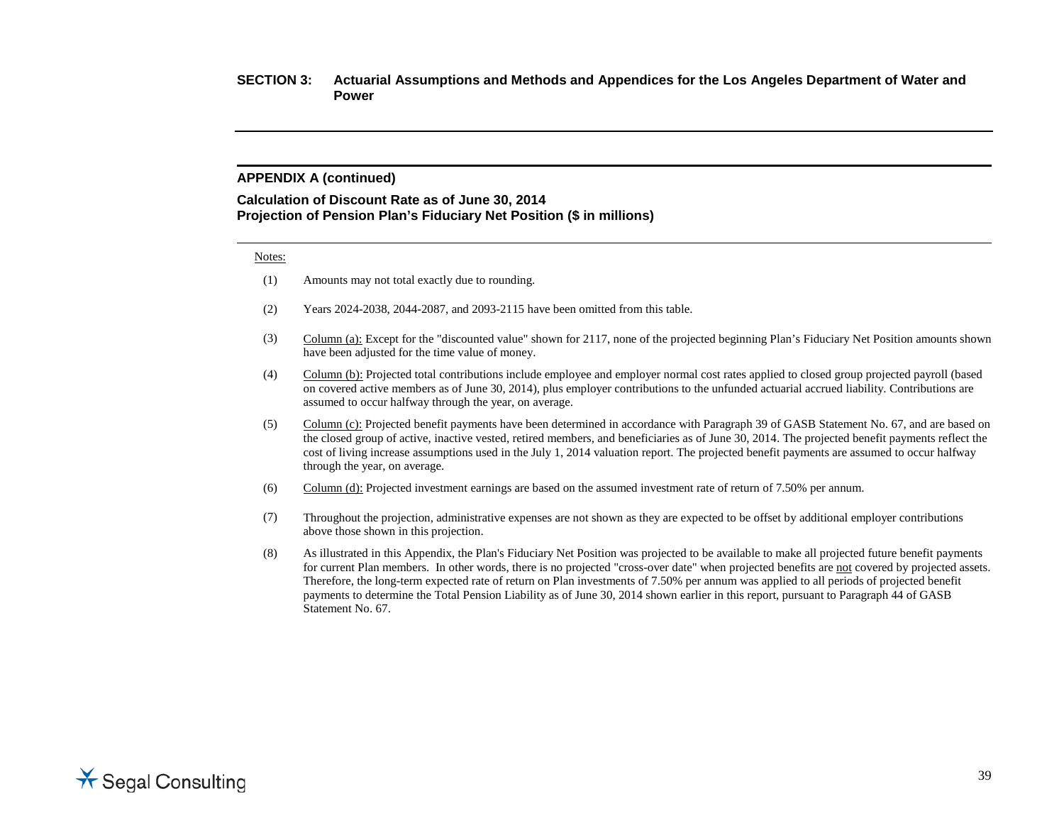## APPENDIX A (continued)

### Calculation of Discount Rate as of June 30, 2014
### Projection of Pension Plan's Fiduciary Net Position ($ in millions)

Notes:

(1) Amounts may not total exactly due to rounding.

(2) Years 2024-2038, 2044-2087, and 2093-2115 have been omitted from this table.

(3) Column (a): Except for the "discounted value" shown for 2117, none of the projected beginning Plan's Fiduciary Net Position amounts shown have been adjusted for the time value of money.

(4) Column (b): Projected total contributions include employee and employer normal cost rates applied to closed group projected payroll (based on covered active members as of June 30, 2014), plus employer contributions to the unfunded actuarial accrued liability. Contributions are assumed to occur halfway through the year, on average.

(5) Column (c): Projected benefit payments have been determined in accordance with Paragraph 39 of GASB Statement No. 67, and are based on the closed group of active, inactive vested, retired members, and beneficiaries as of June 30, 2014. The projected benefit payments reflect the cost of living increase assumptions used in the July 1, 2014 valuation report. The projected benefit payments are assumed to occur halfway through the year, on average.

(6) Column (d): Projected investment earnings are based on the assumed investment rate of return of 7.50% per annum.

(7) Throughout the projection, administrative expenses are not shown as they are expected to be offset by additional employer contributions above those shown in this projection.

(8) As illustrated in this Appendix, the Plan's Fiduciary Net Position was projected to be available to make all projected future benefit payments for current Plan members. In other words, there is no projected "cross-over date" when projected benefits are not covered by projected assets. Therefore, the long-term expected rate of return on Plan investments of 7.50% per annum was applied to all periods of projected benefit payments to determine the Total Pension Liability as of June 30, 2014 shown earlier in this report, pursuant to Paragraph 44 of GASB Statement No. 67.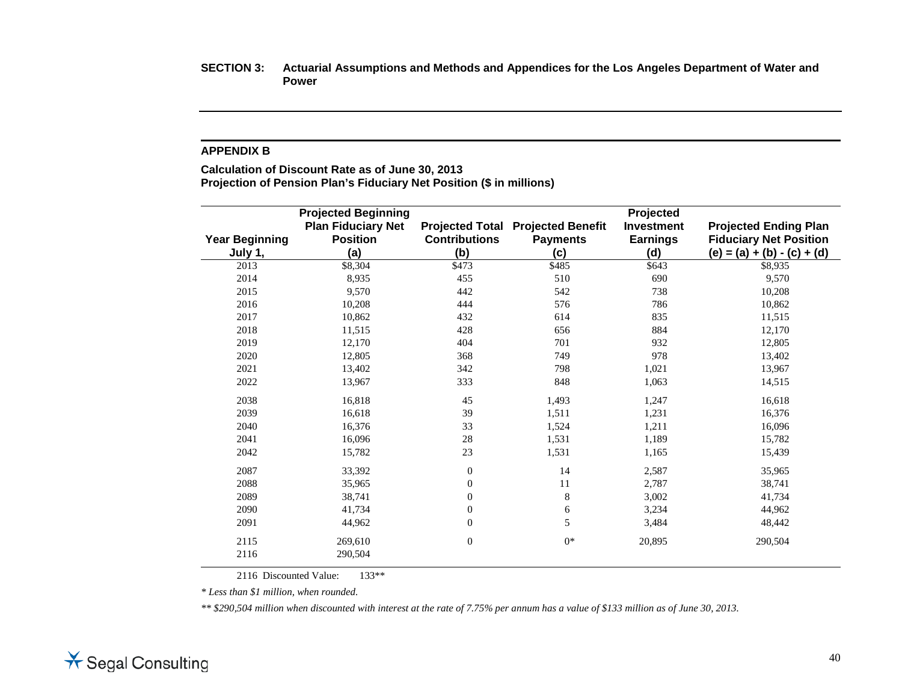**SECTION 3: Actuarial Assumptions and Methods and Appendices for the Los Angeles Department of Water and Power**

## APPENDIX B

**Calculation of Discount Rate as of June 30, 2013**
**Projection of Pension Plan's Fiduciary Net Position ($ in millions)**

| Year Beginning July 1, | Projected Beginning Plan Fiduciary Net Position (a) | Projected Total Contributions (b) | Projected Benefit Payments (c) | Projected Investment Earnings (d) | Projected Ending Plan Fiduciary Net Position (e) = (a) + (b) - (c) + (d) |
|---|---|---|---|---|---|
| 2013 | $8,304 | $473 | $485 | $643 | $8,935 |
| 2014 | 8,935 | 455 | 510 | 690 | 9,570 |
| 2015 | 9,570 | 442 | 542 | 738 | 10,208 |
| 2016 | 10,208 | 444 | 576 | 786 | 10,862 |
| 2017 | 10,862 | 432 | 614 | 835 | 11,515 |
| 2018 | 11,515 | 428 | 656 | 884 | 12,170 |
| 2019 | 12,170 | 404 | 701 | 932 | 12,805 |
| 2020 | 12,805 | 368 | 749 | 978 | 13,402 |
| 2021 | 13,402 | 342 | 798 | 1,021 | 13,967 |
| 2022 | 13,967 | 333 | 848 | 1,063 | 14,515 |
| 2038 | 16,818 | 45 | 1,493 | 1,247 | 16,618 |
| 2039 | 16,618 | 39 | 1,511 | 1,231 | 16,376 |
| 2040 | 16,376 | 33 | 1,524 | 1,211 | 16,096 |
| 2041 | 16,096 | 28 | 1,531 | 1,189 | 15,782 |
| 2042 | 15,782 | 23 | 1,531 | 1,165 | 15,439 |
| 2087 | 33,392 | 0 | 14 | 2,587 | 35,965 |
| 2088 | 35,965 | 0 | 11 | 2,787 | 38,741 |
| 2089 | 38,741 | 0 | 8 | 3,002 | 41,734 |
| 2090 | 41,734 | 0 | 6 | 3,234 | 44,962 |
| 2091 | 44,962 | 0 | 5 | 3,484 | 48,442 |
| 2115 | 269,610 | 0 | 0* | 20,895 | 290,504 |
| 2116 | 290,504 | | | | |

2116 Discounted Value: 133**

*\* Less than $1 million, when rounded.*

*\*\* $290,504 million when discounted with interest at the rate of 7.75% per annum has a value of $133 million as of June 30, 2013.*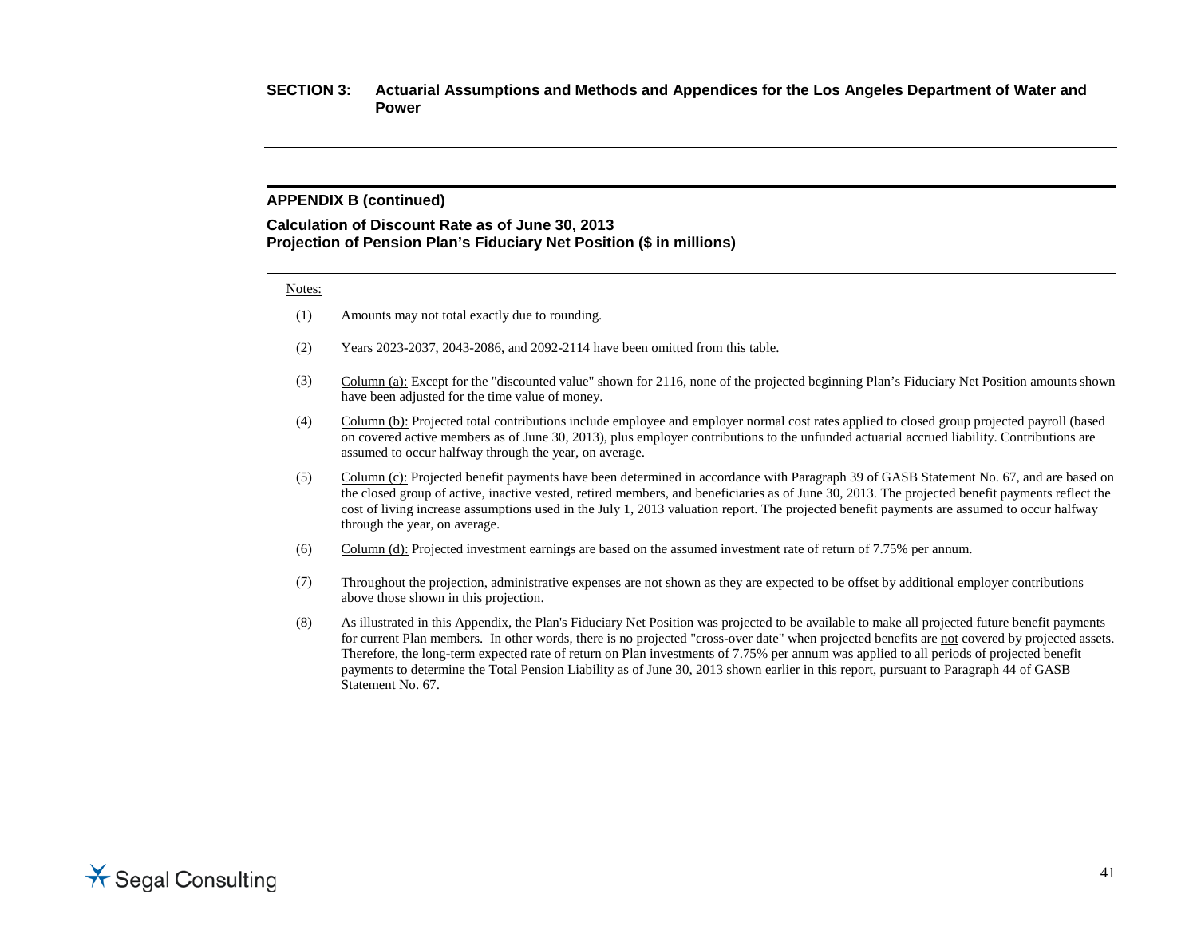## APPENDIX B (continued)

### Calculation of Discount Rate as of June 30, 2013
### Projection of Pension Plan's Fiduciary Net Position ($ in millions)

Notes:

(1) Amounts may not total exactly due to rounding.

(2) Years 2023-2037, 2043-2086, and 2092-2114 have been omitted from this table.

(3) Column (a): Except for the "discounted value" shown for 2116, none of the projected beginning Plan's Fiduciary Net Position amounts shown have been adjusted for the time value of money.

(4) Column (b): Projected total contributions include employee and employer normal cost rates applied to closed group projected payroll (based on covered active members as of June 30, 2013), plus employer contributions to the unfunded actuarial accrued liability. Contributions are assumed to occur halfway through the year, on average.

(5) Column (c): Projected benefit payments have been determined in accordance with Paragraph 39 of GASB Statement No. 67, and are based on the closed group of active, inactive vested, retired members, and beneficiaries as of June 30, 2013. The projected benefit payments reflect the cost of living increase assumptions used in the July 1, 2013 valuation report. The projected benefit payments are assumed to occur halfway through the year, on average.

(6) Column (d): Projected investment earnings are based on the assumed investment rate of return of 7.75% per annum.

(7) Throughout the projection, administrative expenses are not shown as they are expected to be offset by additional employer contributions above those shown in this projection.

(8) As illustrated in this Appendix, the Plan's Fiduciary Net Position was projected to be available to make all projected future benefit payments for current Plan members. In other words, there is no projected "cross-over date" when projected benefits are not covered by projected assets. Therefore, the long-term expected rate of return on Plan investments of 7.75% per annum was applied to all periods of projected benefit payments to determine the Total Pension Liability as of June 30, 2013 shown earlier in this report, pursuant to Paragraph 44 of GASB Statement No. 67.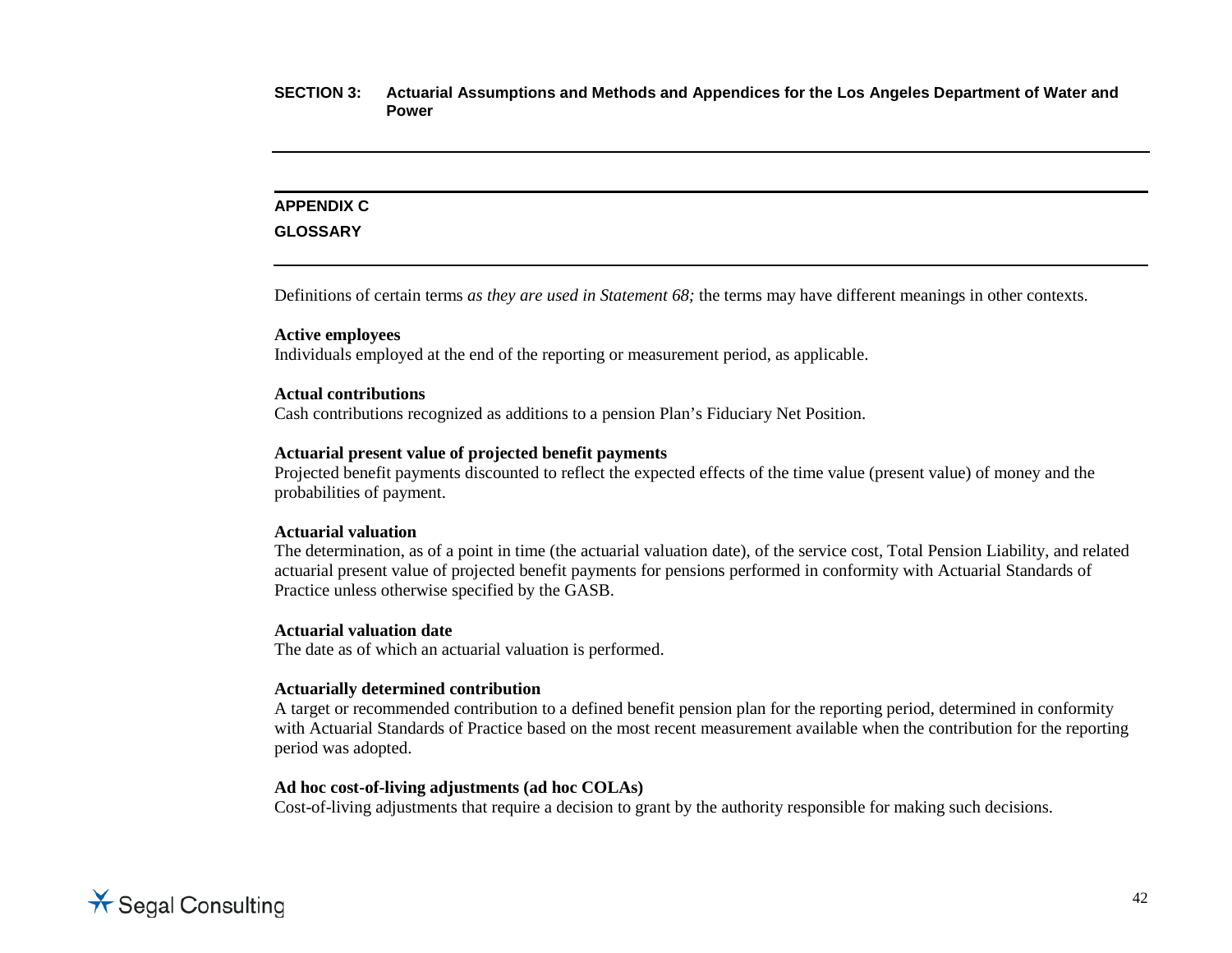## APPENDIX C

## GLOSSARY

Definitions of certain terms *as they are used in Statement 68;* the terms may have different meanings in other contexts.

**Active employees**
Individuals employed at the end of the reporting or measurement period, as applicable.

**Actual contributions**
Cash contributions recognized as additions to a pension Plan's Fiduciary Net Position.

**Actuarial present value of projected benefit payments**
Projected benefit payments discounted to reflect the expected effects of the time value (present value) of money and the probabilities of payment.

**Actuarial valuation**
The determination, as of a point in time (the actuarial valuation date), of the service cost, Total Pension Liability, and related actuarial present value of projected benefit payments for pensions performed in conformity with Actuarial Standards of Practice unless otherwise specified by the GASB.

**Actuarial valuation date**
The date as of which an actuarial valuation is performed.

**Actuarially determined contribution**
A target or recommended contribution to a defined benefit pension plan for the reporting period, determined in conformity with Actuarial Standards of Practice based on the most recent measurement available when the contribution for the reporting period was adopted.

**Ad hoc cost-of-living adjustments (ad hoc COLAs)**
Cost-of-living adjustments that require a decision to grant by the authority responsible for making such decisions.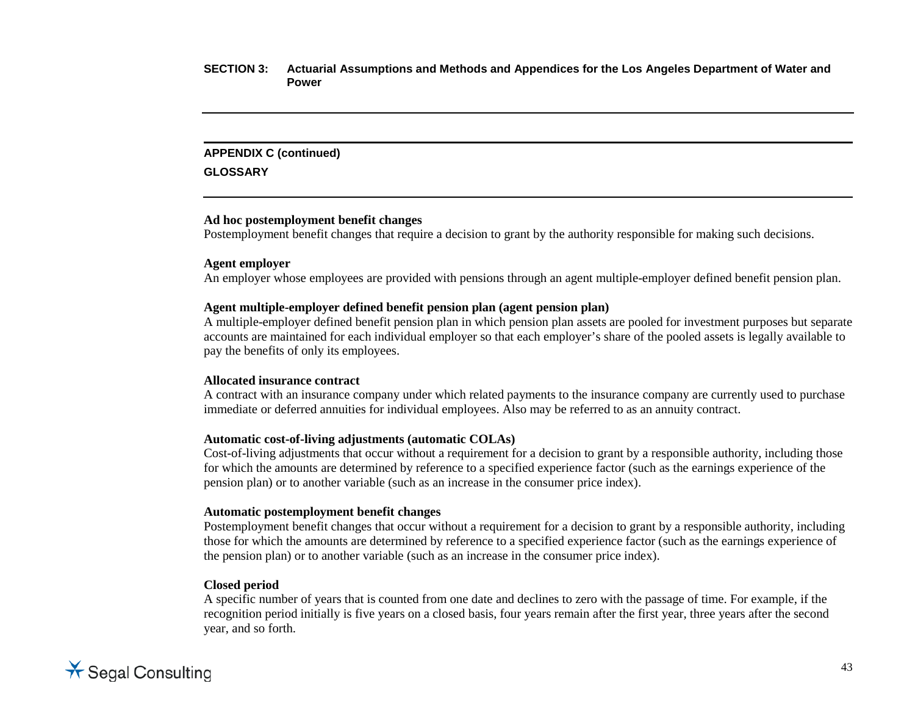## APPENDIX C (continued)

## GLOSSARY

**Ad hoc postemployment benefit changes**
Postemployment benefit changes that require a decision to grant by the authority responsible for making such decisions.

**Agent employer**
An employer whose employees are provided with pensions through an agent multiple-employer defined benefit pension plan.

**Agent multiple-employer defined benefit pension plan (agent pension plan)**
A multiple-employer defined benefit pension plan in which pension plan assets are pooled for investment purposes but separate accounts are maintained for each individual employer so that each employer's share of the pooled assets is legally available to pay the benefits of only its employees.

**Allocated insurance contract**
A contract with an insurance company under which related payments to the insurance company are currently used to purchase immediate or deferred annuities for individual employees. Also may be referred to as an annuity contract.

**Automatic cost-of-living adjustments (automatic COLAs)**
Cost-of-living adjustments that occur without a requirement for a decision to grant by a responsible authority, including those for which the amounts are determined by reference to a specified experience factor (such as the earnings experience of the pension plan) or to another variable (such as an increase in the consumer price index).

**Automatic postemployment benefit changes**
Postemployment benefit changes that occur without a requirement for a decision to grant by a responsible authority, including those for which the amounts are determined by reference to a specified experience factor (such as the earnings experience of the pension plan) or to another variable (such as an increase in the consumer price index).

**Closed period**
A specific number of years that is counted from one date and declines to zero with the passage of time. For example, if the recognition period initially is five years on a closed basis, four years remain after the first year, three years after the second year, and so forth.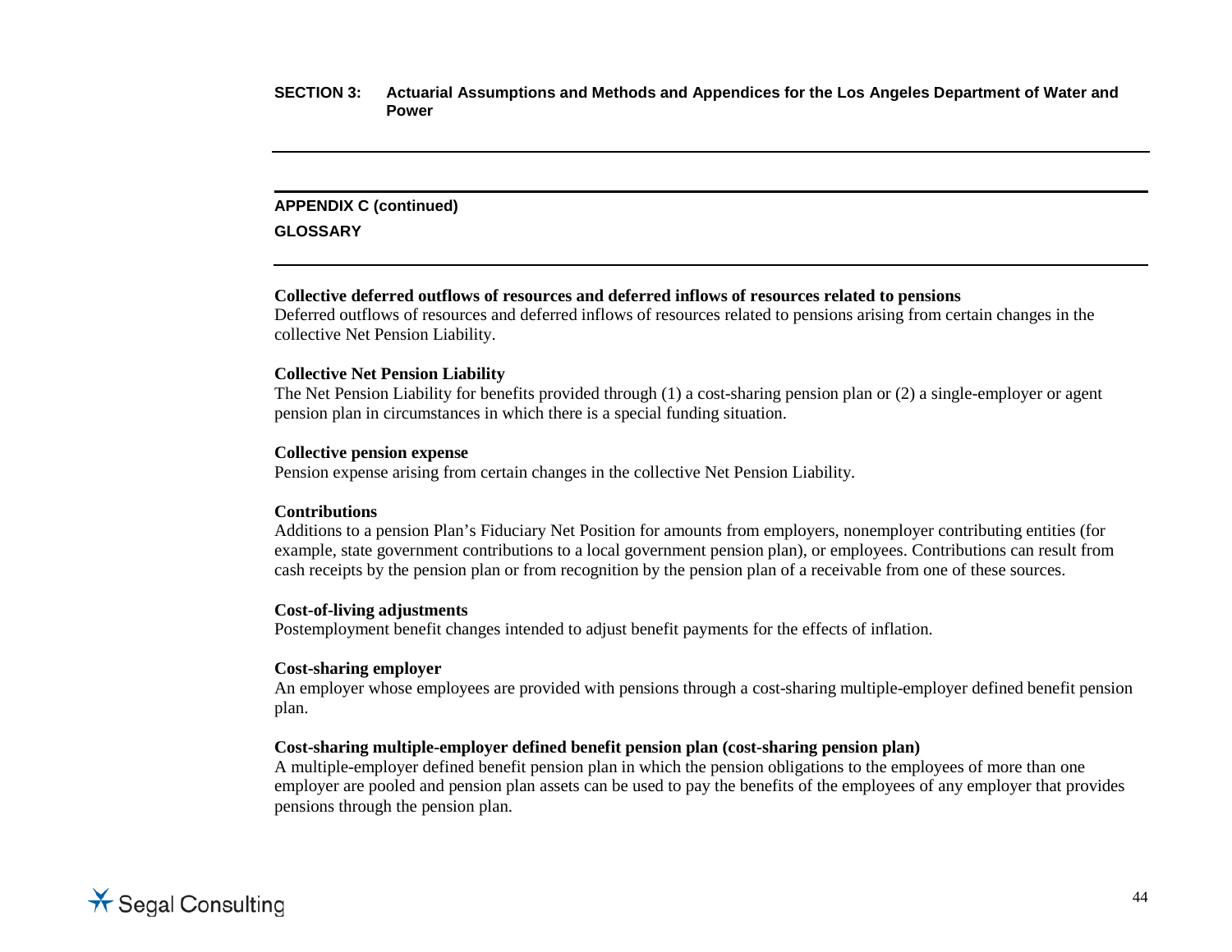## APPENDIX C (continued)

## GLOSSARY

**Collective deferred outflows of resources and deferred inflows of resources related to pensions**
Deferred outflows of resources and deferred inflows of resources related to pensions arising from certain changes in the collective Net Pension Liability.

**Collective Net Pension Liability**
The Net Pension Liability for benefits provided through (1) a cost-sharing pension plan or (2) a single-employer or agent pension plan in circumstances in which there is a special funding situation.

**Collective pension expense**
Pension expense arising from certain changes in the collective Net Pension Liability.

**Contributions**
Additions to a pension Plan's Fiduciary Net Position for amounts from employers, nonemployer contributing entities (for example, state government contributions to a local government pension plan), or employees. Contributions can result from cash receipts by the pension plan or from recognition by the pension plan of a receivable from one of these sources.

**Cost-of-living adjustments**
Postemployment benefit changes intended to adjust benefit payments for the effects of inflation.

**Cost-sharing employer**
An employer whose employees are provided with pensions through a cost-sharing multiple-employer defined benefit pension plan.

**Cost-sharing multiple-employer defined benefit pension plan (cost-sharing pension plan)**
A multiple-employer defined benefit pension plan in which the pension obligations to the employees of more than one employer are pooled and pension plan assets can be used to pay the benefits of the employees of any employer that provides pensions through the pension plan.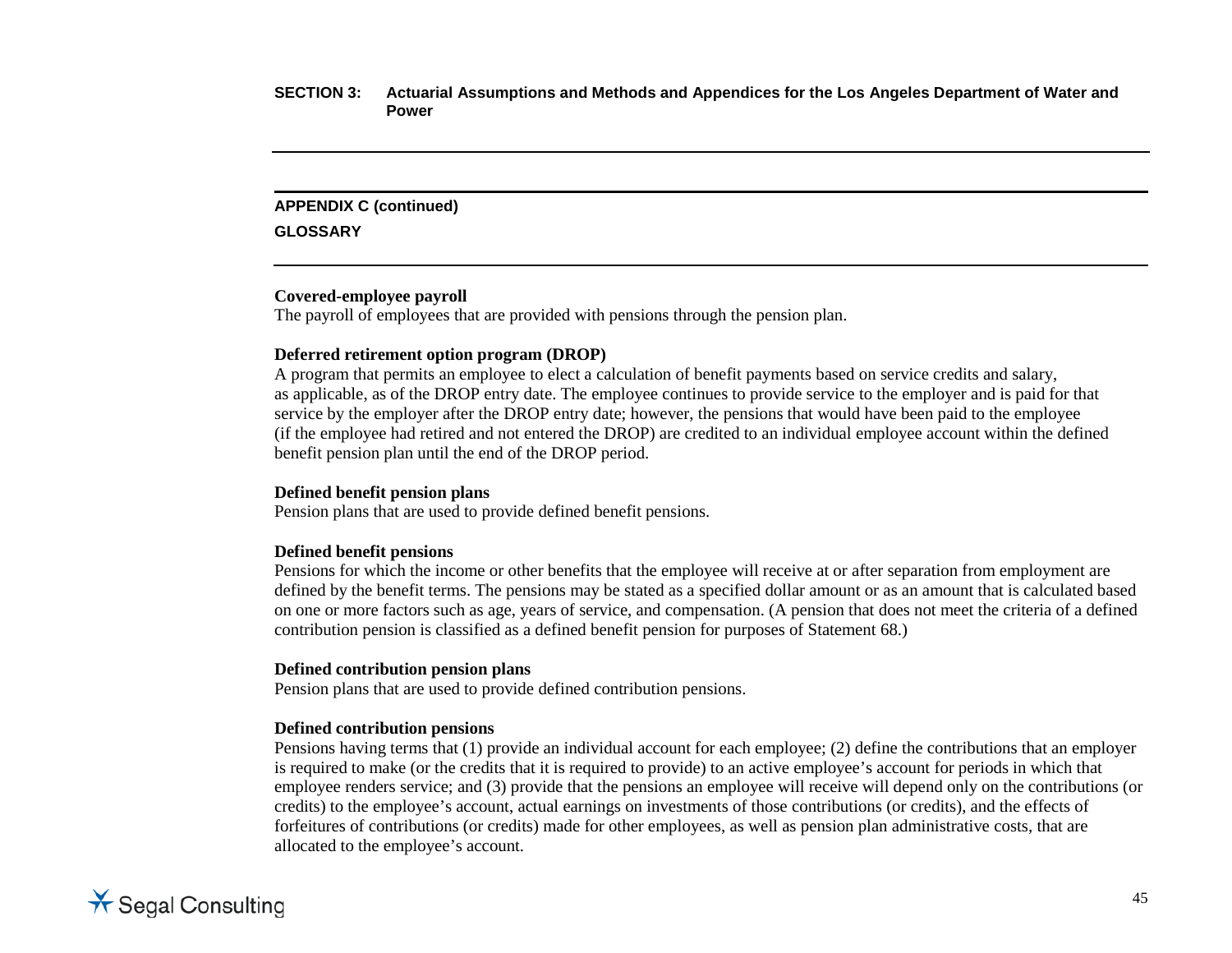**APPENDIX C (continued)**

**GLOSSARY**

**Covered-employee payroll**

The payroll of employees that are provided with pensions through the pension plan.

**Deferred retirement option program (DROP)**

A program that permits an employee to elect a calculation of benefit payments based on service credits and salary, as applicable, as of the DROP entry date. The employee continues to provide service to the employer and is paid for that service by the employer after the DROP entry date; however, the pensions that would have been paid to the employee (if the employee had retired and not entered the DROP) are credited to an individual employee account within the defined benefit pension plan until the end of the DROP period.

**Defined benefit pension plans**

Pension plans that are used to provide defined benefit pensions.

**Defined benefit pensions**

Pensions for which the income or other benefits that the employee will receive at or after separation from employment are defined by the benefit terms. The pensions may be stated as a specified dollar amount or as an amount that is calculated based on one or more factors such as age, years of service, and compensation. (A pension that does not meet the criteria of a defined contribution pension is classified as a defined benefit pension for purposes of Statement 68.)

**Defined contribution pension plans**

Pension plans that are used to provide defined contribution pensions.

**Defined contribution pensions**

Pensions having terms that (1) provide an individual account for each employee; (2) define the contributions that an employer is required to make (or the credits that it is required to provide) to an active employee's account for periods in which that employee renders service; and (3) provide that the pensions an employee will receive will depend only on the contributions (or credits) to the employee's account, actual earnings on investments of those contributions (or credits), and the effects of forfeitures of contributions (or credits) made for other employees, as well as pension plan administrative costs, that are allocated to the employee's account.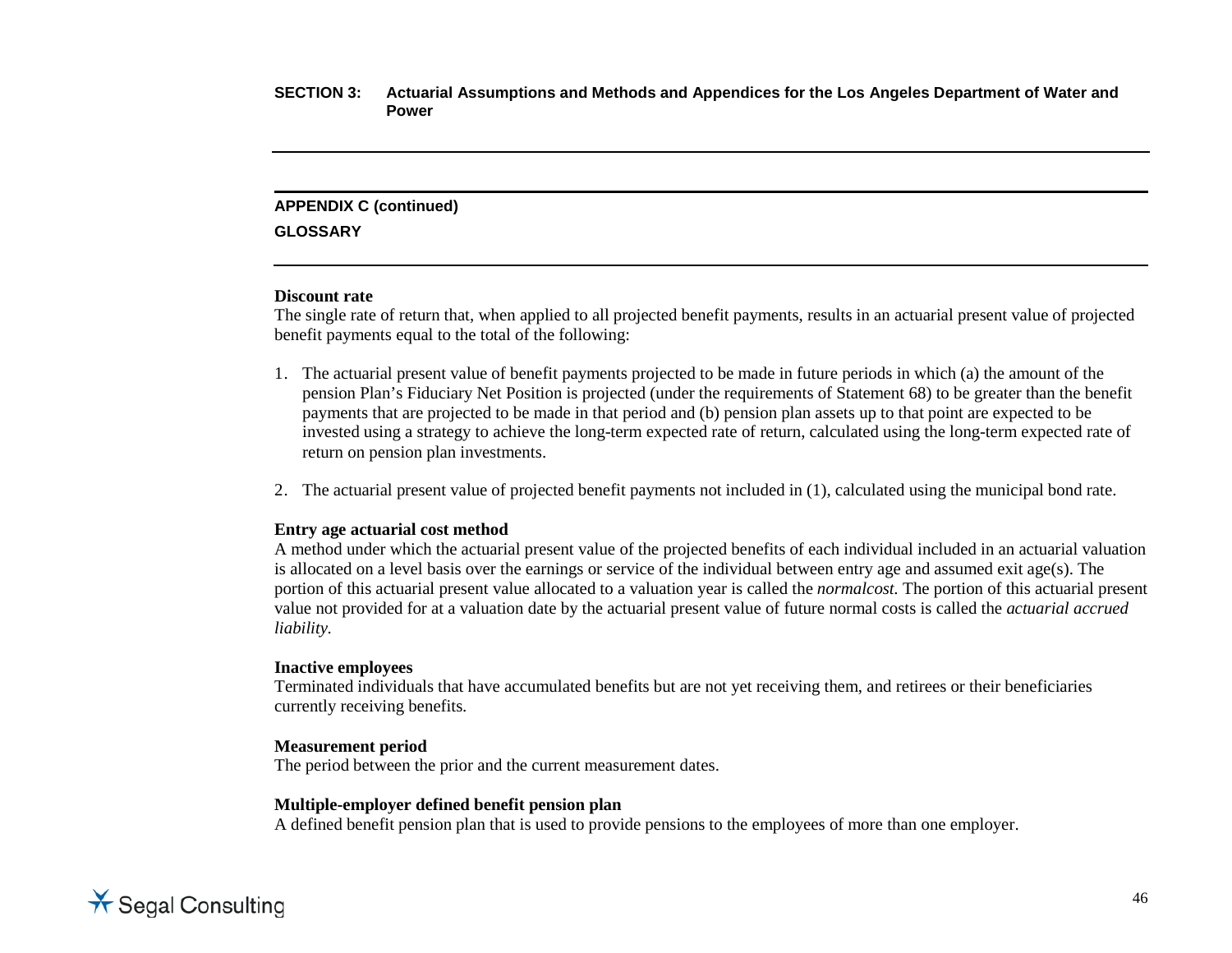**APPENDIX C (continued)**

**GLOSSARY**

**Discount rate**
The single rate of return that, when applied to all projected benefit payments, results in an actuarial present value of projected benefit payments equal to the total of the following:

1. The actuarial present value of benefit payments projected to be made in future periods in which (a) the amount of the pension Plan's Fiduciary Net Position is projected (under the requirements of Statement 68) to be greater than the benefit payments that are projected to be made in that period and (b) pension plan assets up to that point are expected to be invested using a strategy to achieve the long-term expected rate of return, calculated using the long-term expected rate of return on pension plan investments.

2. The actuarial present value of projected benefit payments not included in (1), calculated using the municipal bond rate.

**Entry age actuarial cost method**
A method under which the actuarial present value of the projected benefits of each individual included in an actuarial valuation is allocated on a level basis over the earnings or service of the individual between entry age and assumed exit age(s). The portion of this actuarial present value allocated to a valuation year is called the *normalcost.* The portion of this actuarial present value not provided for at a valuation date by the actuarial present value of future normal costs is called the *actuarial accrued liability.*

**Inactive employees**
Terminated individuals that have accumulated benefits but are not yet receiving them, and retirees or their beneficiaries currently receiving benefits.

**Measurement period**
The period between the prior and the current measurement dates.

**Multiple-employer defined benefit pension plan**
A defined benefit pension plan that is used to provide pensions to the employees of more than one employer.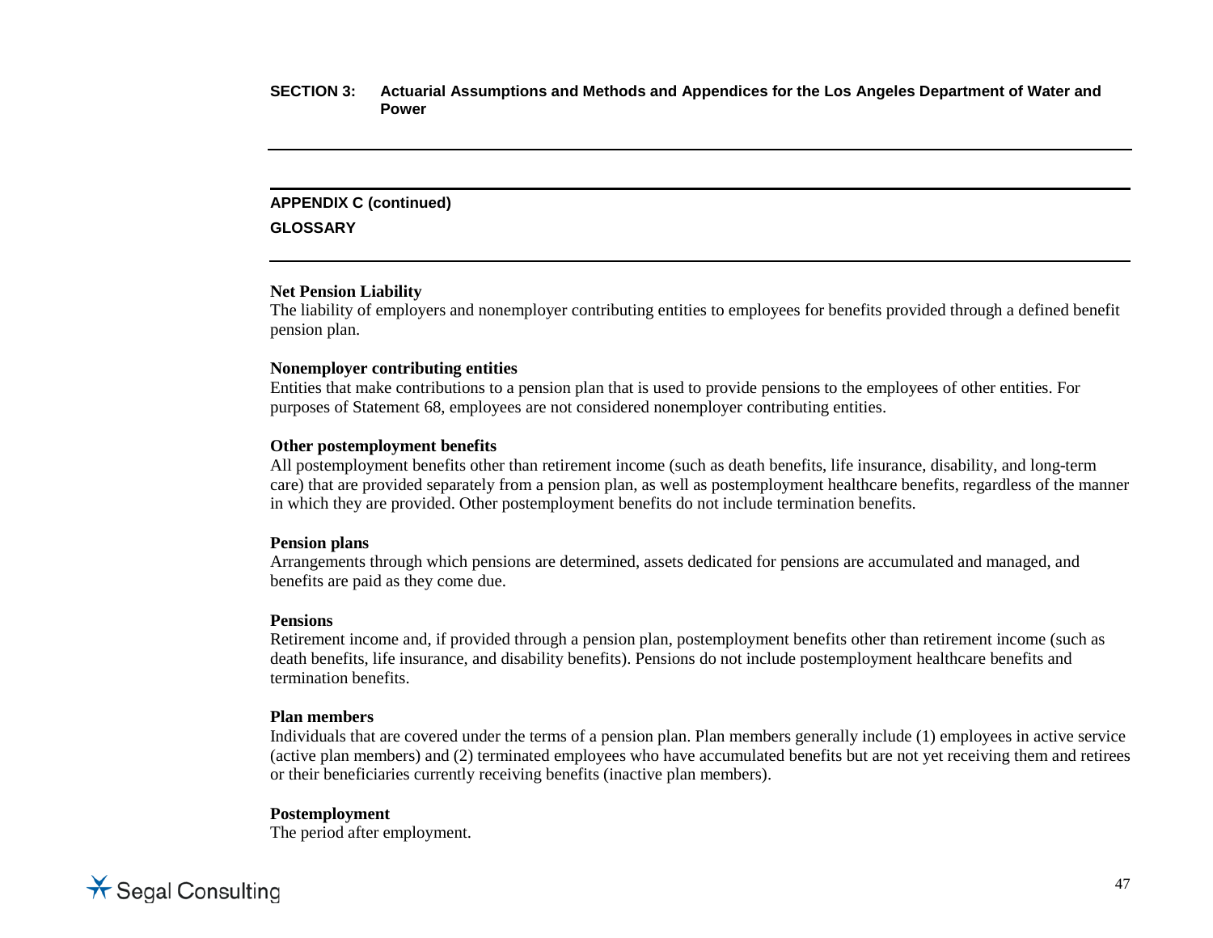## APPENDIX C (continued)

## GLOSSARY

**Net Pension Liability**
The liability of employers and nonemployer contributing entities to employees for benefits provided through a defined benefit pension plan.

**Nonemployer contributing entities**
Entities that make contributions to a pension plan that is used to provide pensions to the employees of other entities. For purposes of Statement 68, employees are not considered nonemployer contributing entities.

**Other postemployment benefits**
All postemployment benefits other than retirement income (such as death benefits, life insurance, disability, and long-term care) that are provided separately from a pension plan, as well as postemployment healthcare benefits, regardless of the manner in which they are provided. Other postemployment benefits do not include termination benefits.

**Pension plans**
Arrangements through which pensions are determined, assets dedicated for pensions are accumulated and managed, and benefits are paid as they come due.

**Pensions**
Retirement income and, if provided through a pension plan, postemployment benefits other than retirement income (such as death benefits, life insurance, and disability benefits). Pensions do not include postemployment healthcare benefits and termination benefits.

**Plan members**
Individuals that are covered under the terms of a pension plan. Plan members generally include (1) employees in active service (active plan members) and (2) terminated employees who have accumulated benefits but are not yet receiving them and retirees or their beneficiaries currently receiving benefits (inactive plan members).

**Postemployment**
The period after employment.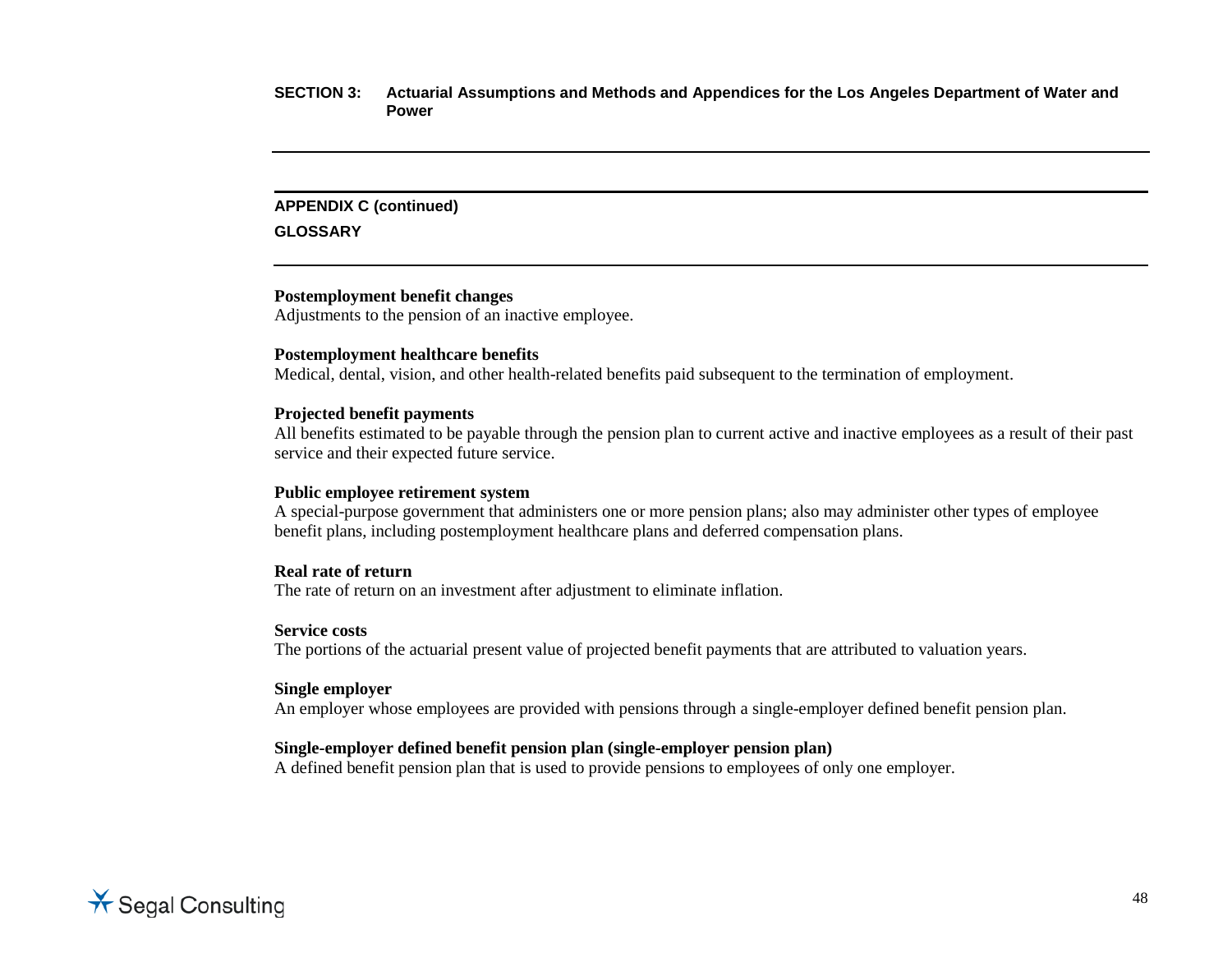## APPENDIX C (continued)

## GLOSSARY

**Postemployment benefit changes**
Adjustments to the pension of an inactive employee.

**Postemployment healthcare benefits**
Medical, dental, vision, and other health-related benefits paid subsequent to the termination of employment.

**Projected benefit payments**
All benefits estimated to be payable through the pension plan to current active and inactive employees as a result of their past service and their expected future service.

**Public employee retirement system**
A special-purpose government that administers one or more pension plans; also may administer other types of employee benefit plans, including postemployment healthcare plans and deferred compensation plans.

**Real rate of return**
The rate of return on an investment after adjustment to eliminate inflation.

**Service costs**
The portions of the actuarial present value of projected benefit payments that are attributed to valuation years.

**Single employer**
An employer whose employees are provided with pensions through a single-employer defined benefit pension plan.

**Single-employer defined benefit pension plan (single-employer pension plan)**
A defined benefit pension plan that is used to provide pensions to employees of only one employer.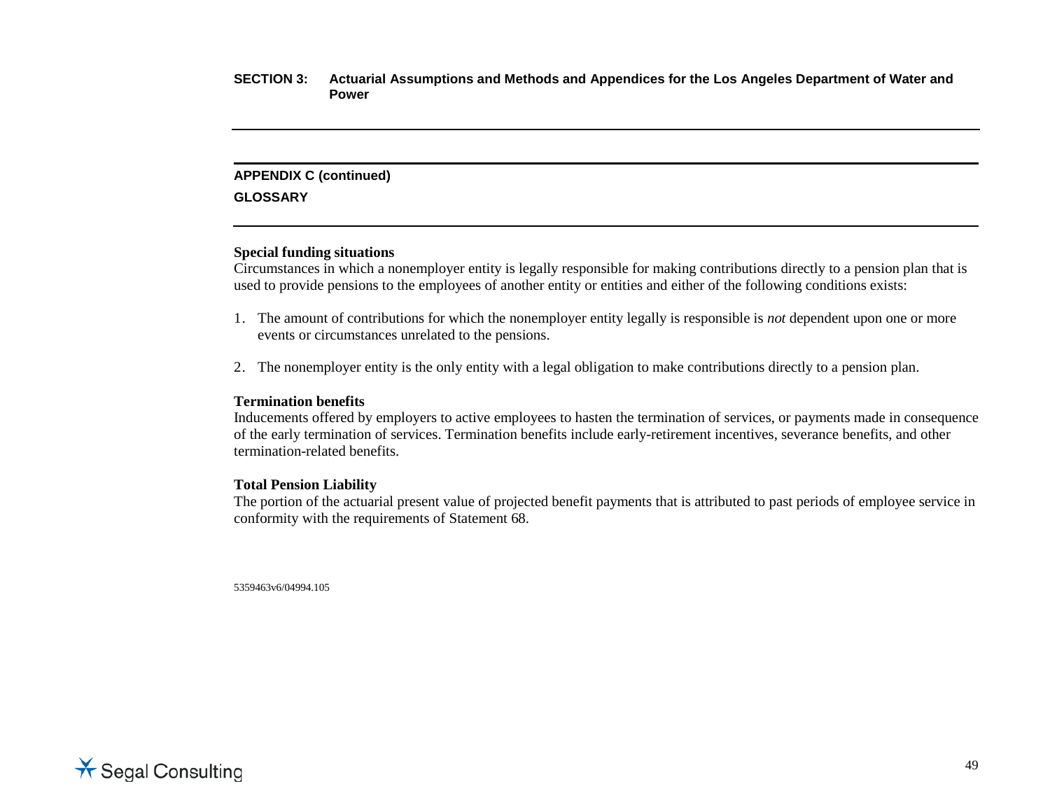**APPENDIX C (continued)**

**GLOSSARY**

**Special funding situations**

Circumstances in which a nonemployer entity is legally responsible for making contributions directly to a pension plan that is used to provide pensions to the employees of another entity or entities and either of the following conditions exists:

1. The amount of contributions for which the nonemployer entity legally is responsible is *not* dependent upon one or more events or circumstances unrelated to the pensions.
2. The nonemployer entity is the only entity with a legal obligation to make contributions directly to a pension plan.

**Termination benefits**

Inducements offered by employers to active employees to hasten the termination of services, or payments made in consequence of the early termination of services. Termination benefits include early-retirement incentives, severance benefits, and other termination-related benefits.

**Total Pension Liability**

The portion of the actuarial present value of projected benefit payments that is attributed to past periods of employee service in conformity with the requirements of Statement 68.

5359463v6/04994.105